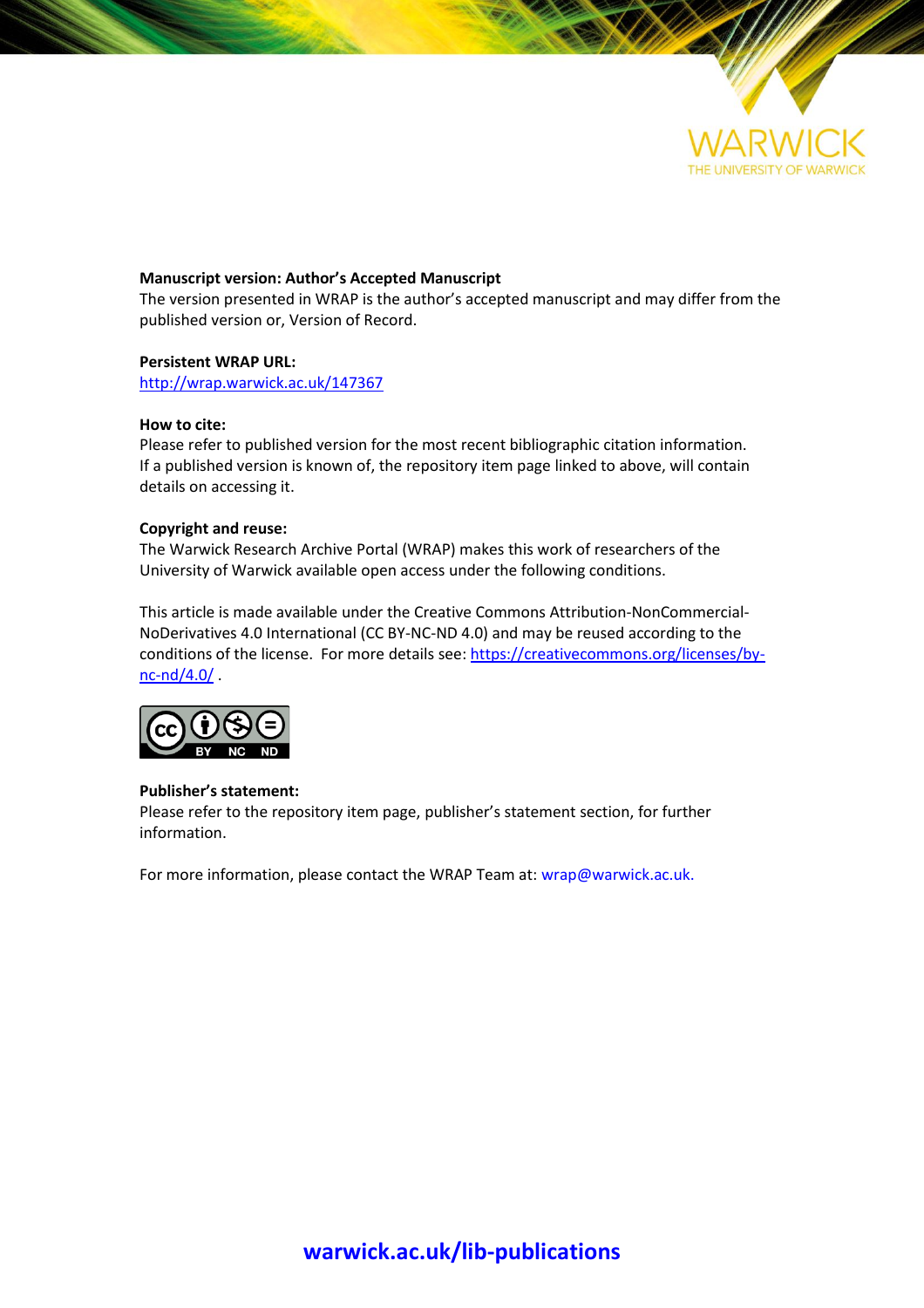**Manuscript version: Author's Accepted Manuscript**
The version presented in WRAP is the author's accepted manuscript and may differ from the published version or, Version of Record.

**Persistent WRAP URL:**
http://wrap.warwick.ac.uk/147367

**How to cite:**
Please refer to published version for the most recent bibliographic citation information. If a published version is known of, the repository item page linked to above, will contain details on accessing it.

**Copyright and reuse:**
The Warwick Research Archive Portal (WRAP) makes this work of researchers of the University of Warwick available open access under the following conditions.

This article is made available under the Creative Commons Attribution-NonCommercial-NoDerivatives 4.0 International (CC BY-NC-ND 4.0) and may be reused according to the conditions of the license. For more details see: https://creativecommons.org/licenses/by-nc-nd/4.0/ .

**Publisher's statement:**
Please refer to the repository item page, publisher's statement section, for further information.

For more information, please contact the WRAP Team at: wrap@warwick.ac.uk.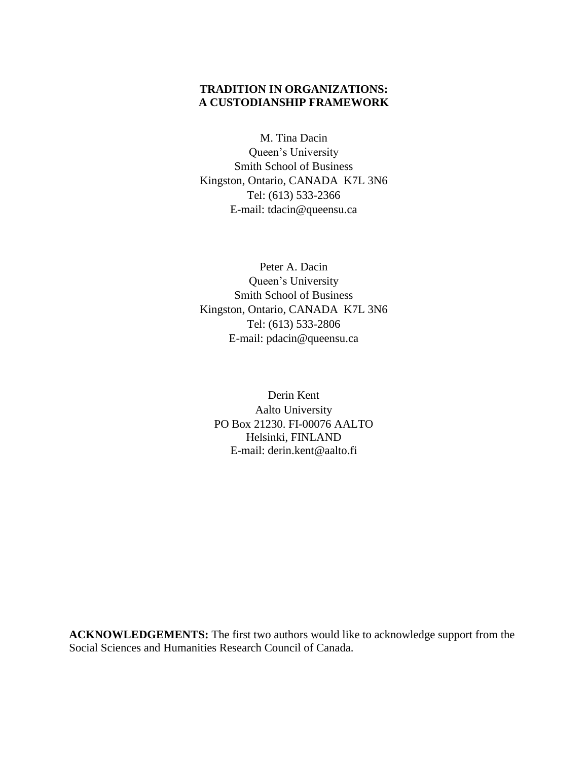**TRADITION IN ORGANIZATIONS:**
**A CUSTODIANSHIP FRAMEWORK**

M. Tina Dacin
Queen's University
Smith School of Business
Kingston, Ontario, CANADA K7L 3N6
Tel: (613) 533-2366
E-mail: tdacin@queensu.ca

Peter A. Dacin
Queen's University
Smith School of Business
Kingston, Ontario, CANADA K7L 3N6
Tel: (613) 533-2806
E-mail: pdacin@queensu.ca

Derin Kent
Aalto University
PO Box 21230. FI-00076 AALTO
Helsinki, FINLAND
E-mail: derin.kent@aalto.fi

**ACKNOWLEDGEMENTS:** The first two authors would like to acknowledge support from the Social Sciences and Humanities Research Council of Canada.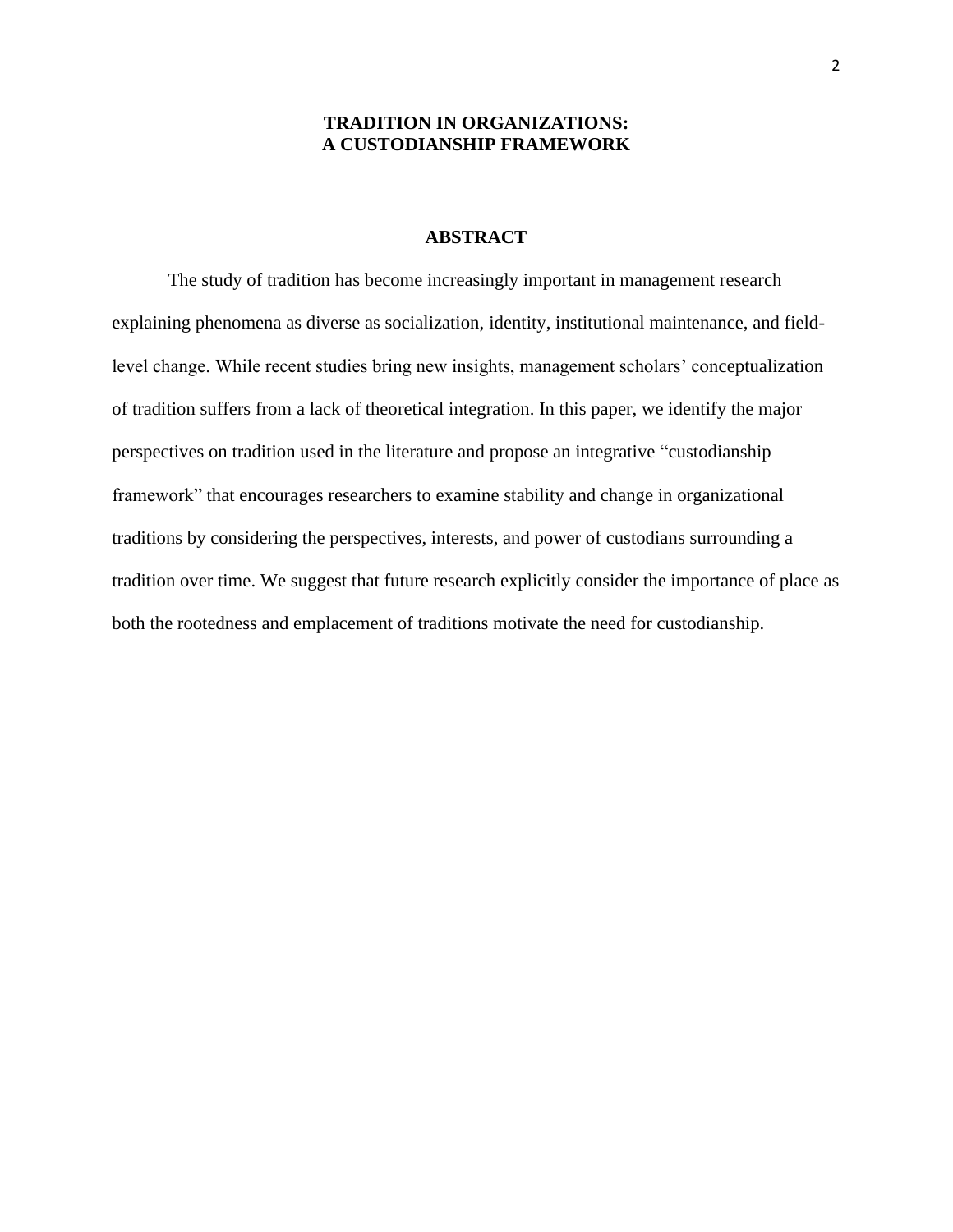# TRADITION IN ORGANIZATIONS: A CUSTODIANSHIP FRAMEWORK

## ABSTRACT

The study of tradition has become increasingly important in management research explaining phenomena as diverse as socialization, identity, institutional maintenance, and field-level change. While recent studies bring new insights, management scholars' conceptualization of tradition suffers from a lack of theoretical integration. In this paper, we identify the major perspectives on tradition used in the literature and propose an integrative "custodianship framework" that encourages researchers to examine stability and change in organizational traditions by considering the perspectives, interests, and power of custodians surrounding a tradition over time. We suggest that future research explicitly consider the importance of place as both the rootedness and emplacement of traditions motivate the need for custodianship.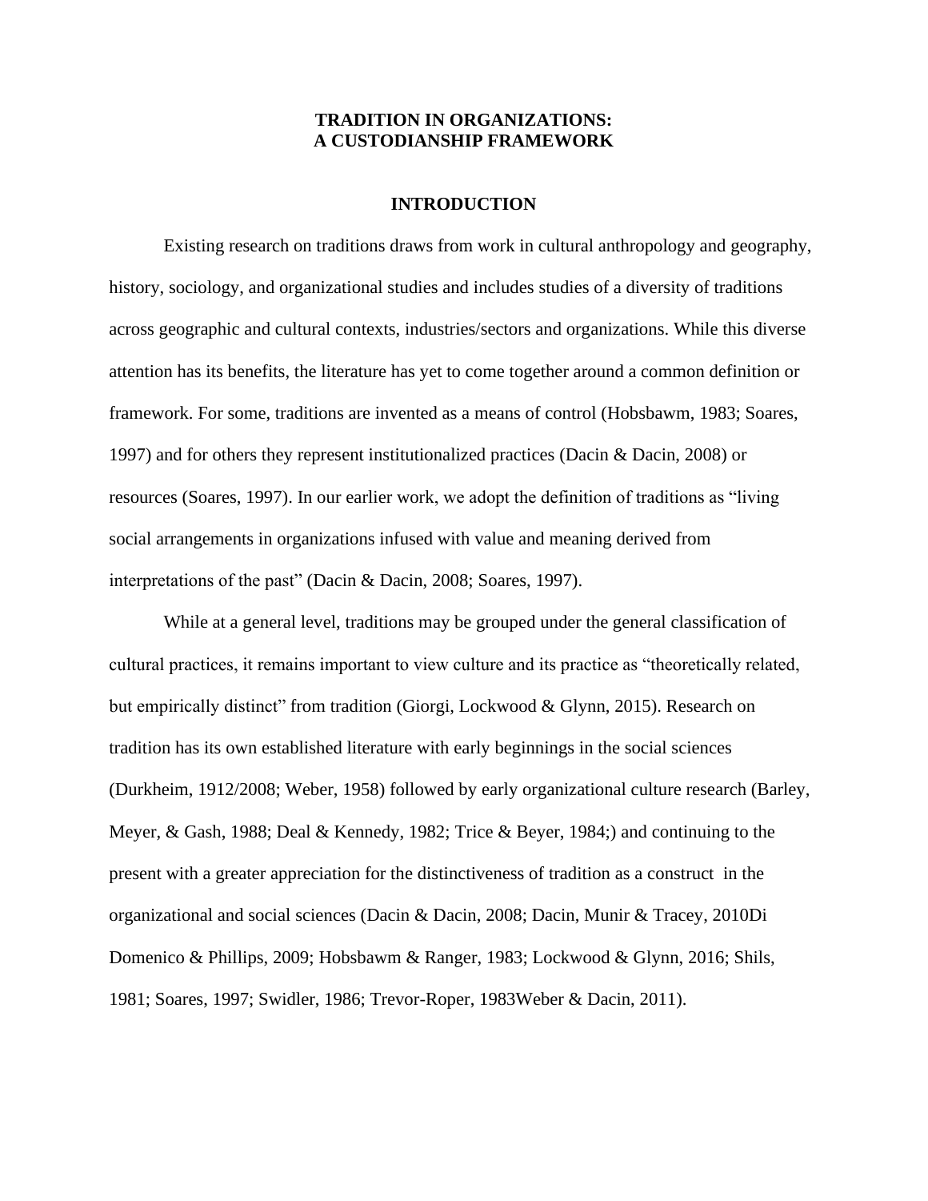# TRADITION IN ORGANIZATIONS: A CUSTODIANSHIP FRAMEWORK

## INTRODUCTION

Existing research on traditions draws from work in cultural anthropology and geography, history, sociology, and organizational studies and includes studies of a diversity of traditions across geographic and cultural contexts, industries/sectors and organizations. While this diverse attention has its benefits, the literature has yet to come together around a common definition or framework. For some, traditions are invented as a means of control (Hobsbawm, 1983; Soares, 1997) and for others they represent institutionalized practices (Dacin & Dacin, 2008) or resources (Soares, 1997). In our earlier work, we adopt the definition of traditions as "living social arrangements in organizations infused with value and meaning derived from interpretations of the past" (Dacin & Dacin, 2008; Soares, 1997).

While at a general level, traditions may be grouped under the general classification of cultural practices, it remains important to view culture and its practice as "theoretically related, but empirically distinct" from tradition (Giorgi, Lockwood & Glynn, 2015). Research on tradition has its own established literature with early beginnings in the social sciences (Durkheim, 1912/2008; Weber, 1958) followed by early organizational culture research (Barley, Meyer, & Gash, 1988; Deal & Kennedy, 1982; Trice & Beyer, 1984;) and continuing to the present with a greater appreciation for the distinctiveness of tradition as a construct in the organizational and social sciences (Dacin & Dacin, 2008; Dacin, Munir & Tracey, 2010Di Domenico & Phillips, 2009; Hobsbawm & Ranger, 1983; Lockwood & Glynn, 2016; Shils, 1981; Soares, 1997; Swidler, 1986; Trevor-Roper, 1983Weber & Dacin, 2011).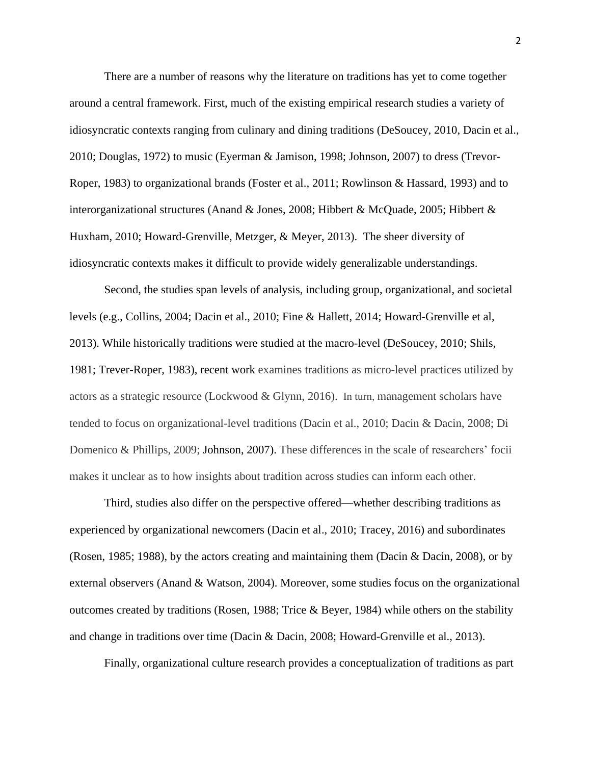There are a number of reasons why the literature on traditions has yet to come together around a central framework. First, much of the existing empirical research studies a variety of idiosyncratic contexts ranging from culinary and dining traditions (DeSoucey, 2010, Dacin et al., 2010; Douglas, 1972) to music (Eyerman & Jamison, 1998; Johnson, 2007) to dress (Trevor-Roper, 1983) to organizational brands (Foster et al., 2011; Rowlinson & Hassard, 1993) and to interorganizational structures (Anand & Jones, 2008; Hibbert & McQuade, 2005; Hibbert & Huxham, 2010; Howard-Grenville, Metzger, & Meyer, 2013). The sheer diversity of idiosyncratic contexts makes it difficult to provide widely generalizable understandings.

Second, the studies span levels of analysis, including group, organizational, and societal levels (e.g., Collins, 2004; Dacin et al., 2010; Fine & Hallett, 2014; Howard-Grenville et al, 2013). While historically traditions were studied at the macro-level (DeSoucey, 2010; Shils, 1981; Trever-Roper, 1983), recent work examines traditions as micro-level practices utilized by actors as a strategic resource (Lockwood & Glynn, 2016). In turn, management scholars have tended to focus on organizational-level traditions (Dacin et al., 2010; Dacin & Dacin, 2008; Di Domenico & Phillips, 2009; Johnson, 2007). These differences in the scale of researchers' focii makes it unclear as to how insights about tradition across studies can inform each other.

Third, studies also differ on the perspective offered—whether describing traditions as experienced by organizational newcomers (Dacin et al., 2010; Tracey, 2016) and subordinates (Rosen, 1985; 1988), by the actors creating and maintaining them (Dacin & Dacin, 2008), or by external observers (Anand & Watson, 2004). Moreover, some studies focus on the organizational outcomes created by traditions (Rosen, 1988; Trice & Beyer, 1984) while others on the stability and change in traditions over time (Dacin & Dacin, 2008; Howard-Grenville et al., 2013).

Finally, organizational culture research provides a conceptualization of traditions as part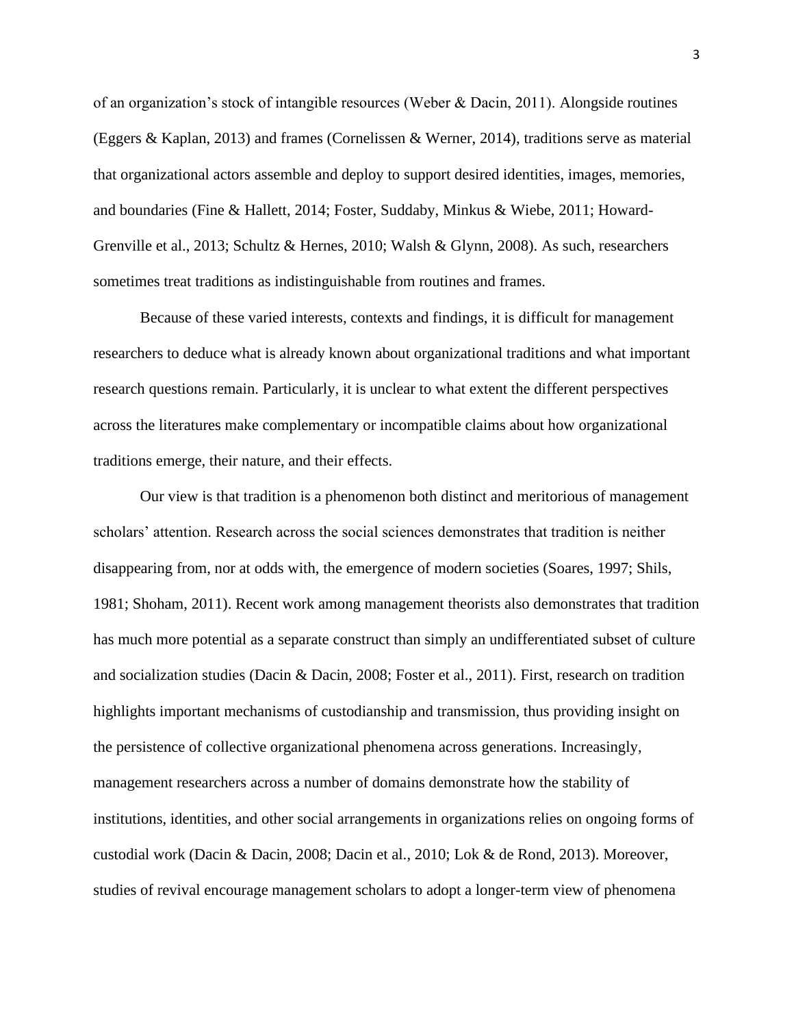of an organization's stock of intangible resources (Weber & Dacin, 2011). Alongside routines (Eggers & Kaplan, 2013) and frames (Cornelissen & Werner, 2014), traditions serve as material that organizational actors assemble and deploy to support desired identities, images, memories, and boundaries (Fine & Hallett, 2014; Foster, Suddaby, Minkus & Wiebe, 2011; Howard-Grenville et al., 2013; Schultz & Hernes, 2010; Walsh & Glynn, 2008). As such, researchers sometimes treat traditions as indistinguishable from routines and frames.

Because of these varied interests, contexts and findings, it is difficult for management researchers to deduce what is already known about organizational traditions and what important research questions remain. Particularly, it is unclear to what extent the different perspectives across the literatures make complementary or incompatible claims about how organizational traditions emerge, their nature, and their effects.

Our view is that tradition is a phenomenon both distinct and meritorious of management scholars' attention. Research across the social sciences demonstrates that tradition is neither disappearing from, nor at odds with, the emergence of modern societies (Soares, 1997; Shils, 1981; Shoham, 2011). Recent work among management theorists also demonstrates that tradition has much more potential as a separate construct than simply an undifferentiated subset of culture and socialization studies (Dacin & Dacin, 2008; Foster et al., 2011). First, research on tradition highlights important mechanisms of custodianship and transmission, thus providing insight on the persistence of collective organizational phenomena across generations. Increasingly, management researchers across a number of domains demonstrate how the stability of institutions, identities, and other social arrangements in organizations relies on ongoing forms of custodial work (Dacin & Dacin, 2008; Dacin et al., 2010; Lok & de Rond, 2013). Moreover, studies of revival encourage management scholars to adopt a longer-term view of phenomena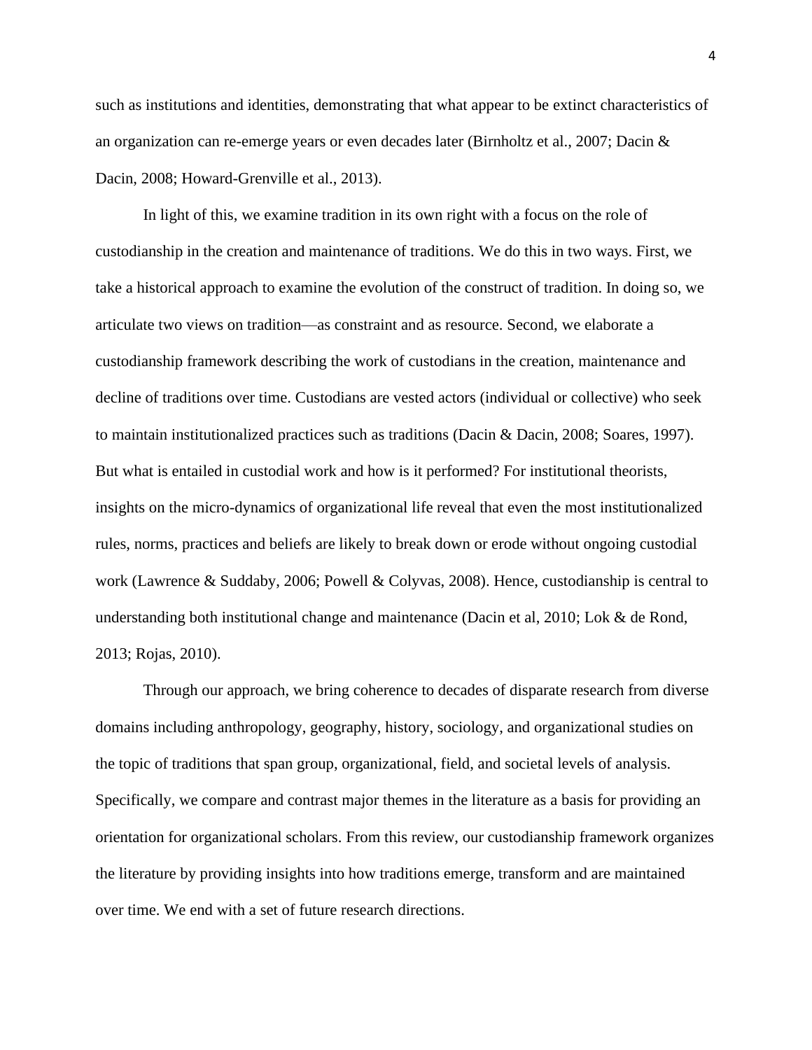such as institutions and identities, demonstrating that what appear to be extinct characteristics of an organization can re-emerge years or even decades later (Birnholtz et al., 2007; Dacin & Dacin, 2008; Howard-Grenville et al., 2013).

In light of this, we examine tradition in its own right with a focus on the role of custodianship in the creation and maintenance of traditions. We do this in two ways. First, we take a historical approach to examine the evolution of the construct of tradition. In doing so, we articulate two views on tradition—as constraint and as resource. Second, we elaborate a custodianship framework describing the work of custodians in the creation, maintenance and decline of traditions over time. Custodians are vested actors (individual or collective) who seek to maintain institutionalized practices such as traditions (Dacin & Dacin, 2008; Soares, 1997). But what is entailed in custodial work and how is it performed? For institutional theorists, insights on the micro-dynamics of organizational life reveal that even the most institutionalized rules, norms, practices and beliefs are likely to break down or erode without ongoing custodial work (Lawrence & Suddaby, 2006; Powell & Colyvas, 2008). Hence, custodianship is central to understanding both institutional change and maintenance (Dacin et al, 2010; Lok & de Rond, 2013; Rojas, 2010).

Through our approach, we bring coherence to decades of disparate research from diverse domains including anthropology, geography, history, sociology, and organizational studies on the topic of traditions that span group, organizational, field, and societal levels of analysis. Specifically, we compare and contrast major themes in the literature as a basis for providing an orientation for organizational scholars. From this review, our custodianship framework organizes the literature by providing insights into how traditions emerge, transform and are maintained over time. We end with a set of future research directions.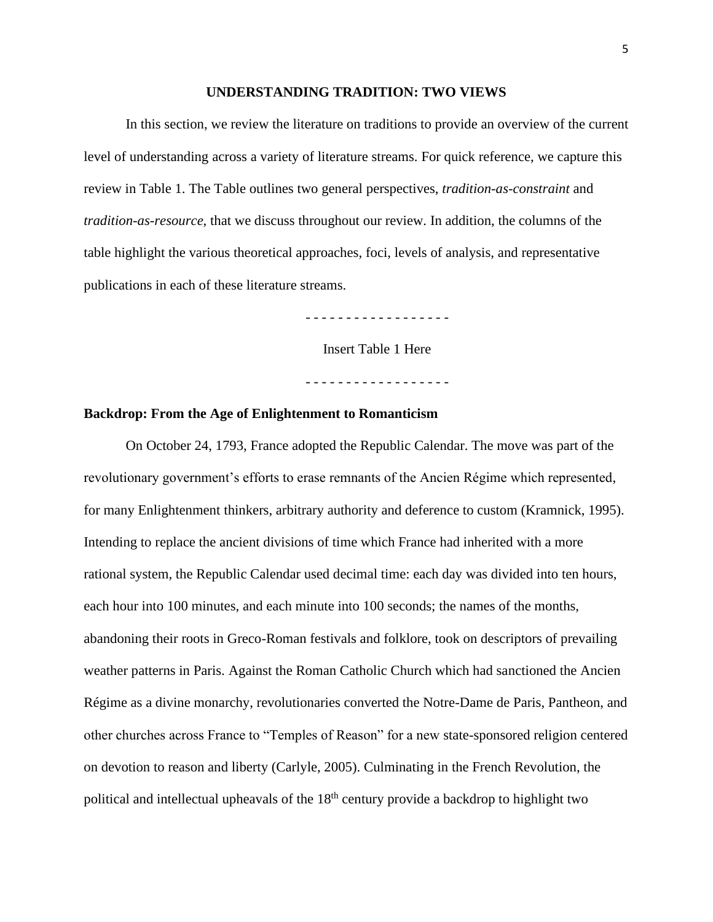## UNDERSTANDING TRADITION: TWO VIEWS

In this section, we review the literature on traditions to provide an overview of the current level of understanding across a variety of literature streams. For quick reference, we capture this review in Table 1. The Table outlines two general perspectives, *tradition-as-constraint* and *tradition-as-resource*, that we discuss throughout our review. In addition, the columns of the table highlight the various theoretical approaches, foci, levels of analysis, and representative publications in each of these literature streams.

- - - - - - - - - - - - - - - - - -

Insert Table 1 Here

- - - - - - - - - - - - - - - - - -

### Backdrop: From the Age of Enlightenment to Romanticism

On October 24, 1793, France adopted the Republic Calendar. The move was part of the revolutionary government's efforts to erase remnants of the Ancien Régime which represented, for many Enlightenment thinkers, arbitrary authority and deference to custom (Kramnick, 1995). Intending to replace the ancient divisions of time which France had inherited with a more rational system, the Republic Calendar used decimal time: each day was divided into ten hours, each hour into 100 minutes, and each minute into 100 seconds; the names of the months, abandoning their roots in Greco-Roman festivals and folklore, took on descriptors of prevailing weather patterns in Paris. Against the Roman Catholic Church which had sanctioned the Ancien Régime as a divine monarchy, revolutionaries converted the Notre-Dame de Paris, Pantheon, and other churches across France to "Temples of Reason" for a new state-sponsored religion centered on devotion to reason and liberty (Carlyle, 2005). Culminating in the French Revolution, the political and intellectual upheavals of the 18th century provide a backdrop to highlight two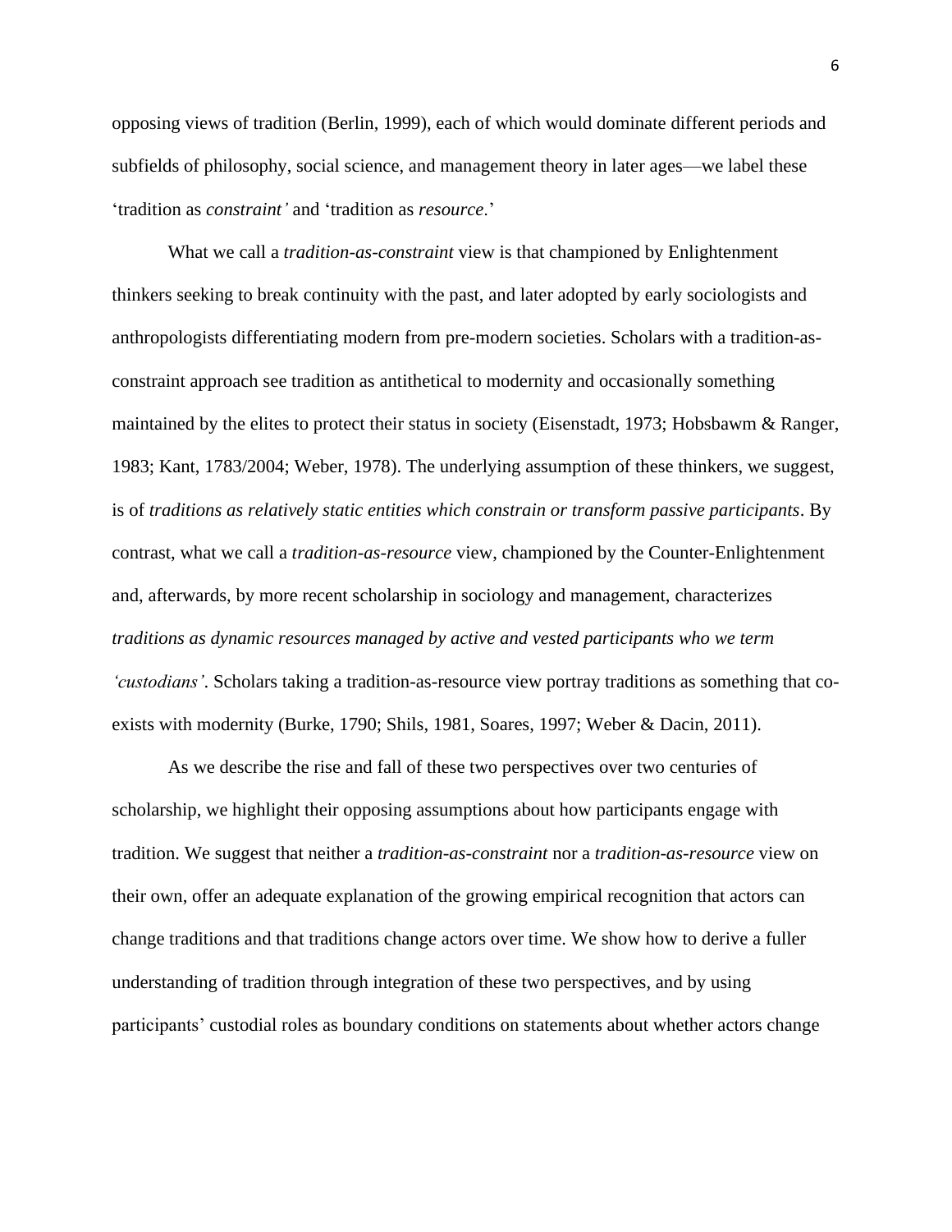opposing views of tradition (Berlin, 1999), each of which would dominate different periods and subfields of philosophy, social science, and management theory in later ages—we label these 'tradition as *constraint'* and 'tradition as *resource*.'

What we call a *tradition-as-constraint* view is that championed by Enlightenment thinkers seeking to break continuity with the past, and later adopted by early sociologists and anthropologists differentiating modern from pre-modern societies. Scholars with a tradition-as-constraint approach see tradition as antithetical to modernity and occasionally something maintained by the elites to protect their status in society (Eisenstadt, 1973; Hobsbawm & Ranger, 1983; Kant, 1783/2004; Weber, 1978). The underlying assumption of these thinkers, we suggest, is of *traditions as relatively static entities which constrain or transform passive participants*. By contrast, what we call a *tradition-as-resource* view, championed by the Counter-Enlightenment and, afterwards, by more recent scholarship in sociology and management, characterizes *traditions as dynamic resources managed by active and vested participants who we term 'custodians'*. Scholars taking a tradition-as-resource view portray traditions as something that co-exists with modernity (Burke, 1790; Shils, 1981, Soares, 1997; Weber & Dacin, 2011).

As we describe the rise and fall of these two perspectives over two centuries of scholarship, we highlight their opposing assumptions about how participants engage with tradition. We suggest that neither a *tradition-as-constraint* nor a *tradition-as-resource* view on their own, offer an adequate explanation of the growing empirical recognition that actors can change traditions and that traditions change actors over time. We show how to derive a fuller understanding of tradition through integration of these two perspectives, and by using participants' custodial roles as boundary conditions on statements about whether actors change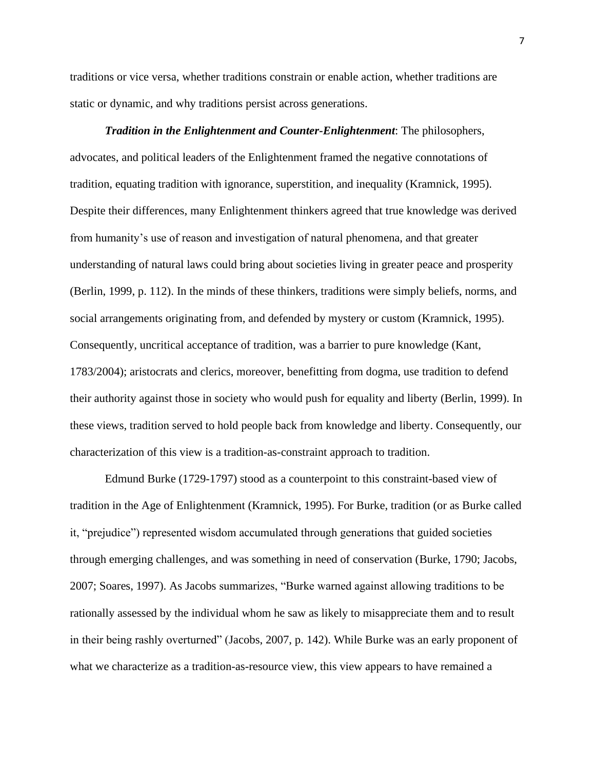traditions or vice versa, whether traditions constrain or enable action, whether traditions are static or dynamic, and why traditions persist across generations.

***Tradition in the Enlightenment and Counter-Enlightenment***: The philosophers, advocates, and political leaders of the Enlightenment framed the negative connotations of tradition, equating tradition with ignorance, superstition, and inequality (Kramnick, 1995). Despite their differences, many Enlightenment thinkers agreed that true knowledge was derived from humanity's use of reason and investigation of natural phenomena, and that greater understanding of natural laws could bring about societies living in greater peace and prosperity (Berlin, 1999, p. 112). In the minds of these thinkers, traditions were simply beliefs, norms, and social arrangements originating from, and defended by mystery or custom (Kramnick, 1995). Consequently, uncritical acceptance of tradition, was a barrier to pure knowledge (Kant, 1783/2004); aristocrats and clerics, moreover, benefitting from dogma, use tradition to defend their authority against those in society who would push for equality and liberty (Berlin, 1999). In these views, tradition served to hold people back from knowledge and liberty. Consequently, our characterization of this view is a tradition-as-constraint approach to tradition.

Edmund Burke (1729-1797) stood as a counterpoint to this constraint-based view of tradition in the Age of Enlightenment (Kramnick, 1995). For Burke, tradition (or as Burke called it, "prejudice") represented wisdom accumulated through generations that guided societies through emerging challenges, and was something in need of conservation (Burke, 1790; Jacobs, 2007; Soares, 1997). As Jacobs summarizes, "Burke warned against allowing traditions to be rationally assessed by the individual whom he saw as likely to misappreciate them and to result in their being rashly overturned" (Jacobs, 2007, p. 142). While Burke was an early proponent of what we characterize as a tradition-as-resource view, this view appears to have remained a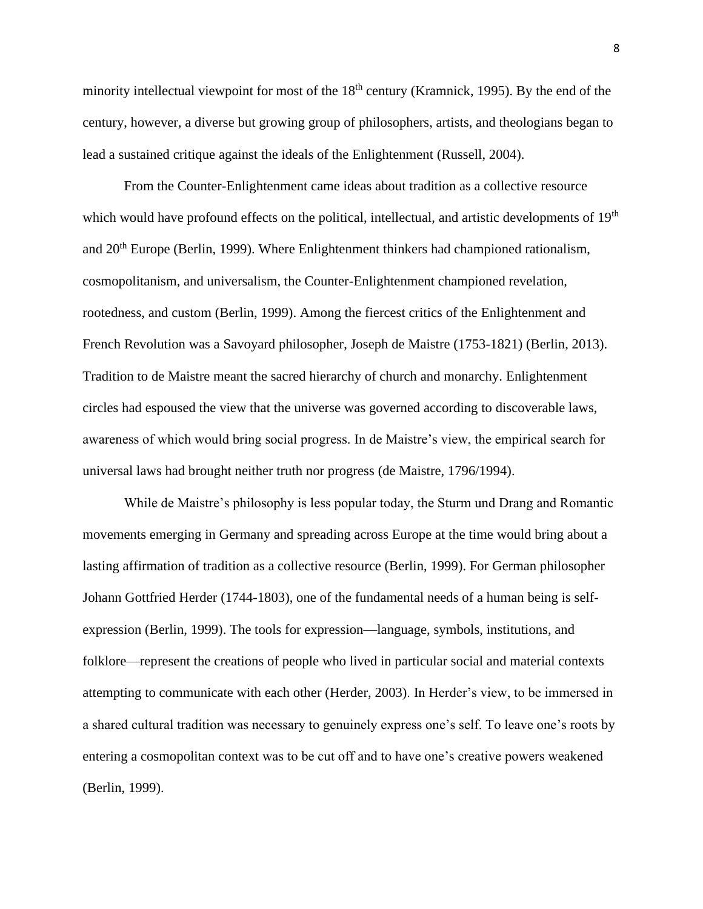minority intellectual viewpoint for most of the 18th century (Kramnick, 1995). By the end of the century, however, a diverse but growing group of philosophers, artists, and theologians began to lead a sustained critique against the ideals of the Enlightenment (Russell, 2004).

From the Counter-Enlightenment came ideas about tradition as a collective resource which would have profound effects on the political, intellectual, and artistic developments of 19th and 20th Europe (Berlin, 1999). Where Enlightenment thinkers had championed rationalism, cosmopolitanism, and universalism, the Counter-Enlightenment championed revelation, rootedness, and custom (Berlin, 1999). Among the fiercest critics of the Enlightenment and French Revolution was a Savoyard philosopher, Joseph de Maistre (1753-1821) (Berlin, 2013). Tradition to de Maistre meant the sacred hierarchy of church and monarchy. Enlightenment circles had espoused the view that the universe was governed according to discoverable laws, awareness of which would bring social progress. In de Maistre's view, the empirical search for universal laws had brought neither truth nor progress (de Maistre, 1796/1994).

While de Maistre's philosophy is less popular today, the Sturm und Drang and Romantic movements emerging in Germany and spreading across Europe at the time would bring about a lasting affirmation of tradition as a collective resource (Berlin, 1999). For German philosopher Johann Gottfried Herder (1744-1803), one of the fundamental needs of a human being is self-expression (Berlin, 1999). The tools for expression—language, symbols, institutions, and folklore—represent the creations of people who lived in particular social and material contexts attempting to communicate with each other (Herder, 2003). In Herder's view, to be immersed in a shared cultural tradition was necessary to genuinely express one's self. To leave one's roots by entering a cosmopolitan context was to be cut off and to have one's creative powers weakened (Berlin, 1999).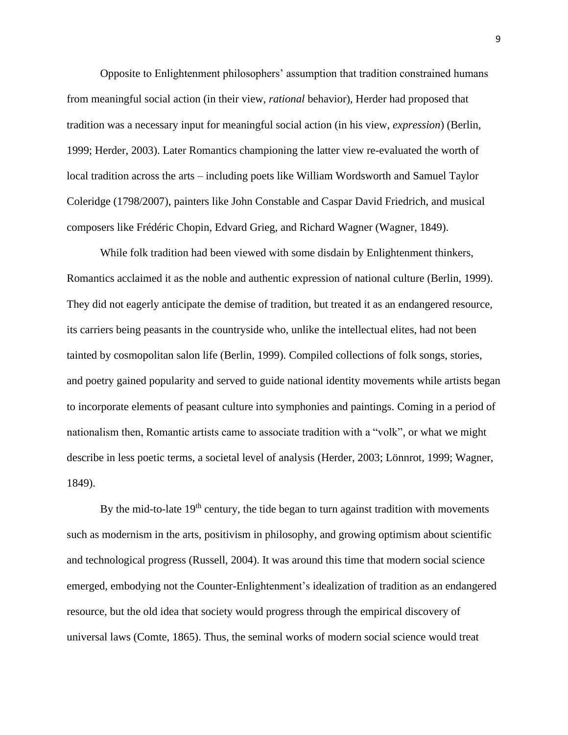Opposite to Enlightenment philosophers' assumption that tradition constrained humans from meaningful social action (in their view, *rational* behavior), Herder had proposed that tradition was a necessary input for meaningful social action (in his view, *expression*) (Berlin, 1999; Herder, 2003). Later Romantics championing the latter view re-evaluated the worth of local tradition across the arts – including poets like William Wordsworth and Samuel Taylor Coleridge (1798/2007), painters like John Constable and Caspar David Friedrich, and musical composers like Frédéric Chopin, Edvard Grieg, and Richard Wagner (Wagner, 1849).

While folk tradition had been viewed with some disdain by Enlightenment thinkers, Romantics acclaimed it as the noble and authentic expression of national culture (Berlin, 1999). They did not eagerly anticipate the demise of tradition, but treated it as an endangered resource, its carriers being peasants in the countryside who, unlike the intellectual elites, had not been tainted by cosmopolitan salon life (Berlin, 1999). Compiled collections of folk songs, stories, and poetry gained popularity and served to guide national identity movements while artists began to incorporate elements of peasant culture into symphonies and paintings. Coming in a period of nationalism then, Romantic artists came to associate tradition with a "volk", or what we might describe in less poetic terms, a societal level of analysis (Herder, 2003; Lönnrot, 1999; Wagner, 1849).

By the mid-to-late 19th century, the tide began to turn against tradition with movements such as modernism in the arts, positivism in philosophy, and growing optimism about scientific and technological progress (Russell, 2004). It was around this time that modern social science emerged, embodying not the Counter-Enlightenment's idealization of tradition as an endangered resource, but the old idea that society would progress through the empirical discovery of universal laws (Comte, 1865). Thus, the seminal works of modern social science would treat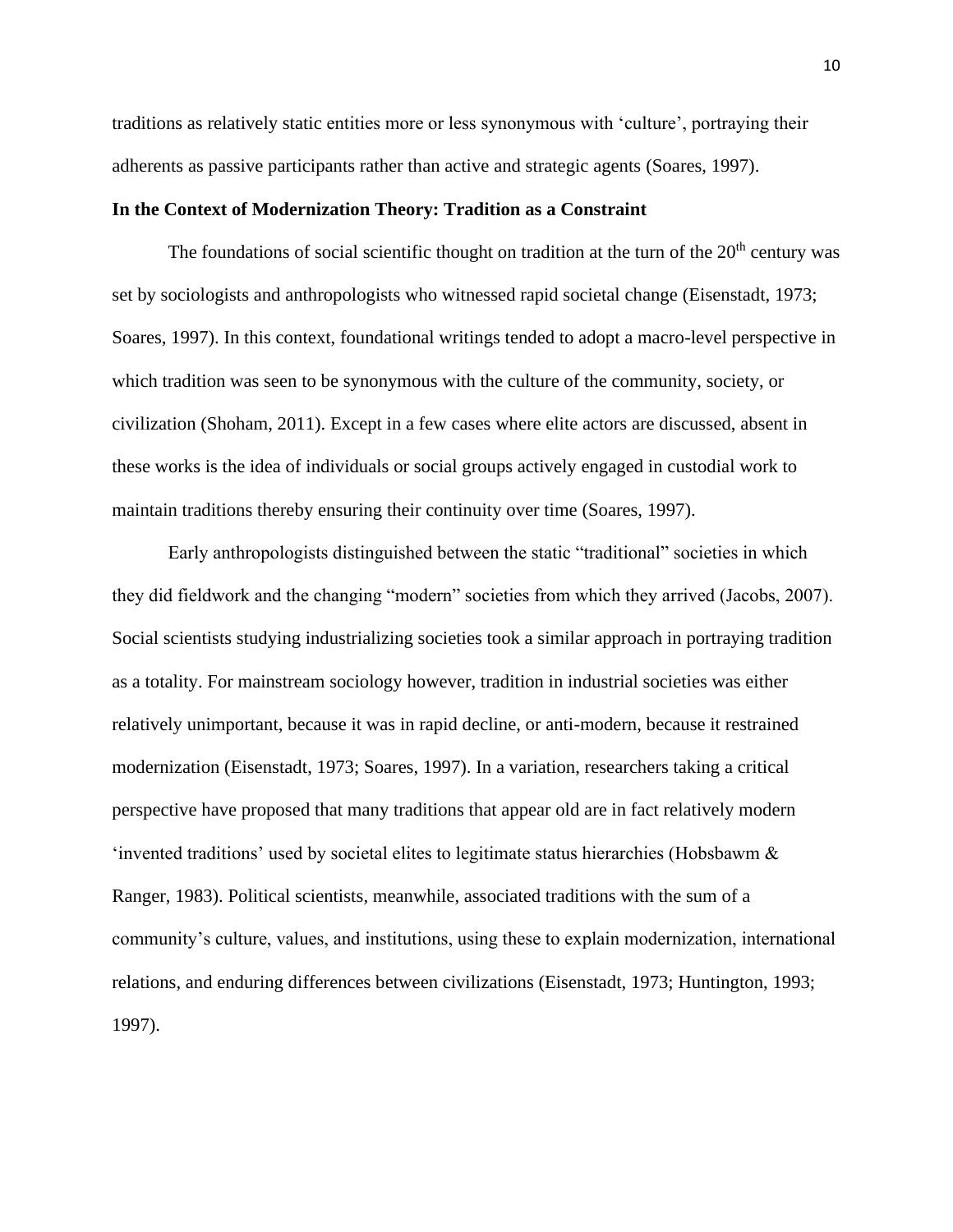traditions as relatively static entities more or less synonymous with 'culture', portraying their adherents as passive participants rather than active and strategic agents (Soares, 1997).

### In the Context of Modernization Theory: Tradition as a Constraint

The foundations of social scientific thought on tradition at the turn of the 20th century was set by sociologists and anthropologists who witnessed rapid societal change (Eisenstadt, 1973; Soares, 1997). In this context, foundational writings tended to adopt a macro-level perspective in which tradition was seen to be synonymous with the culture of the community, society, or civilization (Shoham, 2011). Except in a few cases where elite actors are discussed, absent in these works is the idea of individuals or social groups actively engaged in custodial work to maintain traditions thereby ensuring their continuity over time (Soares, 1997).

Early anthropologists distinguished between the static "traditional" societies in which they did fieldwork and the changing "modern" societies from which they arrived (Jacobs, 2007). Social scientists studying industrializing societies took a similar approach in portraying tradition as a totality. For mainstream sociology however, tradition in industrial societies was either relatively unimportant, because it was in rapid decline, or anti-modern, because it restrained modernization (Eisenstadt, 1973; Soares, 1997). In a variation, researchers taking a critical perspective have proposed that many traditions that appear old are in fact relatively modern 'invented traditions' used by societal elites to legitimate status hierarchies (Hobsbawm & Ranger, 1983). Political scientists, meanwhile, associated traditions with the sum of a community's culture, values, and institutions, using these to explain modernization, international relations, and enduring differences between civilizations (Eisenstadt, 1973; Huntington, 1993; 1997).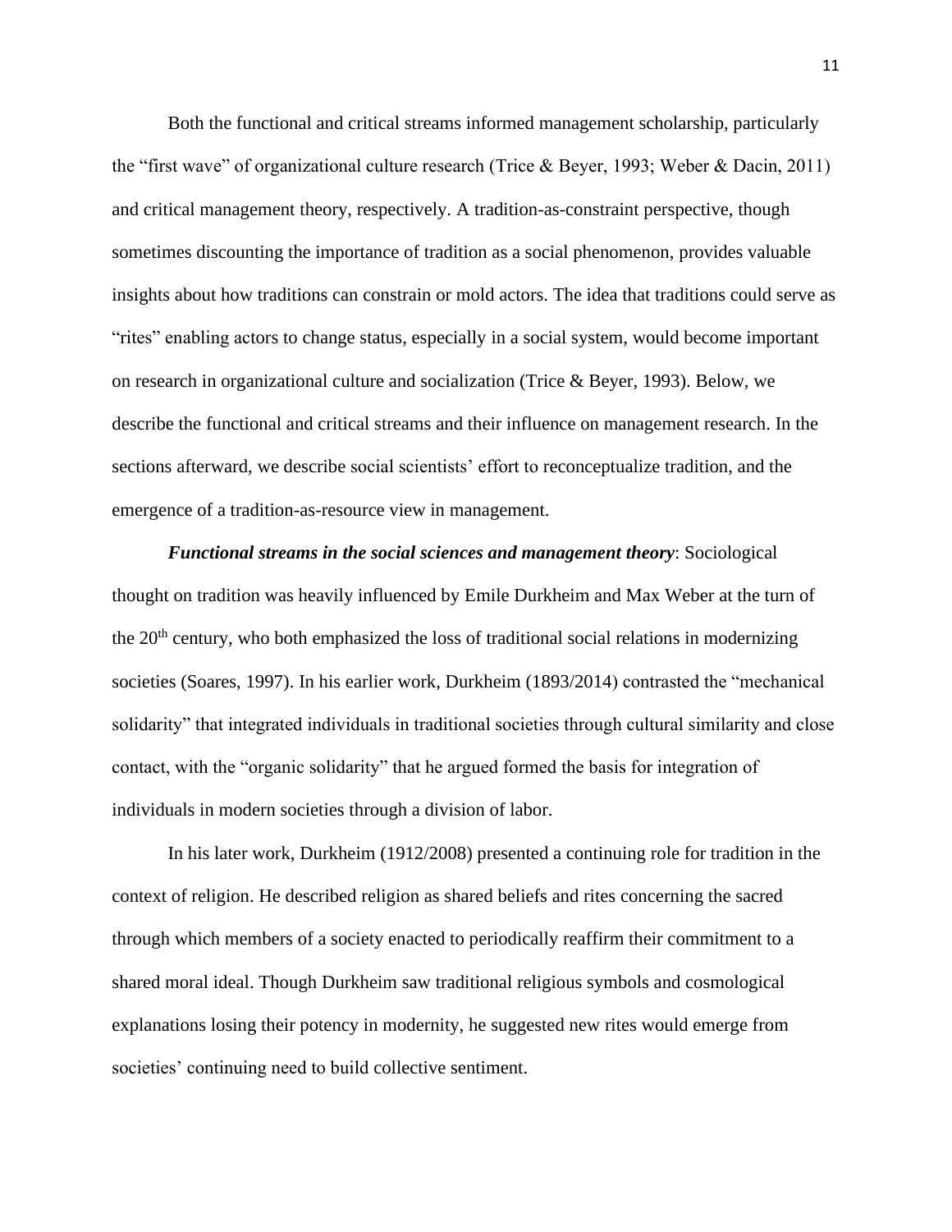Both the functional and critical streams informed management scholarship, particularly the "first wave" of organizational culture research (Trice & Beyer, 1993; Weber & Dacin, 2011) and critical management theory, respectively. A tradition-as-constraint perspective, though sometimes discounting the importance of tradition as a social phenomenon, provides valuable insights about how traditions can constrain or mold actors. The idea that traditions could serve as "rites" enabling actors to change status, especially in a social system, would become important on research in organizational culture and socialization (Trice & Beyer, 1993). Below, we describe the functional and critical streams and their influence on management research. In the sections afterward, we describe social scientists' effort to reconceptualize tradition, and the emergence of a tradition-as-resource view in management.

***Functional streams in the social sciences and management theory***: Sociological thought on tradition was heavily influenced by Emile Durkheim and Max Weber at the turn of the 20th century, who both emphasized the loss of traditional social relations in modernizing societies (Soares, 1997). In his earlier work, Durkheim (1893/2014) contrasted the "mechanical solidarity" that integrated individuals in traditional societies through cultural similarity and close contact, with the "organic solidarity" that he argued formed the basis for integration of individuals in modern societies through a division of labor.

In his later work, Durkheim (1912/2008) presented a continuing role for tradition in the context of religion. He described religion as shared beliefs and rites concerning the sacred through which members of a society enacted to periodically reaffirm their commitment to a shared moral ideal. Though Durkheim saw traditional religious symbols and cosmological explanations losing their potency in modernity, he suggested new rites would emerge from societies' continuing need to build collective sentiment.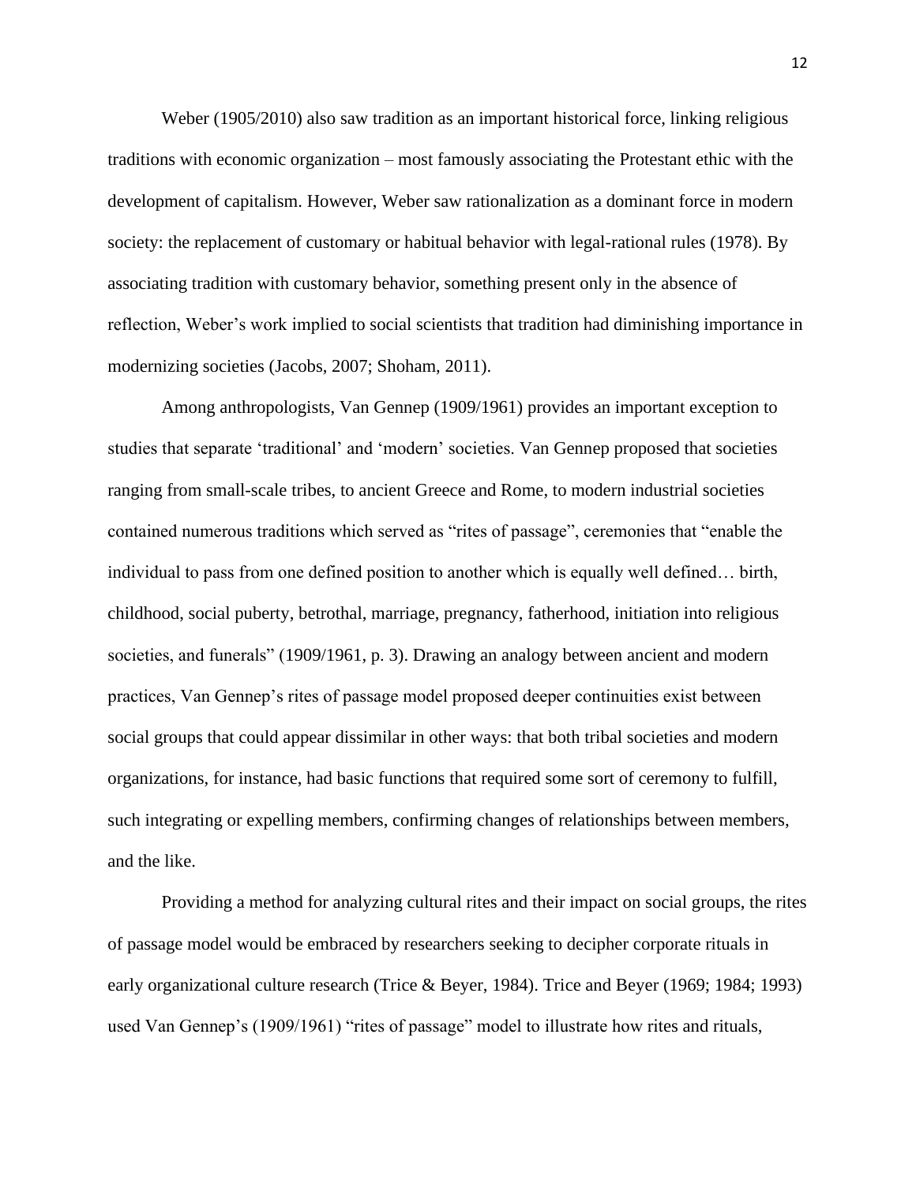Weber (1905/2010) also saw tradition as an important historical force, linking religious traditions with economic organization – most famously associating the Protestant ethic with the development of capitalism. However, Weber saw rationalization as a dominant force in modern society: the replacement of customary or habitual behavior with legal-rational rules (1978). By associating tradition with customary behavior, something present only in the absence of reflection, Weber's work implied to social scientists that tradition had diminishing importance in modernizing societies (Jacobs, 2007; Shoham, 2011).

Among anthropologists, Van Gennep (1909/1961) provides an important exception to studies that separate 'traditional' and 'modern' societies. Van Gennep proposed that societies ranging from small-scale tribes, to ancient Greece and Rome, to modern industrial societies contained numerous traditions which served as "rites of passage", ceremonies that "enable the individual to pass from one defined position to another which is equally well defined… birth, childhood, social puberty, betrothal, marriage, pregnancy, fatherhood, initiation into religious societies, and funerals" (1909/1961, p. 3). Drawing an analogy between ancient and modern practices, Van Gennep's rites of passage model proposed deeper continuities exist between social groups that could appear dissimilar in other ways: that both tribal societies and modern organizations, for instance, had basic functions that required some sort of ceremony to fulfill, such integrating or expelling members, confirming changes of relationships between members, and the like.

Providing a method for analyzing cultural rites and their impact on social groups, the rites of passage model would be embraced by researchers seeking to decipher corporate rituals in early organizational culture research (Trice & Beyer, 1984). Trice and Beyer (1969; 1984; 1993) used Van Gennep's (1909/1961) "rites of passage" model to illustrate how rites and rituals,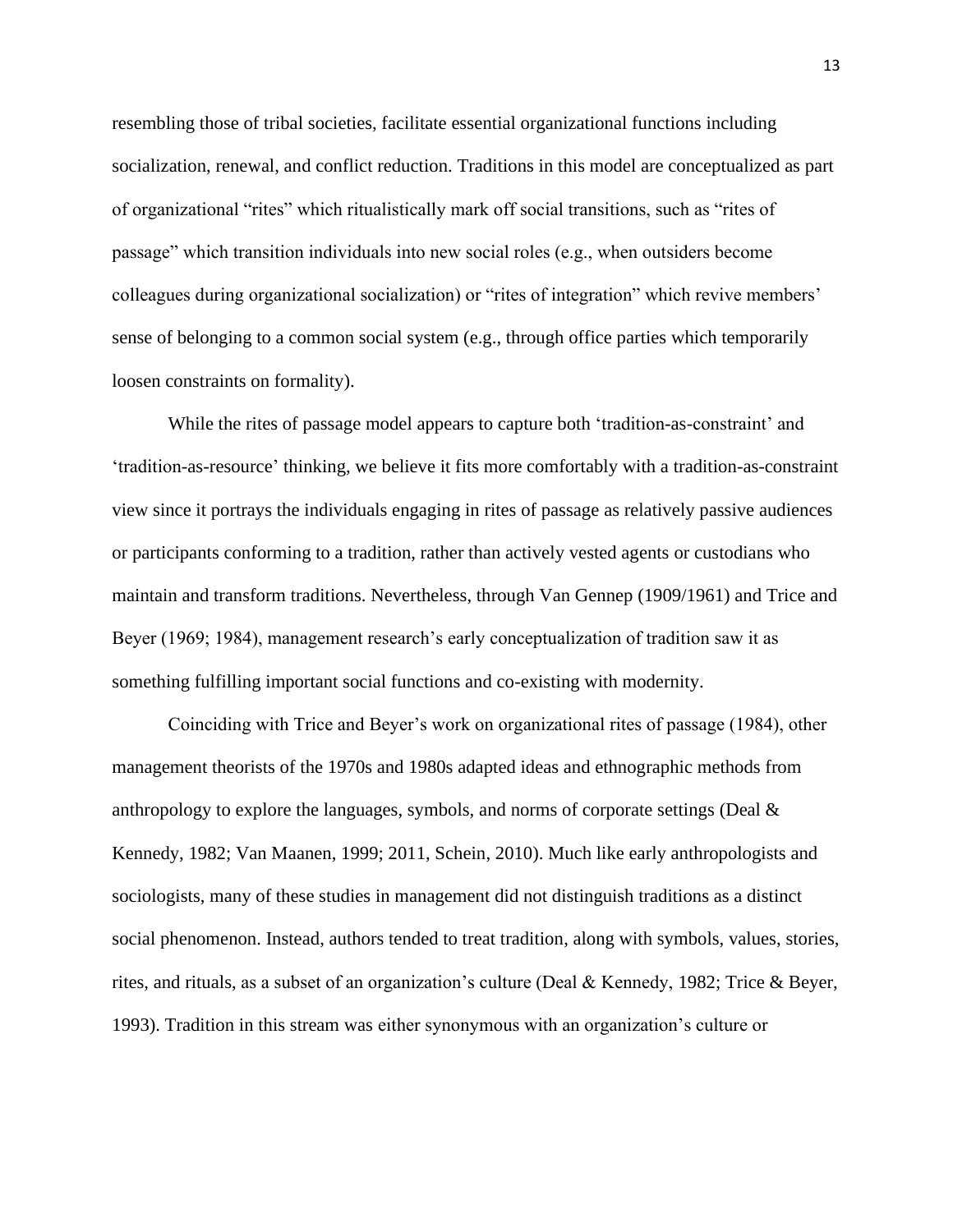resembling those of tribal societies, facilitate essential organizational functions including socialization, renewal, and conflict reduction. Traditions in this model are conceptualized as part of organizational "rites" which ritualistically mark off social transitions, such as "rites of passage" which transition individuals into new social roles (e.g., when outsiders become colleagues during organizational socialization) or "rites of integration" which revive members' sense of belonging to a common social system (e.g., through office parties which temporarily loosen constraints on formality).

While the rites of passage model appears to capture both 'tradition-as-constraint' and 'tradition-as-resource' thinking, we believe it fits more comfortably with a tradition-as-constraint view since it portrays the individuals engaging in rites of passage as relatively passive audiences or participants conforming to a tradition, rather than actively vested agents or custodians who maintain and transform traditions. Nevertheless, through Van Gennep (1909/1961) and Trice and Beyer (1969; 1984), management research's early conceptualization of tradition saw it as something fulfilling important social functions and co-existing with modernity.

Coinciding with Trice and Beyer's work on organizational rites of passage (1984), other management theorists of the 1970s and 1980s adapted ideas and ethnographic methods from anthropology to explore the languages, symbols, and norms of corporate settings (Deal & Kennedy, 1982; Van Maanen, 1999; 2011, Schein, 2010). Much like early anthropologists and sociologists, many of these studies in management did not distinguish traditions as a distinct social phenomenon. Instead, authors tended to treat tradition, along with symbols, values, stories, rites, and rituals, as a subset of an organization's culture (Deal & Kennedy, 1982; Trice & Beyer, 1993). Tradition in this stream was either synonymous with an organization's culture or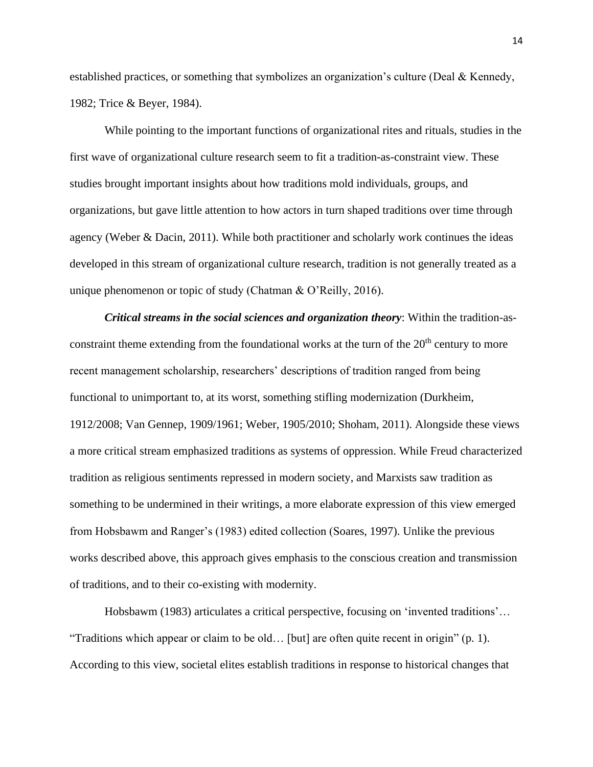established practices, or something that symbolizes an organization's culture (Deal & Kennedy, 1982; Trice & Beyer, 1984).

While pointing to the important functions of organizational rites and rituals, studies in the first wave of organizational culture research seem to fit a tradition-as-constraint view. These studies brought important insights about how traditions mold individuals, groups, and organizations, but gave little attention to how actors in turn shaped traditions over time through agency (Weber & Dacin, 2011). While both practitioner and scholarly work continues the ideas developed in this stream of organizational culture research, tradition is not generally treated as a unique phenomenon or topic of study (Chatman & O'Reilly, 2016).

***Critical streams in the social sciences and organization theory***: Within the tradition-as-constraint theme extending from the foundational works at the turn of the 20th century to more recent management scholarship, researchers' descriptions of tradition ranged from being functional to unimportant to, at its worst, something stifling modernization (Durkheim, 1912/2008; Van Gennep, 1909/1961; Weber, 1905/2010; Shoham, 2011). Alongside these views a more critical stream emphasized traditions as systems of oppression. While Freud characterized tradition as religious sentiments repressed in modern society, and Marxists saw tradition as something to be undermined in their writings, a more elaborate expression of this view emerged from Hobsbawm and Ranger's (1983) edited collection (Soares, 1997). Unlike the previous works described above, this approach gives emphasis to the conscious creation and transmission of traditions, and to their co-existing with modernity.

Hobsbawm (1983) articulates a critical perspective, focusing on 'invented traditions'… "Traditions which appear or claim to be old… [but] are often quite recent in origin" (p. 1). According to this view, societal elites establish traditions in response to historical changes that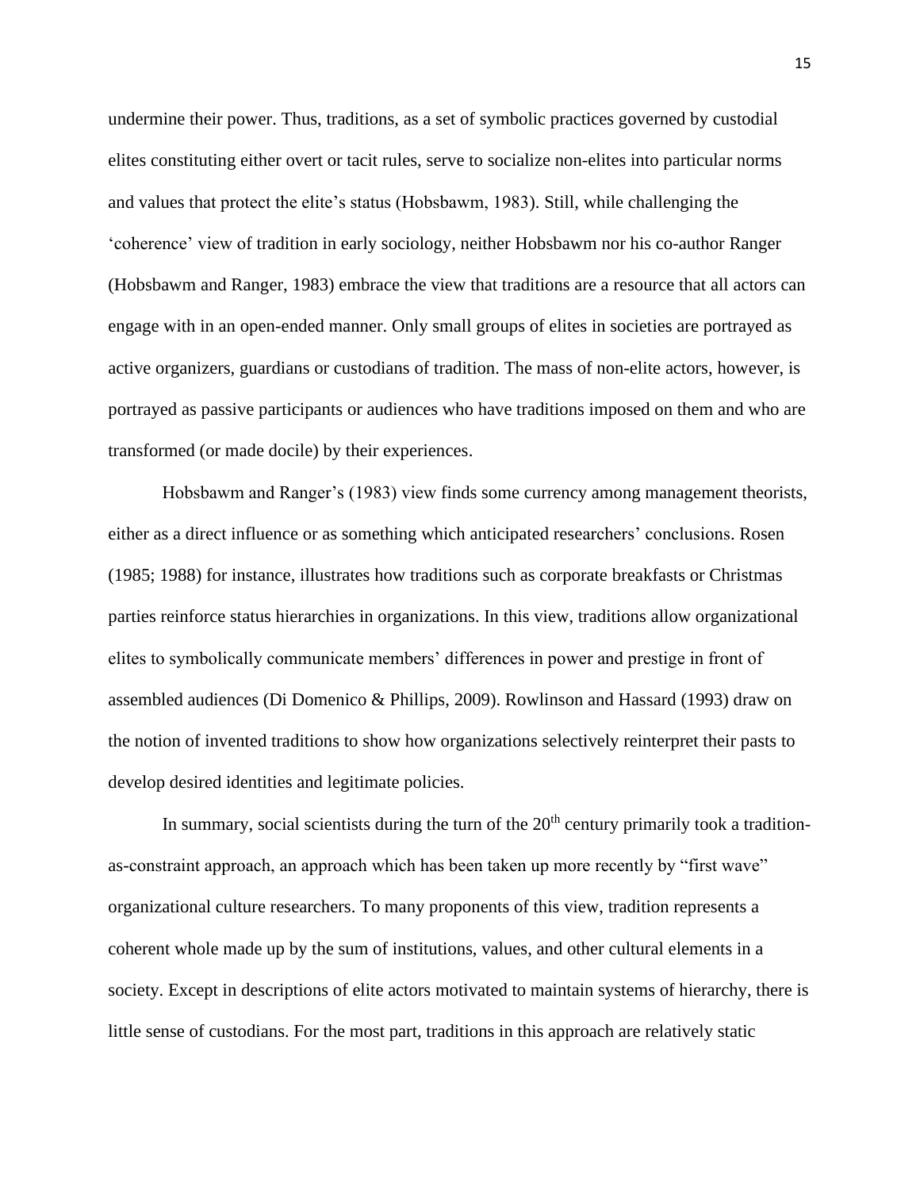undermine their power. Thus, traditions, as a set of symbolic practices governed by custodial elites constituting either overt or tacit rules, serve to socialize non-elites into particular norms and values that protect the elite's status (Hobsbawm, 1983). Still, while challenging the 'coherence' view of tradition in early sociology, neither Hobsbawm nor his co-author Ranger (Hobsbawm and Ranger, 1983) embrace the view that traditions are a resource that all actors can engage with in an open-ended manner. Only small groups of elites in societies are portrayed as active organizers, guardians or custodians of tradition. The mass of non-elite actors, however, is portrayed as passive participants or audiences who have traditions imposed on them and who are transformed (or made docile) by their experiences.

Hobsbawm and Ranger's (1983) view finds some currency among management theorists, either as a direct influence or as something which anticipated researchers' conclusions. Rosen (1985; 1988) for instance, illustrates how traditions such as corporate breakfasts or Christmas parties reinforce status hierarchies in organizations. In this view, traditions allow organizational elites to symbolically communicate members' differences in power and prestige in front of assembled audiences (Di Domenico & Phillips, 2009). Rowlinson and Hassard (1993) draw on the notion of invented traditions to show how organizations selectively reinterpret their pasts to develop desired identities and legitimate policies.

In summary, social scientists during the turn of the 20th century primarily took a tradition-as-constraint approach, an approach which has been taken up more recently by "first wave" organizational culture researchers. To many proponents of this view, tradition represents a coherent whole made up by the sum of institutions, values, and other cultural elements in a society. Except in descriptions of elite actors motivated to maintain systems of hierarchy, there is little sense of custodians. For the most part, traditions in this approach are relatively static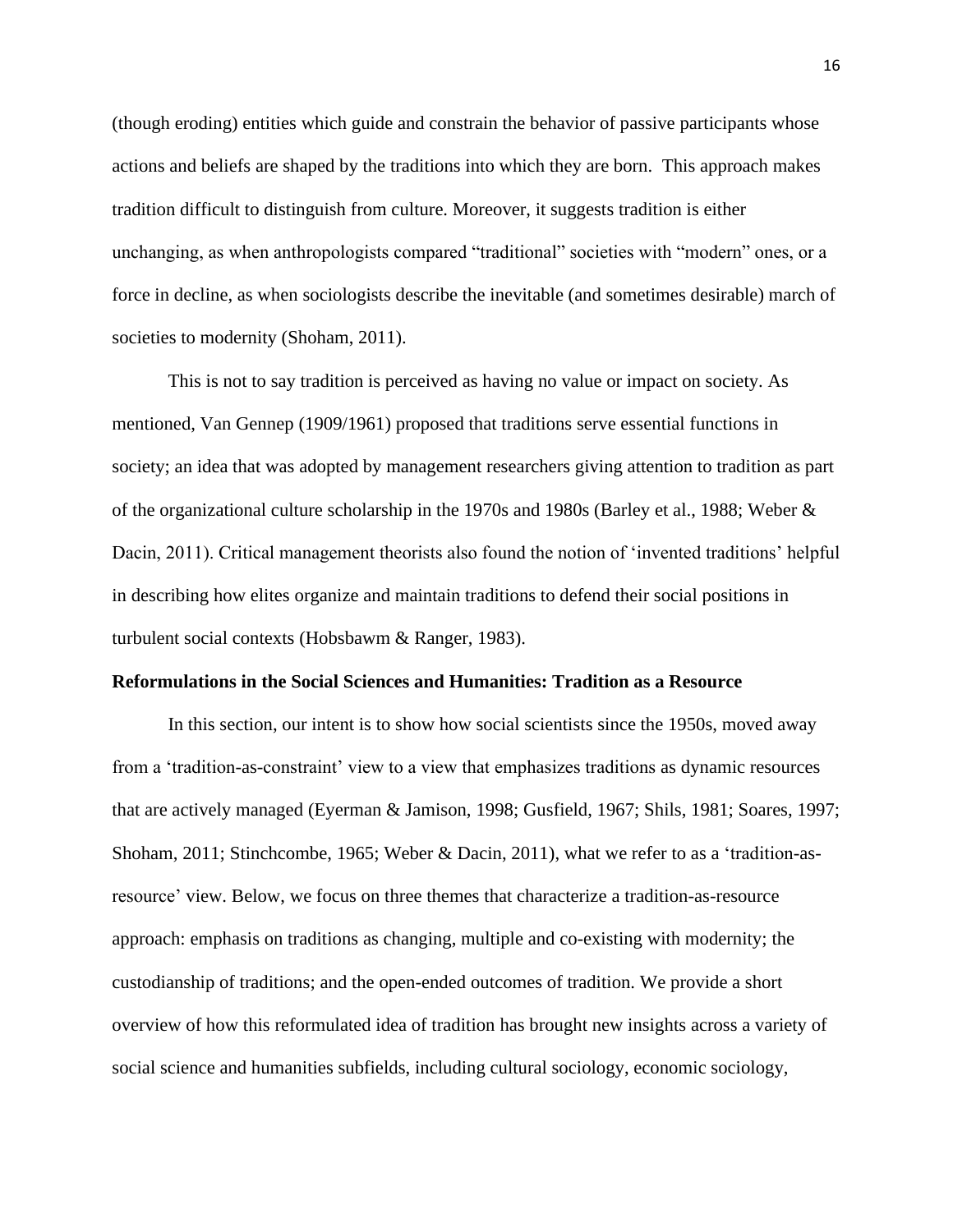(though eroding) entities which guide and constrain the behavior of passive participants whose actions and beliefs are shaped by the traditions into which they are born. This approach makes tradition difficult to distinguish from culture. Moreover, it suggests tradition is either unchanging, as when anthropologists compared "traditional" societies with "modern" ones, or a force in decline, as when sociologists describe the inevitable (and sometimes desirable) march of societies to modernity (Shoham, 2011).

This is not to say tradition is perceived as having no value or impact on society. As mentioned, Van Gennep (1909/1961) proposed that traditions serve essential functions in society; an idea that was adopted by management researchers giving attention to tradition as part of the organizational culture scholarship in the 1970s and 1980s (Barley et al., 1988; Weber & Dacin, 2011). Critical management theorists also found the notion of 'invented traditions' helpful in describing how elites organize and maintain traditions to defend their social positions in turbulent social contexts (Hobsbawm & Ranger, 1983).

## Reformulations in the Social Sciences and Humanities: Tradition as a Resource

In this section, our intent is to show how social scientists since the 1950s, moved away from a 'tradition-as-constraint' view to a view that emphasizes traditions as dynamic resources that are actively managed (Eyerman & Jamison, 1998; Gusfield, 1967; Shils, 1981; Soares, 1997; Shoham, 2011; Stinchcombe, 1965; Weber & Dacin, 2011), what we refer to as a 'tradition-as-resource' view. Below, we focus on three themes that characterize a tradition-as-resource approach: emphasis on traditions as changing, multiple and co-existing with modernity; the custodianship of traditions; and the open-ended outcomes of tradition. We provide a short overview of how this reformulated idea of tradition has brought new insights across a variety of social science and humanities subfields, including cultural sociology, economic sociology,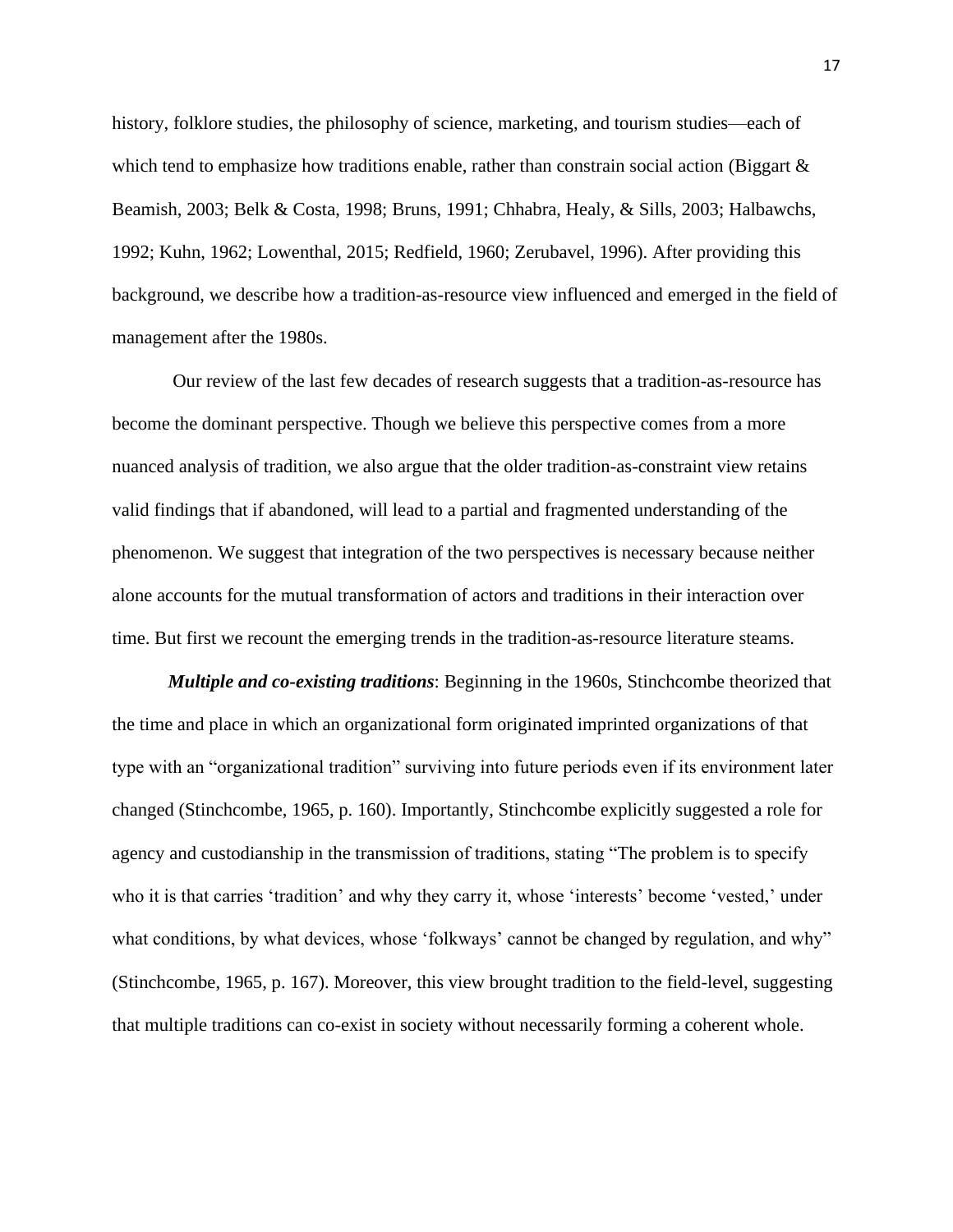history, folklore studies, the philosophy of science, marketing, and tourism studies—each of which tend to emphasize how traditions enable, rather than constrain social action (Biggart & Beamish, 2003; Belk & Costa, 1998; Bruns, 1991; Chhabra, Healy, & Sills, 2003; Halbawchs, 1992; Kuhn, 1962; Lowenthal, 2015; Redfield, 1960; Zerubavel, 1996). After providing this background, we describe how a tradition-as-resource view influenced and emerged in the field of management after the 1980s.

Our review of the last few decades of research suggests that a tradition-as-resource has become the dominant perspective. Though we believe this perspective comes from a more nuanced analysis of tradition, we also argue that the older tradition-as-constraint view retains valid findings that if abandoned, will lead to a partial and fragmented understanding of the phenomenon. We suggest that integration of the two perspectives is necessary because neither alone accounts for the mutual transformation of actors and traditions in their interaction over time. But first we recount the emerging trends in the tradition-as-resource literature steams.

***Multiple and co-existing traditions***: Beginning in the 1960s, Stinchcombe theorized that the time and place in which an organizational form originated imprinted organizations of that type with an "organizational tradition" surviving into future periods even if its environment later changed (Stinchcombe, 1965, p. 160). Importantly, Stinchcombe explicitly suggested a role for agency and custodianship in the transmission of traditions, stating "The problem is to specify who it is that carries 'tradition' and why they carry it, whose 'interests' become 'vested,' under what conditions, by what devices, whose 'folkways' cannot be changed by regulation, and why" (Stinchcombe, 1965, p. 167). Moreover, this view brought tradition to the field-level, suggesting that multiple traditions can co-exist in society without necessarily forming a coherent whole.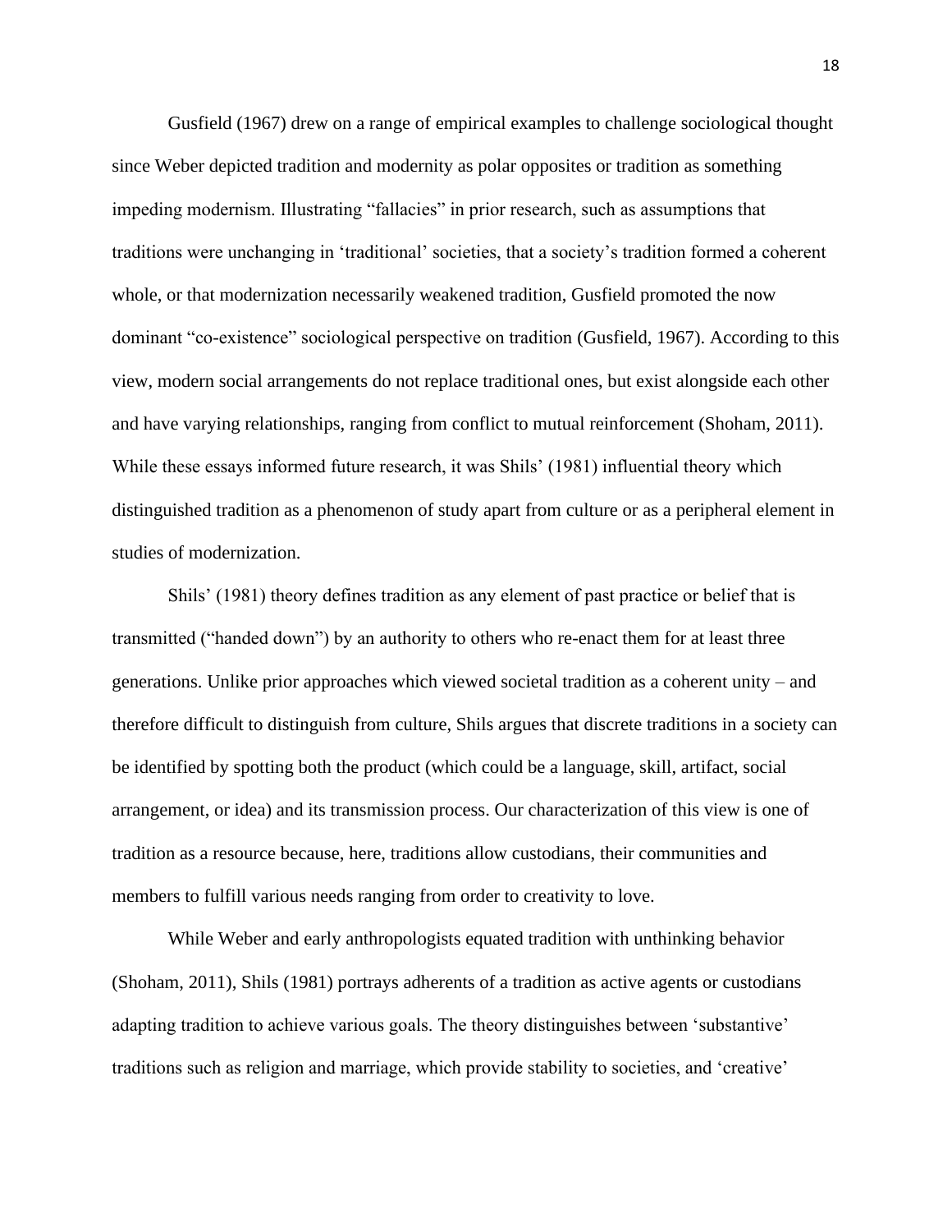Gusfield (1967) drew on a range of empirical examples to challenge sociological thought since Weber depicted tradition and modernity as polar opposites or tradition as something impeding modernism. Illustrating "fallacies" in prior research, such as assumptions that traditions were unchanging in 'traditional' societies, that a society's tradition formed a coherent whole, or that modernization necessarily weakened tradition, Gusfield promoted the now dominant "co-existence" sociological perspective on tradition (Gusfield, 1967). According to this view, modern social arrangements do not replace traditional ones, but exist alongside each other and have varying relationships, ranging from conflict to mutual reinforcement (Shoham, 2011). While these essays informed future research, it was Shils' (1981) influential theory which distinguished tradition as a phenomenon of study apart from culture or as a peripheral element in studies of modernization.

Shils' (1981) theory defines tradition as any element of past practice or belief that is transmitted ("handed down") by an authority to others who re-enact them for at least three generations. Unlike prior approaches which viewed societal tradition as a coherent unity – and therefore difficult to distinguish from culture, Shils argues that discrete traditions in a society can be identified by spotting both the product (which could be a language, skill, artifact, social arrangement, or idea) and its transmission process. Our characterization of this view is one of tradition as a resource because, here, traditions allow custodians, their communities and members to fulfill various needs ranging from order to creativity to love.

While Weber and early anthropologists equated tradition with unthinking behavior (Shoham, 2011), Shils (1981) portrays adherents of a tradition as active agents or custodians adapting tradition to achieve various goals. The theory distinguishes between 'substantive' traditions such as religion and marriage, which provide stability to societies, and 'creative'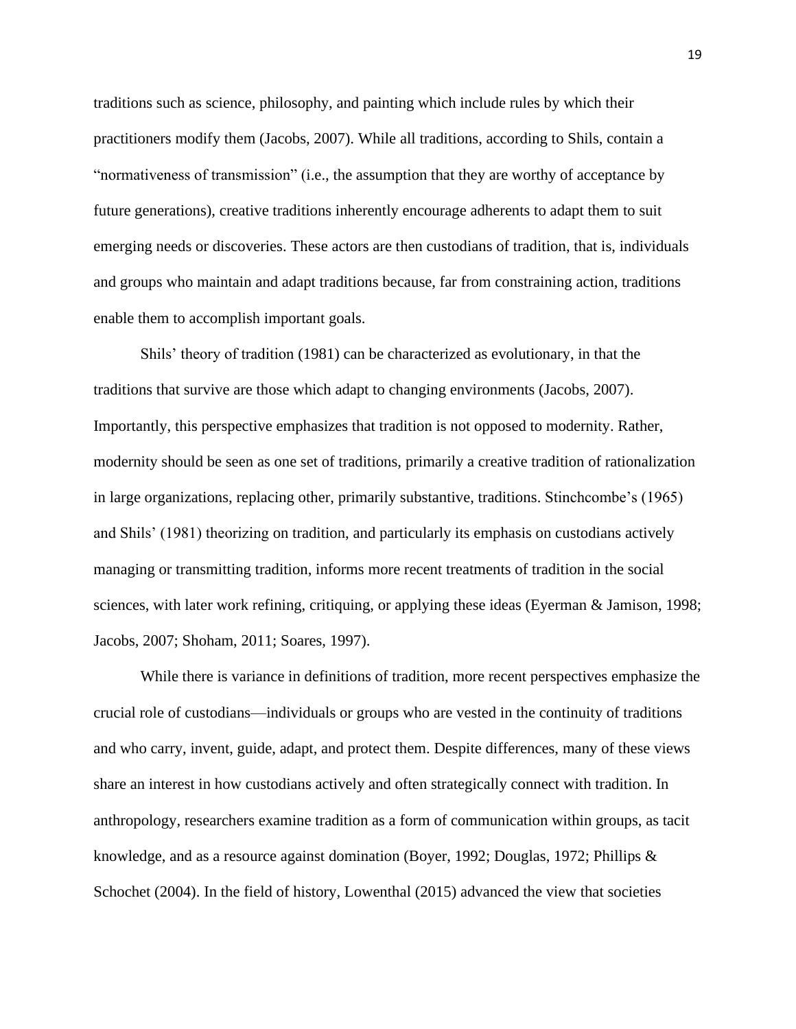traditions such as science, philosophy, and painting which include rules by which their practitioners modify them (Jacobs, 2007). While all traditions, according to Shils, contain a "normativeness of transmission" (i.e., the assumption that they are worthy of acceptance by future generations), creative traditions inherently encourage adherents to adapt them to suit emerging needs or discoveries. These actors are then custodians of tradition, that is, individuals and groups who maintain and adapt traditions because, far from constraining action, traditions enable them to accomplish important goals.

Shils' theory of tradition (1981) can be characterized as evolutionary, in that the traditions that survive are those which adapt to changing environments (Jacobs, 2007). Importantly, this perspective emphasizes that tradition is not opposed to modernity. Rather, modernity should be seen as one set of traditions, primarily a creative tradition of rationalization in large organizations, replacing other, primarily substantive, traditions. Stinchcombe's (1965) and Shils' (1981) theorizing on tradition, and particularly its emphasis on custodians actively managing or transmitting tradition, informs more recent treatments of tradition in the social sciences, with later work refining, critiquing, or applying these ideas (Eyerman & Jamison, 1998; Jacobs, 2007; Shoham, 2011; Soares, 1997).

While there is variance in definitions of tradition, more recent perspectives emphasize the crucial role of custodians—individuals or groups who are vested in the continuity of traditions and who carry, invent, guide, adapt, and protect them. Despite differences, many of these views share an interest in how custodians actively and often strategically connect with tradition. In anthropology, researchers examine tradition as a form of communication within groups, as tacit knowledge, and as a resource against domination (Boyer, 1992; Douglas, 1972; Phillips & Schochet (2004). In the field of history, Lowenthal (2015) advanced the view that societies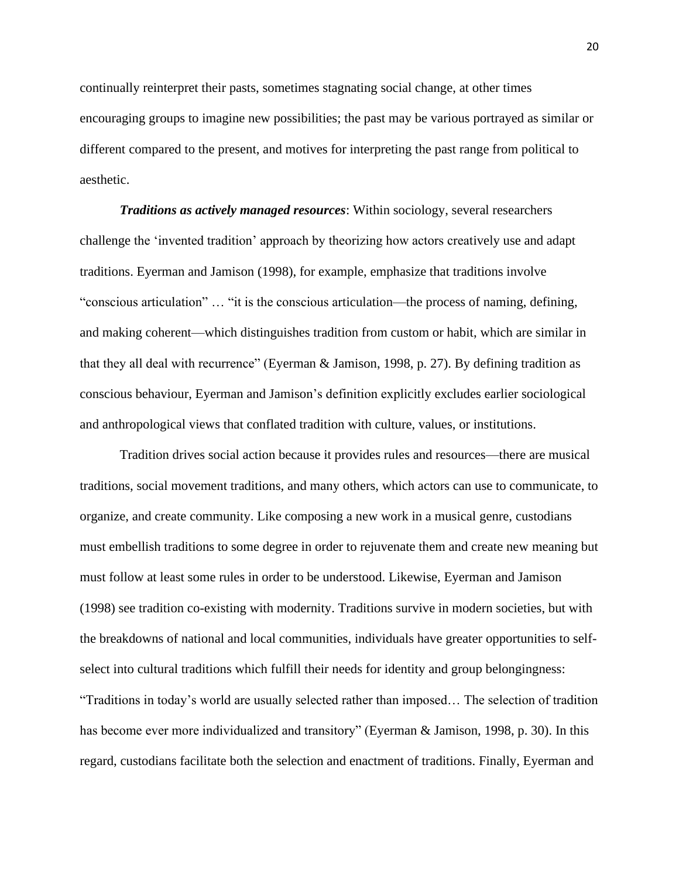continually reinterpret their pasts, sometimes stagnating social change, at other times encouraging groups to imagine new possibilities; the past may be various portrayed as similar or different compared to the present, and motives for interpreting the past range from political to aesthetic.

***Traditions as actively managed resources***: Within sociology, several researchers challenge the 'invented tradition' approach by theorizing how actors creatively use and adapt traditions. Eyerman and Jamison (1998), for example, emphasize that traditions involve "conscious articulation" … "it is the conscious articulation—the process of naming, defining, and making coherent—which distinguishes tradition from custom or habit, which are similar in that they all deal with recurrence" (Eyerman & Jamison, 1998, p. 27). By defining tradition as conscious behaviour, Eyerman and Jamison's definition explicitly excludes earlier sociological and anthropological views that conflated tradition with culture, values, or institutions.

Tradition drives social action because it provides rules and resources—there are musical traditions, social movement traditions, and many others, which actors can use to communicate, to organize, and create community. Like composing a new work in a musical genre, custodians must embellish traditions to some degree in order to rejuvenate them and create new meaning but must follow at least some rules in order to be understood. Likewise, Eyerman and Jamison (1998) see tradition co-existing with modernity. Traditions survive in modern societies, but with the breakdowns of national and local communities, individuals have greater opportunities to self-select into cultural traditions which fulfill their needs for identity and group belongingness: "Traditions in today's world are usually selected rather than imposed… The selection of tradition has become ever more individualized and transitory" (Eyerman & Jamison, 1998, p. 30). In this regard, custodians facilitate both the selection and enactment of traditions. Finally, Eyerman and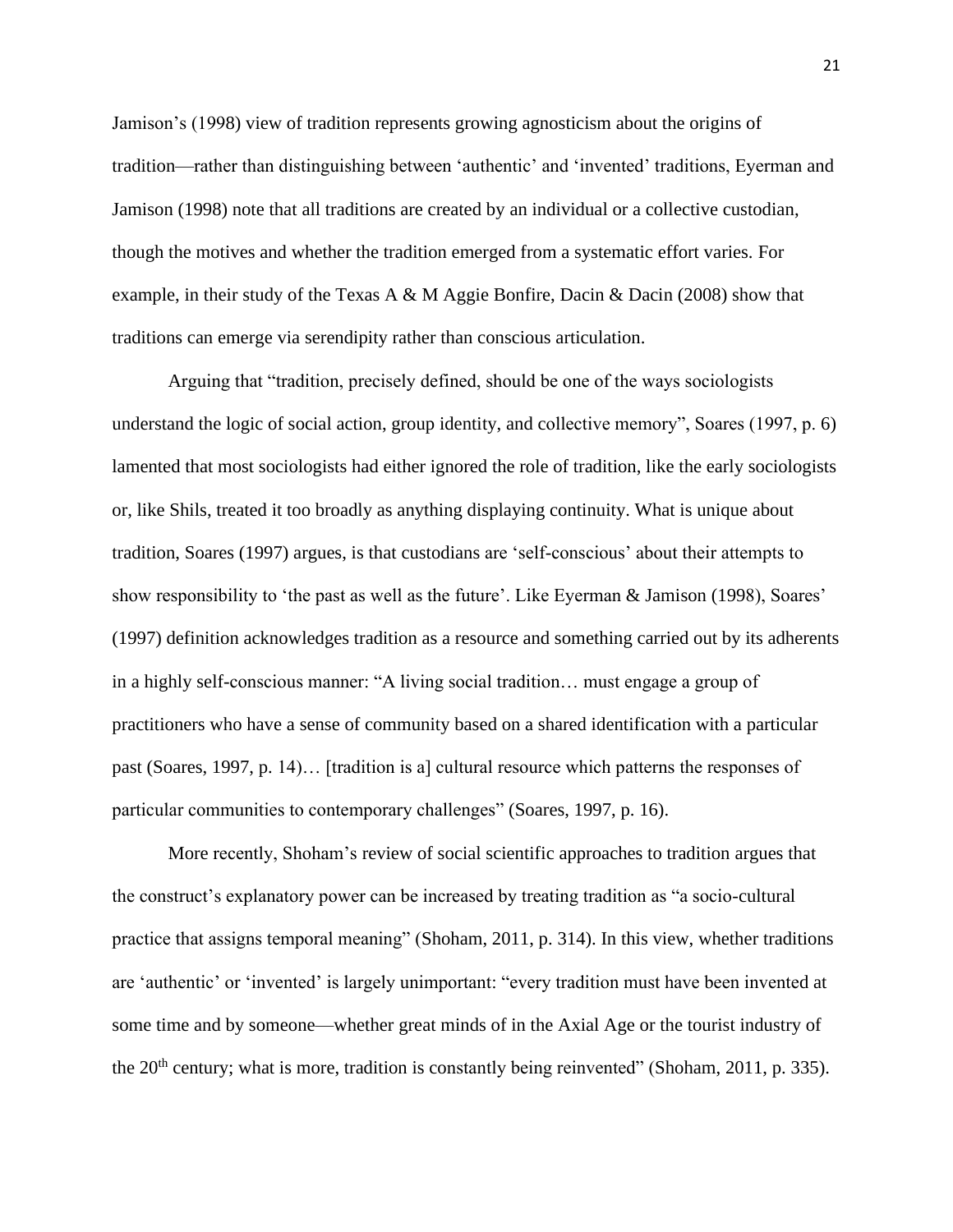Jamison's (1998) view of tradition represents growing agnosticism about the origins of tradition—rather than distinguishing between 'authentic' and 'invented' traditions, Eyerman and Jamison (1998) note that all traditions are created by an individual or a collective custodian, though the motives and whether the tradition emerged from a systematic effort varies. For example, in their study of the Texas A & M Aggie Bonfire, Dacin & Dacin (2008) show that traditions can emerge via serendipity rather than conscious articulation.

Arguing that "tradition, precisely defined, should be one of the ways sociologists understand the logic of social action, group identity, and collective memory", Soares (1997, p. 6) lamented that most sociologists had either ignored the role of tradition, like the early sociologists or, like Shils, treated it too broadly as anything displaying continuity. What is unique about tradition, Soares (1997) argues, is that custodians are 'self-conscious' about their attempts to show responsibility to 'the past as well as the future'. Like Eyerman & Jamison (1998), Soares' (1997) definition acknowledges tradition as a resource and something carried out by its adherents in a highly self-conscious manner: "A living social tradition… must engage a group of practitioners who have a sense of community based on a shared identification with a particular past (Soares, 1997, p. 14)… [tradition is a] cultural resource which patterns the responses of particular communities to contemporary challenges" (Soares, 1997, p. 16).

More recently, Shoham's review of social scientific approaches to tradition argues that the construct's explanatory power can be increased by treating tradition as "a socio-cultural practice that assigns temporal meaning" (Shoham, 2011, p. 314). In this view, whether traditions are 'authentic' or 'invented' is largely unimportant: "every tradition must have been invented at some time and by someone—whether great minds of in the Axial Age or the tourist industry of the 20th century; what is more, tradition is constantly being reinvented" (Shoham, 2011, p. 335).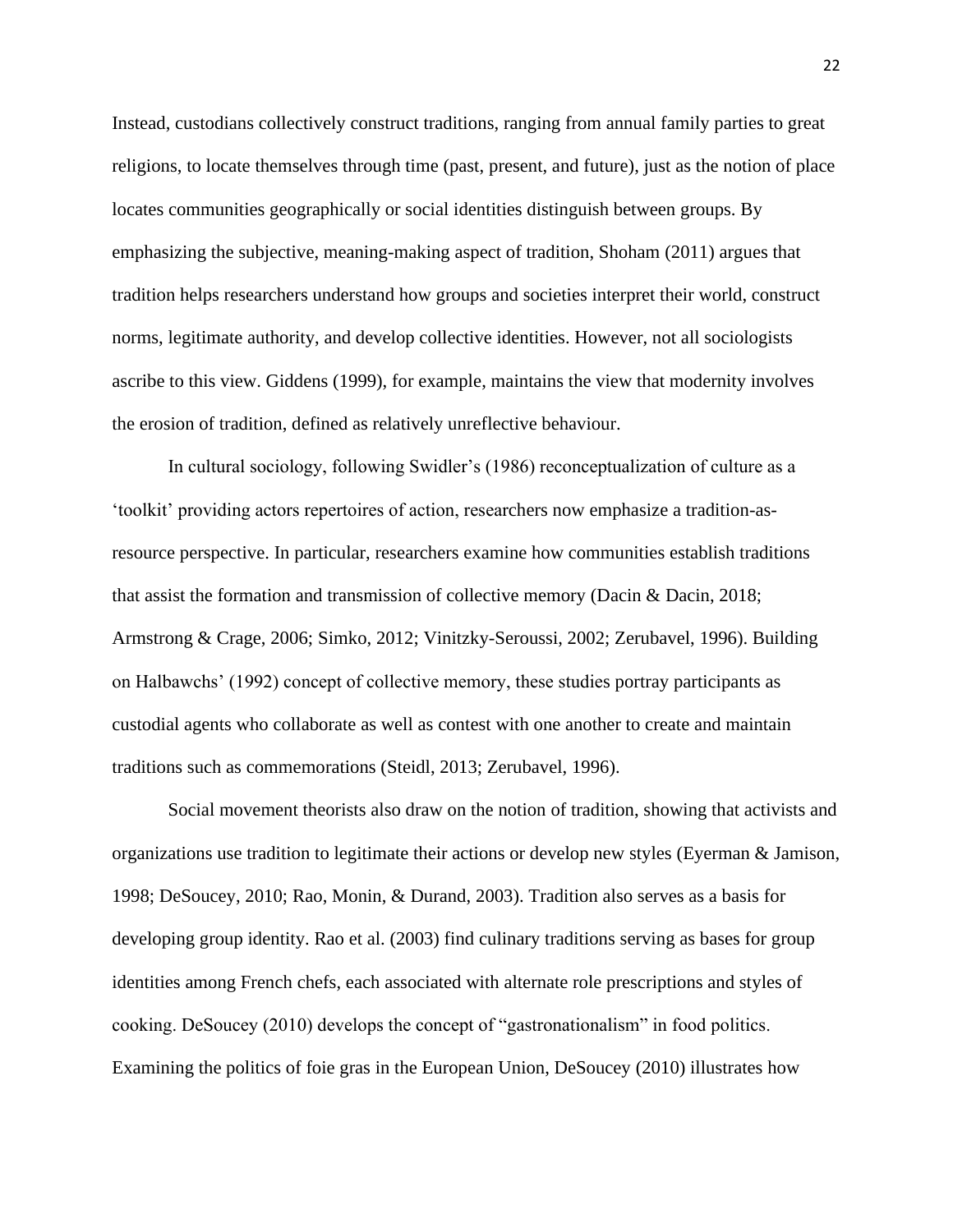Instead, custodians collectively construct traditions, ranging from annual family parties to great religions, to locate themselves through time (past, present, and future), just as the notion of place locates communities geographically or social identities distinguish between groups. By emphasizing the subjective, meaning-making aspect of tradition, Shoham (2011) argues that tradition helps researchers understand how groups and societies interpret their world, construct norms, legitimate authority, and develop collective identities. However, not all sociologists ascribe to this view. Giddens (1999), for example, maintains the view that modernity involves the erosion of tradition, defined as relatively unreflective behaviour.

In cultural sociology, following Swidler's (1986) reconceptualization of culture as a 'toolkit' providing actors repertoires of action, researchers now emphasize a tradition-as-resource perspective. In particular, researchers examine how communities establish traditions that assist the formation and transmission of collective memory (Dacin & Dacin, 2018; Armstrong & Crage, 2006; Simko, 2012; Vinitzky-Seroussi, 2002; Zerubavel, 1996). Building on Halbawchs' (1992) concept of collective memory, these studies portray participants as custodial agents who collaborate as well as contest with one another to create and maintain traditions such as commemorations (Steidl, 2013; Zerubavel, 1996).

Social movement theorists also draw on the notion of tradition, showing that activists and organizations use tradition to legitimate their actions or develop new styles (Eyerman & Jamison, 1998; DeSoucey, 2010; Rao, Monin, & Durand, 2003). Tradition also serves as a basis for developing group identity. Rao et al. (2003) find culinary traditions serving as bases for group identities among French chefs, each associated with alternate role prescriptions and styles of cooking. DeSoucey (2010) develops the concept of "gastronationalism" in food politics. Examining the politics of foie gras in the European Union, DeSoucey (2010) illustrates how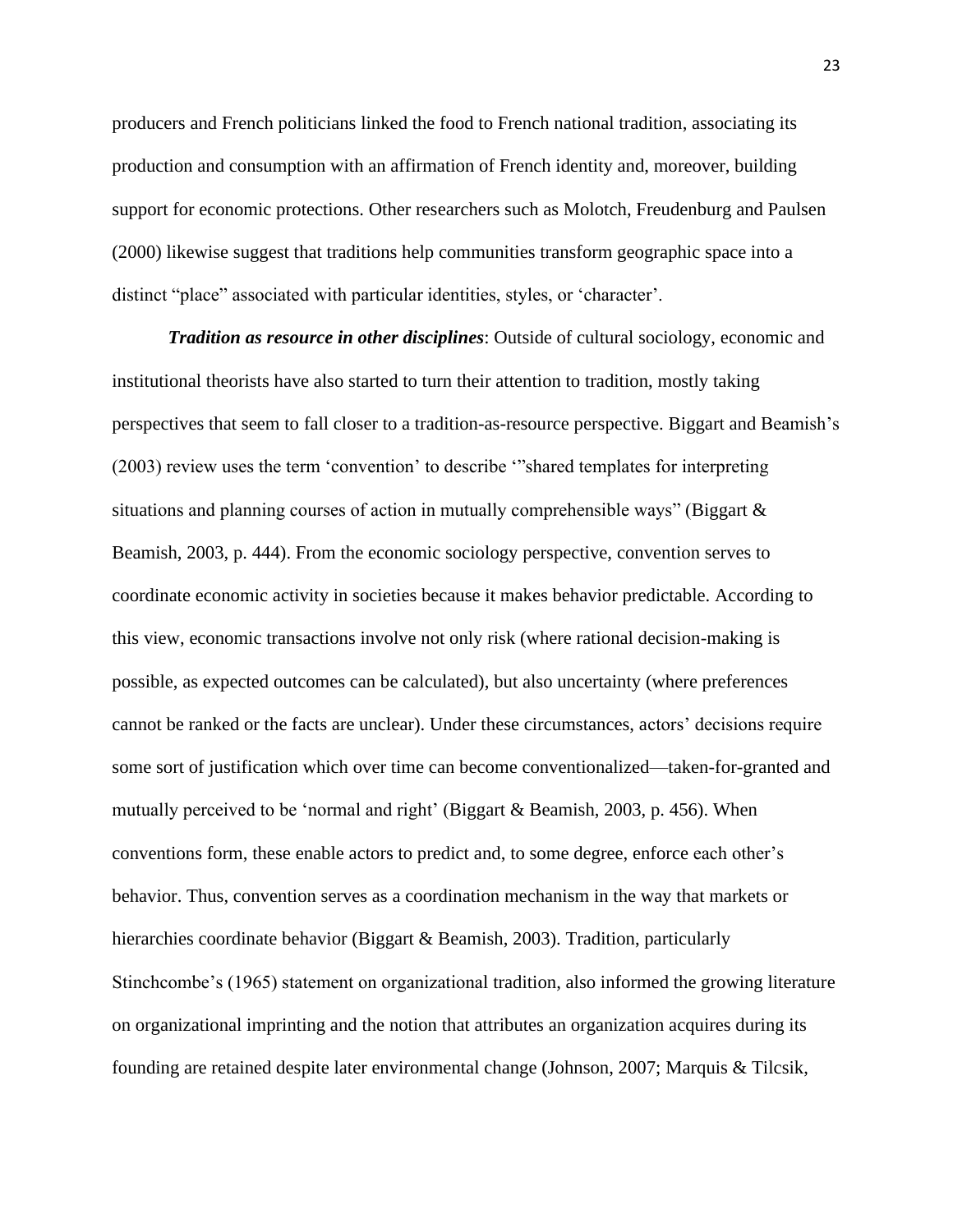producers and French politicians linked the food to French national tradition, associating its production and consumption with an affirmation of French identity and, moreover, building support for economic protections. Other researchers such as Molotch, Freudenburg and Paulsen (2000) likewise suggest that traditions help communities transform geographic space into a distinct "place" associated with particular identities, styles, or 'character'.

***Tradition as resource in other disciplines***: Outside of cultural sociology, economic and institutional theorists have also started to turn their attention to tradition, mostly taking perspectives that seem to fall closer to a tradition-as-resource perspective. Biggart and Beamish's (2003) review uses the term 'convention' to describe '"shared templates for interpreting situations and planning courses of action in mutually comprehensible ways" (Biggart & Beamish, 2003, p. 444). From the economic sociology perspective, convention serves to coordinate economic activity in societies because it makes behavior predictable. According to this view, economic transactions involve not only risk (where rational decision-making is possible, as expected outcomes can be calculated), but also uncertainty (where preferences cannot be ranked or the facts are unclear). Under these circumstances, actors' decisions require some sort of justification which over time can become conventionalized—taken-for-granted and mutually perceived to be 'normal and right' (Biggart & Beamish, 2003, p. 456). When conventions form, these enable actors to predict and, to some degree, enforce each other's behavior. Thus, convention serves as a coordination mechanism in the way that markets or hierarchies coordinate behavior (Biggart & Beamish, 2003). Tradition, particularly Stinchcombe's (1965) statement on organizational tradition, also informed the growing literature on organizational imprinting and the notion that attributes an organization acquires during its founding are retained despite later environmental change (Johnson, 2007; Marquis & Tilcsik,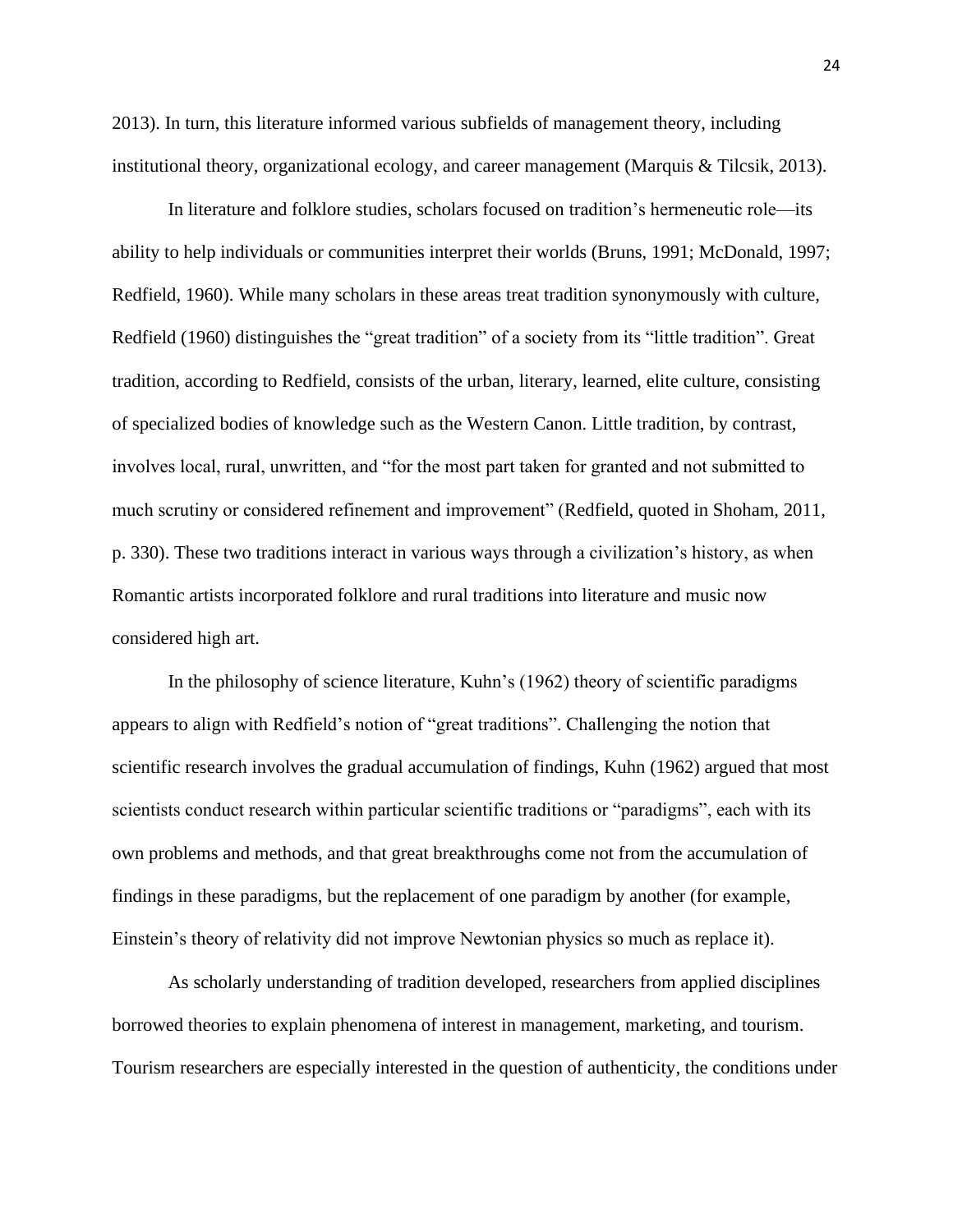2013). In turn, this literature informed various subfields of management theory, including institutional theory, organizational ecology, and career management (Marquis & Tilcsik, 2013).

In literature and folklore studies, scholars focused on tradition's hermeneutic role—its ability to help individuals or communities interpret their worlds (Bruns, 1991; McDonald, 1997; Redfield, 1960). While many scholars in these areas treat tradition synonymously with culture, Redfield (1960) distinguishes the "great tradition" of a society from its "little tradition". Great tradition, according to Redfield, consists of the urban, literary, learned, elite culture, consisting of specialized bodies of knowledge such as the Western Canon. Little tradition, by contrast, involves local, rural, unwritten, and "for the most part taken for granted and not submitted to much scrutiny or considered refinement and improvement" (Redfield, quoted in Shoham, 2011, p. 330). These two traditions interact in various ways through a civilization's history, as when Romantic artists incorporated folklore and rural traditions into literature and music now considered high art.

In the philosophy of science literature, Kuhn's (1962) theory of scientific paradigms appears to align with Redfield's notion of "great traditions". Challenging the notion that scientific research involves the gradual accumulation of findings, Kuhn (1962) argued that most scientists conduct research within particular scientific traditions or "paradigms", each with its own problems and methods, and that great breakthroughs come not from the accumulation of findings in these paradigms, but the replacement of one paradigm by another (for example, Einstein's theory of relativity did not improve Newtonian physics so much as replace it).

As scholarly understanding of tradition developed, researchers from applied disciplines borrowed theories to explain phenomena of interest in management, marketing, and tourism. Tourism researchers are especially interested in the question of authenticity, the conditions under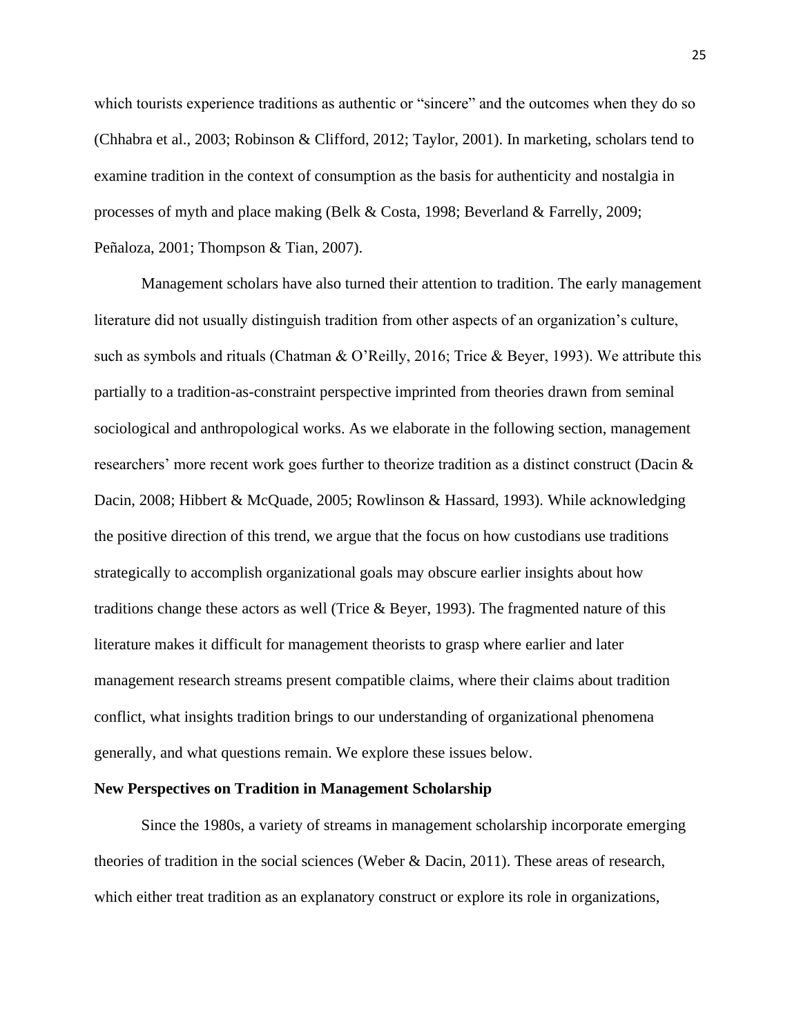which tourists experience traditions as authentic or "sincere" and the outcomes when they do so (Chhabra et al., 2003; Robinson & Clifford, 2012; Taylor, 2001). In marketing, scholars tend to examine tradition in the context of consumption as the basis for authenticity and nostalgia in processes of myth and place making (Belk & Costa, 1998; Beverland & Farrelly, 2009; Peñaloza, 2001; Thompson & Tian, 2007).

Management scholars have also turned their attention to tradition. The early management literature did not usually distinguish tradition from other aspects of an organization's culture, such as symbols and rituals (Chatman & O'Reilly, 2016; Trice & Beyer, 1993). We attribute this partially to a tradition-as-constraint perspective imprinted from theories drawn from seminal sociological and anthropological works. As we elaborate in the following section, management researchers' more recent work goes further to theorize tradition as a distinct construct (Dacin & Dacin, 2008; Hibbert & McQuade, 2005; Rowlinson & Hassard, 1993). While acknowledging the positive direction of this trend, we argue that the focus on how custodians use traditions strategically to accomplish organizational goals may obscure earlier insights about how traditions change these actors as well (Trice & Beyer, 1993). The fragmented nature of this literature makes it difficult for management theorists to grasp where earlier and later management research streams present compatible claims, where their claims about tradition conflict, what insights tradition brings to our understanding of organizational phenomena generally, and what questions remain. We explore these issues below.

**New Perspectives on Tradition in Management Scholarship**

Since the 1980s, a variety of streams in management scholarship incorporate emerging theories of tradition in the social sciences (Weber & Dacin, 2011). These areas of research, which either treat tradition as an explanatory construct or explore its role in organizations,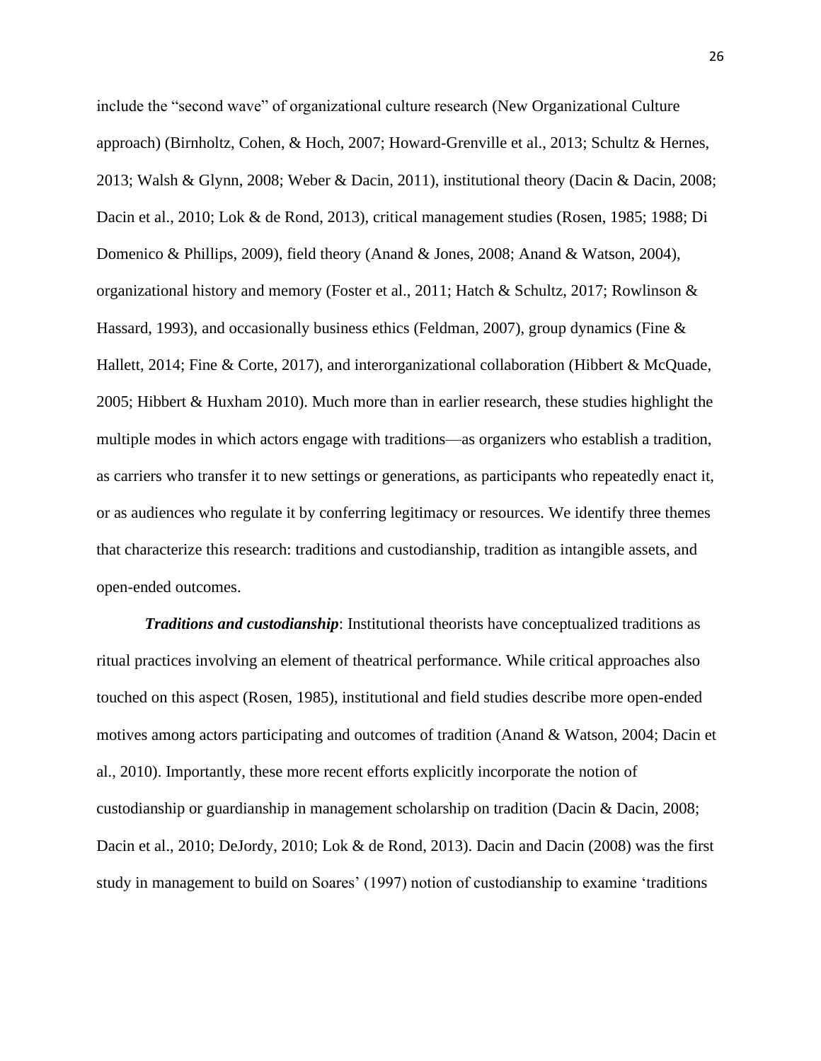include the "second wave" of organizational culture research (New Organizational Culture approach) (Birnholtz, Cohen, & Hoch, 2007; Howard-Grenville et al., 2013; Schultz & Hernes, 2013; Walsh & Glynn, 2008; Weber & Dacin, 2011), institutional theory (Dacin & Dacin, 2008; Dacin et al., 2010; Lok & de Rond, 2013), critical management studies (Rosen, 1985; 1988; Di Domenico & Phillips, 2009), field theory (Anand & Jones, 2008; Anand & Watson, 2004), organizational history and memory (Foster et al., 2011; Hatch & Schultz, 2017; Rowlinson & Hassard, 1993), and occasionally business ethics (Feldman, 2007), group dynamics (Fine & Hallett, 2014; Fine & Corte, 2017), and interorganizational collaboration (Hibbert & McQuade, 2005; Hibbert & Huxham 2010). Much more than in earlier research, these studies highlight the multiple modes in which actors engage with traditions—as organizers who establish a tradition, as carriers who transfer it to new settings or generations, as participants who repeatedly enact it, or as audiences who regulate it by conferring legitimacy or resources. We identify three themes that characterize this research: traditions and custodianship, tradition as intangible assets, and open-ended outcomes.

***Traditions and custodianship***: Institutional theorists have conceptualized traditions as ritual practices involving an element of theatrical performance. While critical approaches also touched on this aspect (Rosen, 1985), institutional and field studies describe more open-ended motives among actors participating and outcomes of tradition (Anand & Watson, 2004; Dacin et al., 2010). Importantly, these more recent efforts explicitly incorporate the notion of custodianship or guardianship in management scholarship on tradition (Dacin & Dacin, 2008; Dacin et al., 2010; DeJordy, 2010; Lok & de Rond, 2013). Dacin and Dacin (2008) was the first study in management to build on Soares' (1997) notion of custodianship to examine 'traditions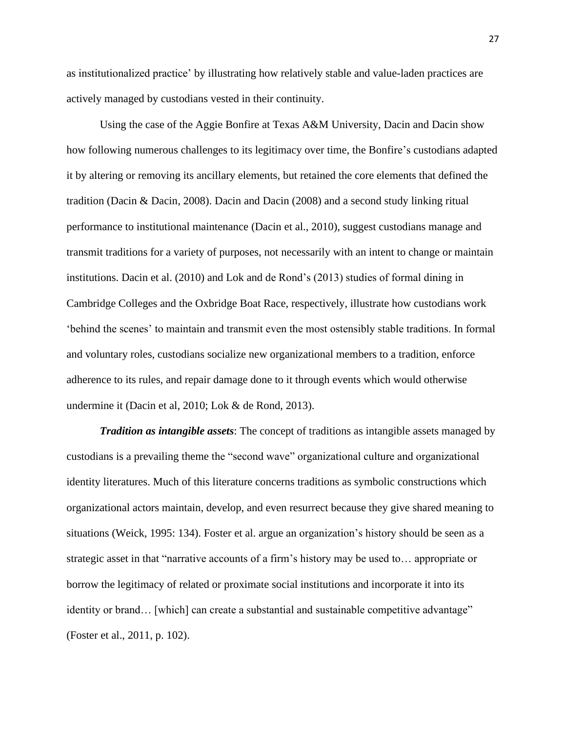as institutionalized practice' by illustrating how relatively stable and value-laden practices are actively managed by custodians vested in their continuity.

Using the case of the Aggie Bonfire at Texas A&M University, Dacin and Dacin show how following numerous challenges to its legitimacy over time, the Bonfire's custodians adapted it by altering or removing its ancillary elements, but retained the core elements that defined the tradition (Dacin & Dacin, 2008). Dacin and Dacin (2008) and a second study linking ritual performance to institutional maintenance (Dacin et al., 2010), suggest custodians manage and transmit traditions for a variety of purposes, not necessarily with an intent to change or maintain institutions. Dacin et al. (2010) and Lok and de Rond's (2013) studies of formal dining in Cambridge Colleges and the Oxbridge Boat Race, respectively, illustrate how custodians work 'behind the scenes' to maintain and transmit even the most ostensibly stable traditions. In formal and voluntary roles, custodians socialize new organizational members to a tradition, enforce adherence to its rules, and repair damage done to it through events which would otherwise undermine it (Dacin et al, 2010; Lok & de Rond, 2013).

***Tradition as intangible assets***: The concept of traditions as intangible assets managed by custodians is a prevailing theme the "second wave" organizational culture and organizational identity literatures. Much of this literature concerns traditions as symbolic constructions which organizational actors maintain, develop, and even resurrect because they give shared meaning to situations (Weick, 1995: 134). Foster et al. argue an organization's history should be seen as a strategic asset in that "narrative accounts of a firm's history may be used to… appropriate or borrow the legitimacy of related or proximate social institutions and incorporate it into its identity or brand… [which] can create a substantial and sustainable competitive advantage" (Foster et al., 2011, p. 102).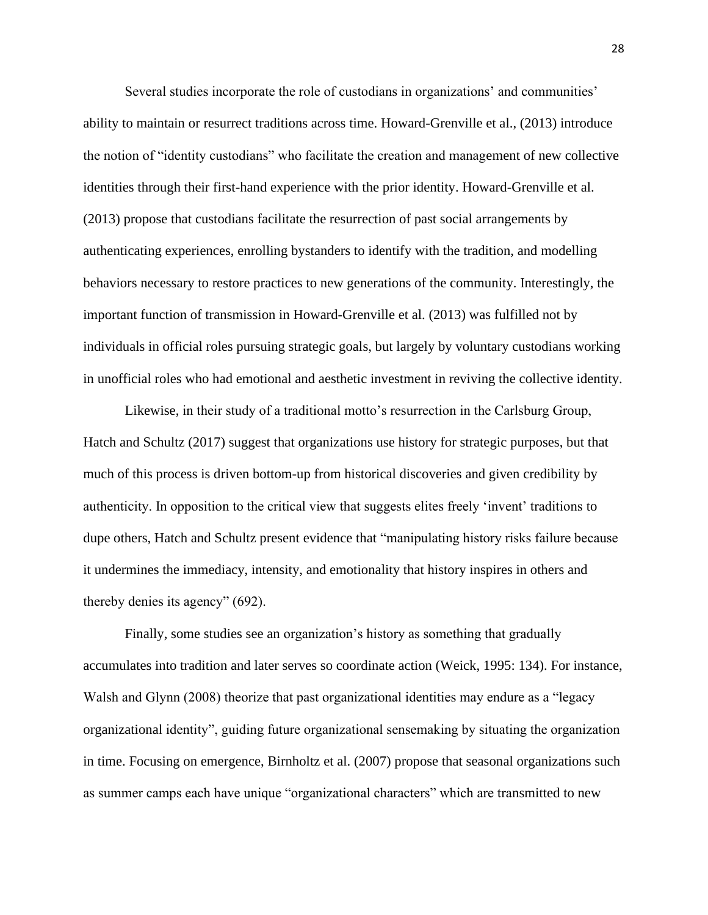Several studies incorporate the role of custodians in organizations' and communities' ability to maintain or resurrect traditions across time. Howard-Grenville et al., (2013) introduce the notion of "identity custodians" who facilitate the creation and management of new collective identities through their first-hand experience with the prior identity. Howard-Grenville et al. (2013) propose that custodians facilitate the resurrection of past social arrangements by authenticating experiences, enrolling bystanders to identify with the tradition, and modelling behaviors necessary to restore practices to new generations of the community. Interestingly, the important function of transmission in Howard-Grenville et al. (2013) was fulfilled not by individuals in official roles pursuing strategic goals, but largely by voluntary custodians working in unofficial roles who had emotional and aesthetic investment in reviving the collective identity.

Likewise, in their study of a traditional motto's resurrection in the Carlsburg Group, Hatch and Schultz (2017) suggest that organizations use history for strategic purposes, but that much of this process is driven bottom-up from historical discoveries and given credibility by authenticity. In opposition to the critical view that suggests elites freely 'invent' traditions to dupe others, Hatch and Schultz present evidence that "manipulating history risks failure because it undermines the immediacy, intensity, and emotionality that history inspires in others and thereby denies its agency" (692).

Finally, some studies see an organization's history as something that gradually accumulates into tradition and later serves so coordinate action (Weick, 1995: 134). For instance, Walsh and Glynn (2008) theorize that past organizational identities may endure as a "legacy organizational identity", guiding future organizational sensemaking by situating the organization in time. Focusing on emergence, Birnholtz et al. (2007) propose that seasonal organizations such as summer camps each have unique "organizational characters" which are transmitted to new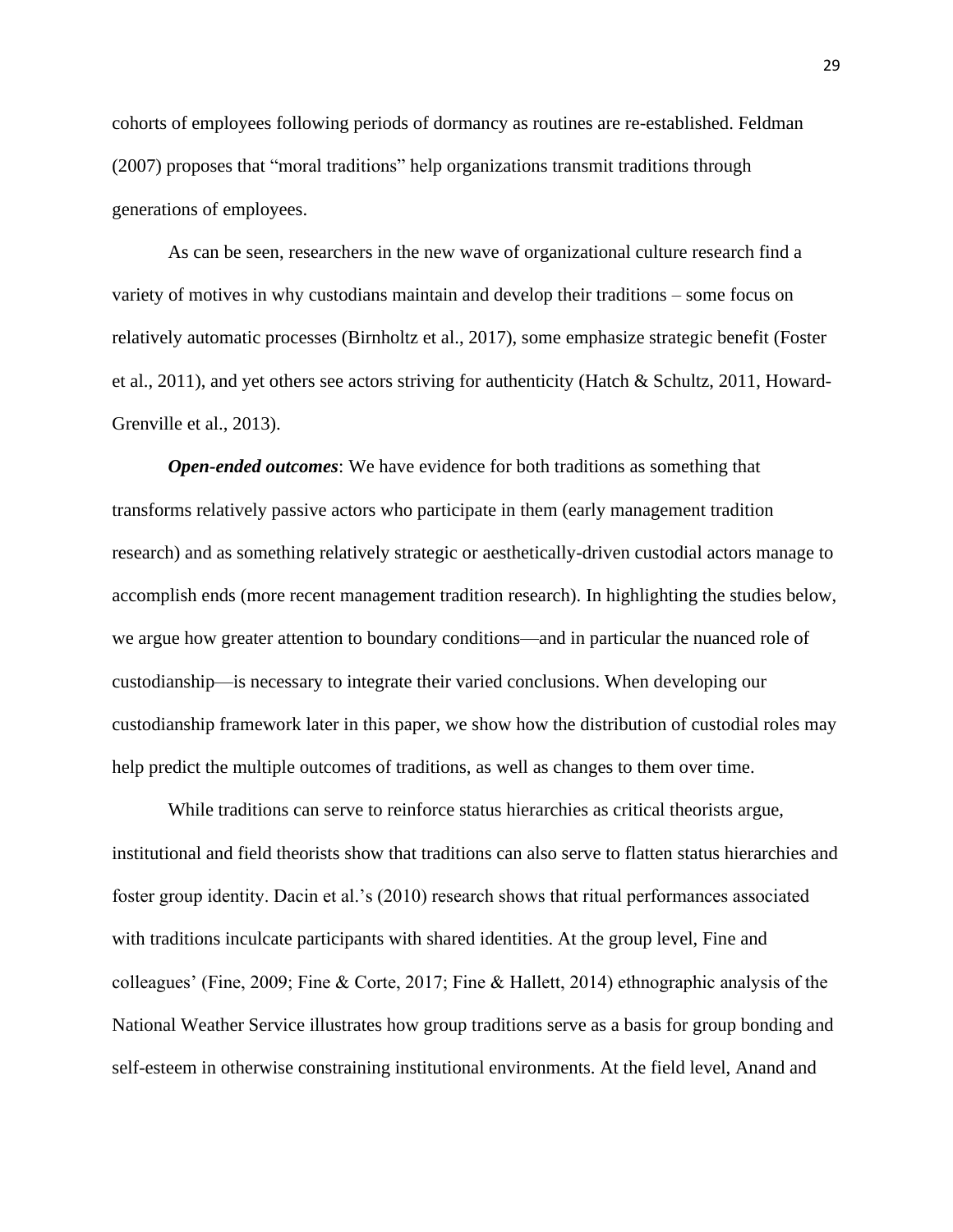cohorts of employees following periods of dormancy as routines are re-established. Feldman (2007) proposes that "moral traditions" help organizations transmit traditions through generations of employees.

As can be seen, researchers in the new wave of organizational culture research find a variety of motives in why custodians maintain and develop their traditions – some focus on relatively automatic processes (Birnholtz et al., 2017), some emphasize strategic benefit (Foster et al., 2011), and yet others see actors striving for authenticity (Hatch & Schultz, 2011, Howard-Grenville et al., 2013).

***Open-ended outcomes***: We have evidence for both traditions as something that transforms relatively passive actors who participate in them (early management tradition research) and as something relatively strategic or aesthetically-driven custodial actors manage to accomplish ends (more recent management tradition research). In highlighting the studies below, we argue how greater attention to boundary conditions—and in particular the nuanced role of custodianship—is necessary to integrate their varied conclusions. When developing our custodianship framework later in this paper, we show how the distribution of custodial roles may help predict the multiple outcomes of traditions, as well as changes to them over time.

While traditions can serve to reinforce status hierarchies as critical theorists argue, institutional and field theorists show that traditions can also serve to flatten status hierarchies and foster group identity. Dacin et al.'s (2010) research shows that ritual performances associated with traditions inculcate participants with shared identities. At the group level, Fine and colleagues' (Fine, 2009; Fine & Corte, 2017; Fine & Hallett, 2014) ethnographic analysis of the National Weather Service illustrates how group traditions serve as a basis for group bonding and self-esteem in otherwise constraining institutional environments. At the field level, Anand and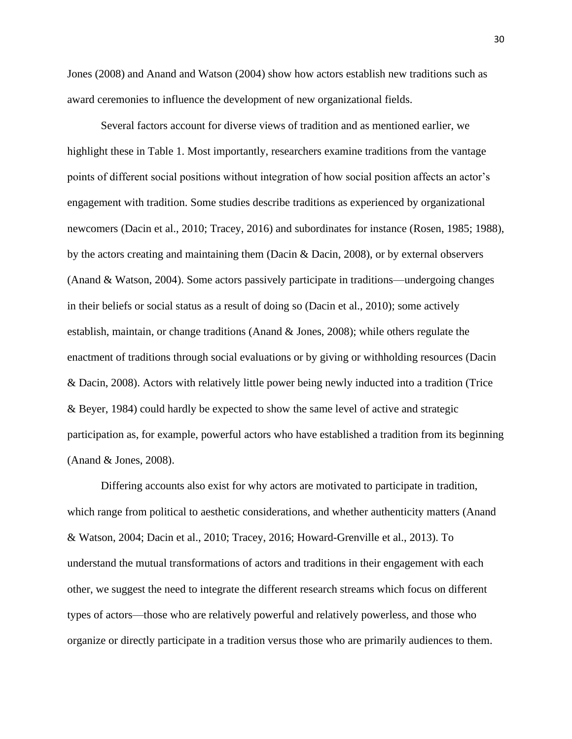Jones (2008) and Anand and Watson (2004) show how actors establish new traditions such as award ceremonies to influence the development of new organizational fields.

Several factors account for diverse views of tradition and as mentioned earlier, we highlight these in Table 1. Most importantly, researchers examine traditions from the vantage points of different social positions without integration of how social position affects an actor's engagement with tradition. Some studies describe traditions as experienced by organizational newcomers (Dacin et al., 2010; Tracey, 2016) and subordinates for instance (Rosen, 1985; 1988), by the actors creating and maintaining them (Dacin & Dacin, 2008), or by external observers (Anand & Watson, 2004). Some actors passively participate in traditions—undergoing changes in their beliefs or social status as a result of doing so (Dacin et al., 2010); some actively establish, maintain, or change traditions (Anand & Jones, 2008); while others regulate the enactment of traditions through social evaluations or by giving or withholding resources (Dacin & Dacin, 2008). Actors with relatively little power being newly inducted into a tradition (Trice & Beyer, 1984) could hardly be expected to show the same level of active and strategic participation as, for example, powerful actors who have established a tradition from its beginning (Anand & Jones, 2008).

Differing accounts also exist for why actors are motivated to participate in tradition, which range from political to aesthetic considerations, and whether authenticity matters (Anand & Watson, 2004; Dacin et al., 2010; Tracey, 2016; Howard-Grenville et al., 2013). To understand the mutual transformations of actors and traditions in their engagement with each other, we suggest the need to integrate the different research streams which focus on different types of actors—those who are relatively powerful and relatively powerless, and those who organize or directly participate in a tradition versus those who are primarily audiences to them.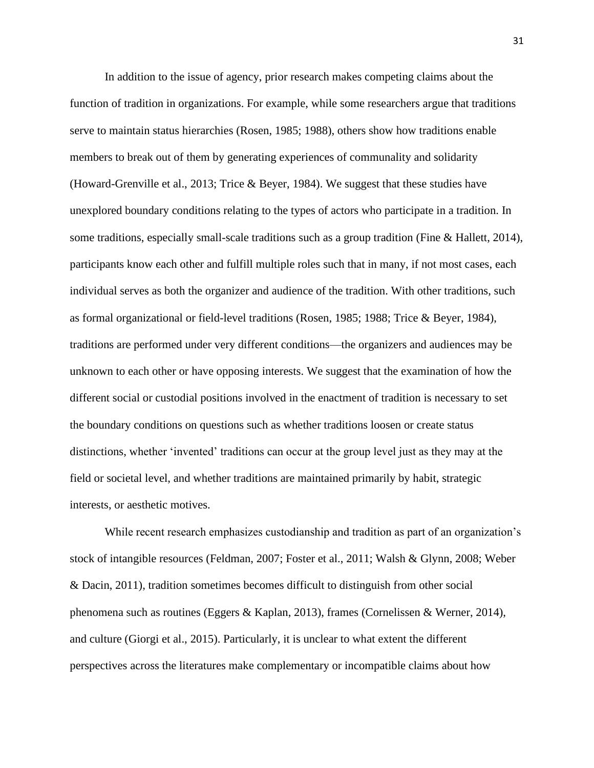In addition to the issue of agency, prior research makes competing claims about the function of tradition in organizations. For example, while some researchers argue that traditions serve to maintain status hierarchies (Rosen, 1985; 1988), others show how traditions enable members to break out of them by generating experiences of communality and solidarity (Howard-Grenville et al., 2013; Trice & Beyer, 1984). We suggest that these studies have unexplored boundary conditions relating to the types of actors who participate in a tradition. In some traditions, especially small-scale traditions such as a group tradition (Fine & Hallett, 2014), participants know each other and fulfill multiple roles such that in many, if not most cases, each individual serves as both the organizer and audience of the tradition. With other traditions, such as formal organizational or field-level traditions (Rosen, 1985; 1988; Trice & Beyer, 1984), traditions are performed under very different conditions—the organizers and audiences may be unknown to each other or have opposing interests. We suggest that the examination of how the different social or custodial positions involved in the enactment of tradition is necessary to set the boundary conditions on questions such as whether traditions loosen or create status distinctions, whether 'invented' traditions can occur at the group level just as they may at the field or societal level, and whether traditions are maintained primarily by habit, strategic interests, or aesthetic motives.

While recent research emphasizes custodianship and tradition as part of an organization's stock of intangible resources (Feldman, 2007; Foster et al., 2011; Walsh & Glynn, 2008; Weber & Dacin, 2011), tradition sometimes becomes difficult to distinguish from other social phenomena such as routines (Eggers & Kaplan, 2013), frames (Cornelissen & Werner, 2014), and culture (Giorgi et al., 2015). Particularly, it is unclear to what extent the different perspectives across the literatures make complementary or incompatible claims about how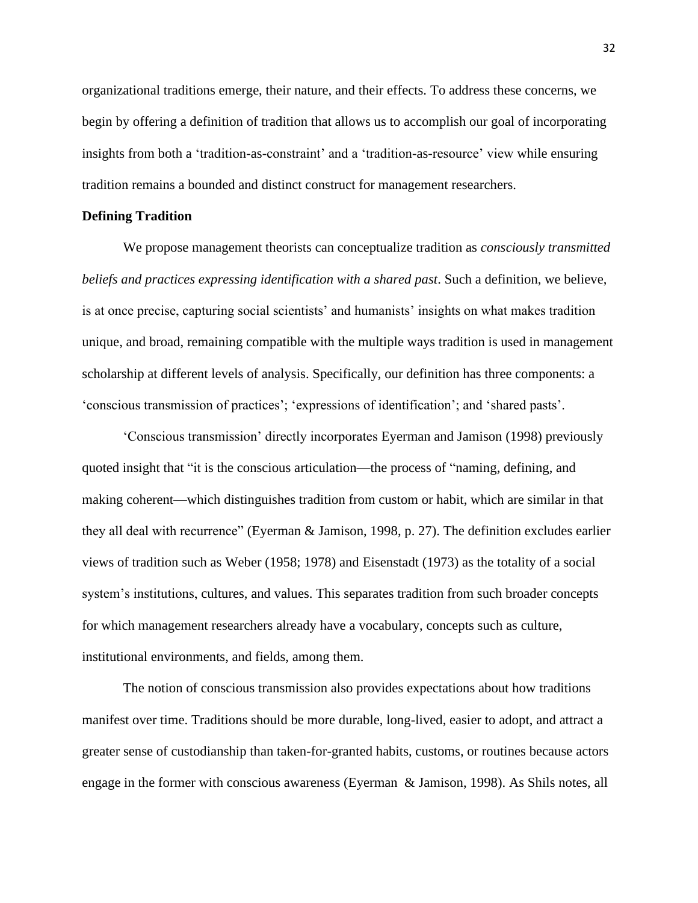organizational traditions emerge, their nature, and their effects. To address these concerns, we begin by offering a definition of tradition that allows us to accomplish our goal of incorporating insights from both a 'tradition-as-constraint' and a 'tradition-as-resource' view while ensuring tradition remains a bounded and distinct construct for management researchers.

**Defining Tradition**

We propose management theorists can conceptualize tradition as *consciously transmitted beliefs and practices expressing identification with a shared past*. Such a definition, we believe, is at once precise, capturing social scientists' and humanists' insights on what makes tradition unique, and broad, remaining compatible with the multiple ways tradition is used in management scholarship at different levels of analysis. Specifically, our definition has three components: a 'conscious transmission of practices'; 'expressions of identification'; and 'shared pasts'.

'Conscious transmission' directly incorporates Eyerman and Jamison (1998) previously quoted insight that "it is the conscious articulation—the process of "naming, defining, and making coherent—which distinguishes tradition from custom or habit, which are similar in that they all deal with recurrence" (Eyerman & Jamison, 1998, p. 27). The definition excludes earlier views of tradition such as Weber (1958; 1978) and Eisenstadt (1973) as the totality of a social system's institutions, cultures, and values. This separates tradition from such broader concepts for which management researchers already have a vocabulary, concepts such as culture, institutional environments, and fields, among them.

The notion of conscious transmission also provides expectations about how traditions manifest over time. Traditions should be more durable, long-lived, easier to adopt, and attract a greater sense of custodianship than taken-for-granted habits, customs, or routines because actors engage in the former with conscious awareness (Eyerman & Jamison, 1998). As Shils notes, all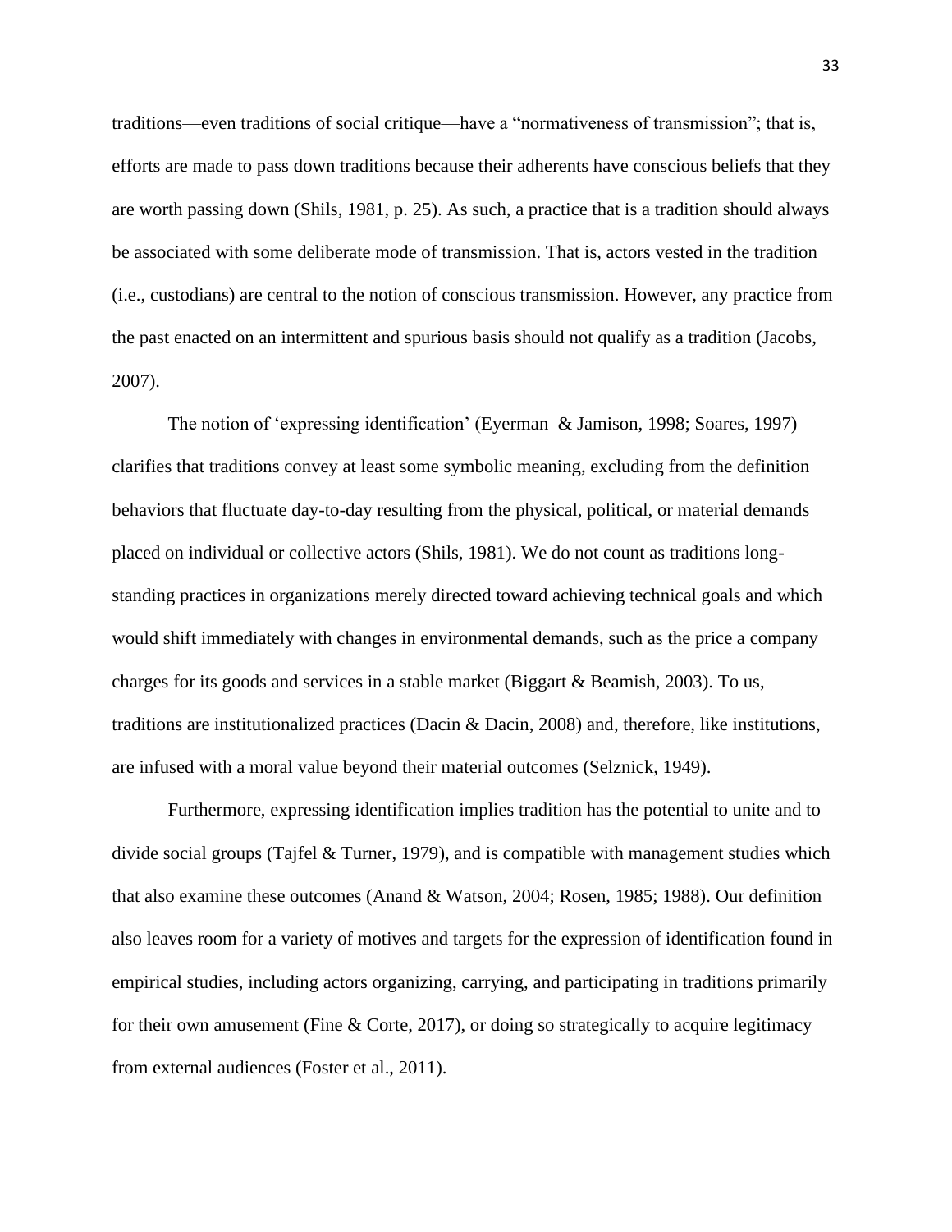traditions—even traditions of social critique—have a "normativeness of transmission"; that is, efforts are made to pass down traditions because their adherents have conscious beliefs that they are worth passing down (Shils, 1981, p. 25). As such, a practice that is a tradition should always be associated with some deliberate mode of transmission. That is, actors vested in the tradition (i.e., custodians) are central to the notion of conscious transmission. However, any practice from the past enacted on an intermittent and spurious basis should not qualify as a tradition (Jacobs, 2007).

The notion of 'expressing identification' (Eyerman & Jamison, 1998; Soares, 1997) clarifies that traditions convey at least some symbolic meaning, excluding from the definition behaviors that fluctuate day-to-day resulting from the physical, political, or material demands placed on individual or collective actors (Shils, 1981). We do not count as traditions long-standing practices in organizations merely directed toward achieving technical goals and which would shift immediately with changes in environmental demands, such as the price a company charges for its goods and services in a stable market (Biggart & Beamish, 2003). To us, traditions are institutionalized practices (Dacin & Dacin, 2008) and, therefore, like institutions, are infused with a moral value beyond their material outcomes (Selznick, 1949).

Furthermore, expressing identification implies tradition has the potential to unite and to divide social groups (Tajfel & Turner, 1979), and is compatible with management studies which that also examine these outcomes (Anand & Watson, 2004; Rosen, 1985; 1988). Our definition also leaves room for a variety of motives and targets for the expression of identification found in empirical studies, including actors organizing, carrying, and participating in traditions primarily for their own amusement (Fine & Corte, 2017), or doing so strategically to acquire legitimacy from external audiences (Foster et al., 2011).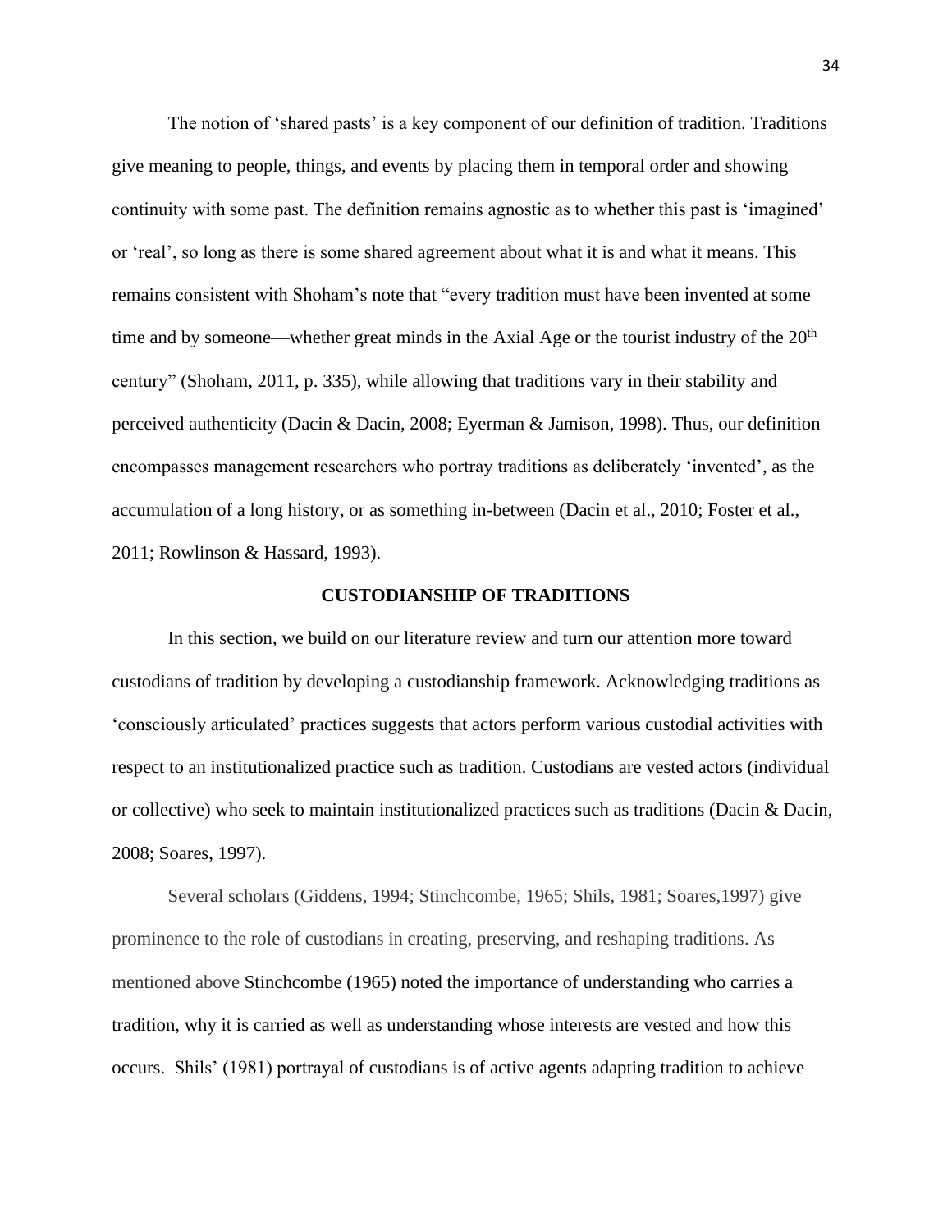The notion of 'shared pasts' is a key component of our definition of tradition. Traditions give meaning to people, things, and events by placing them in temporal order and showing continuity with some past. The definition remains agnostic as to whether this past is 'imagined' or 'real', so long as there is some shared agreement about what it is and what it means. This remains consistent with Shoham's note that "every tradition must have been invented at some time and by someone—whether great minds in the Axial Age or the tourist industry of the 20th century" (Shoham, 2011, p. 335), while allowing that traditions vary in their stability and perceived authenticity (Dacin & Dacin, 2008; Eyerman & Jamison, 1998). Thus, our definition encompasses management researchers who portray traditions as deliberately 'invented', as the accumulation of a long history, or as something in-between (Dacin et al., 2010; Foster et al., 2011; Rowlinson & Hassard, 1993).

## CUSTODIANSHIP OF TRADITIONS

In this section, we build on our literature review and turn our attention more toward custodians of tradition by developing a custodianship framework. Acknowledging traditions as 'consciously articulated' practices suggests that actors perform various custodial activities with respect to an institutionalized practice such as tradition. Custodians are vested actors (individual or collective) who seek to maintain institutionalized practices such as traditions (Dacin & Dacin, 2008; Soares, 1997).

Several scholars (Giddens, 1994; Stinchcombe, 1965; Shils, 1981; Soares,1997) give prominence to the role of custodians in creating, preserving, and reshaping traditions. As mentioned above Stinchcombe (1965) noted the importance of understanding who carries a tradition, why it is carried as well as understanding whose interests are vested and how this occurs. Shils' (1981) portrayal of custodians is of active agents adapting tradition to achieve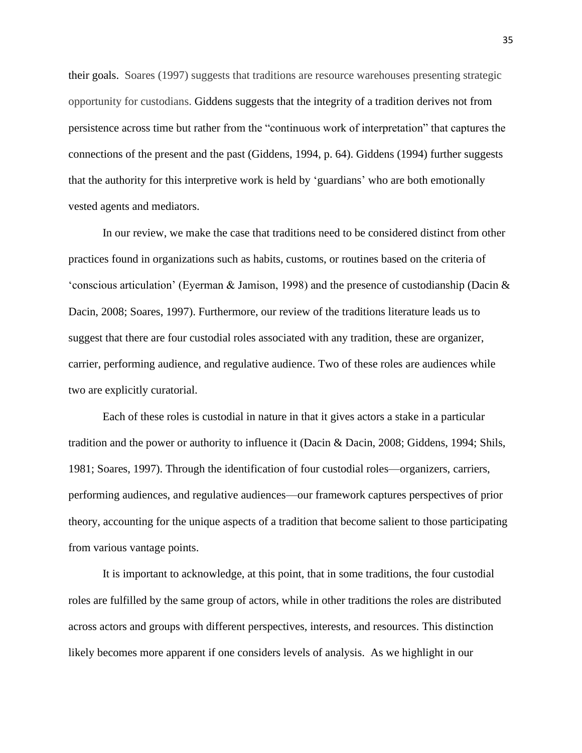their goals. Soares (1997) suggests that traditions are resource warehouses presenting strategic opportunity for custodians. Giddens suggests that the integrity of a tradition derives not from persistence across time but rather from the "continuous work of interpretation" that captures the connections of the present and the past (Giddens, 1994, p. 64). Giddens (1994) further suggests that the authority for this interpretive work is held by 'guardians' who are both emotionally vested agents and mediators.

In our review, we make the case that traditions need to be considered distinct from other practices found in organizations such as habits, customs, or routines based on the criteria of 'conscious articulation' (Eyerman & Jamison, 1998) and the presence of custodianship (Dacin & Dacin, 2008; Soares, 1997). Furthermore, our review of the traditions literature leads us to suggest that there are four custodial roles associated with any tradition, these are organizer, carrier, performing audience, and regulative audience. Two of these roles are audiences while two are explicitly curatorial.

Each of these roles is custodial in nature in that it gives actors a stake in a particular tradition and the power or authority to influence it (Dacin & Dacin, 2008; Giddens, 1994; Shils, 1981; Soares, 1997). Through the identification of four custodial roles—organizers, carriers, performing audiences, and regulative audiences—our framework captures perspectives of prior theory, accounting for the unique aspects of a tradition that become salient to those participating from various vantage points.

It is important to acknowledge, at this point, that in some traditions, the four custodial roles are fulfilled by the same group of actors, while in other traditions the roles are distributed across actors and groups with different perspectives, interests, and resources. This distinction likely becomes more apparent if one considers levels of analysis. As we highlight in our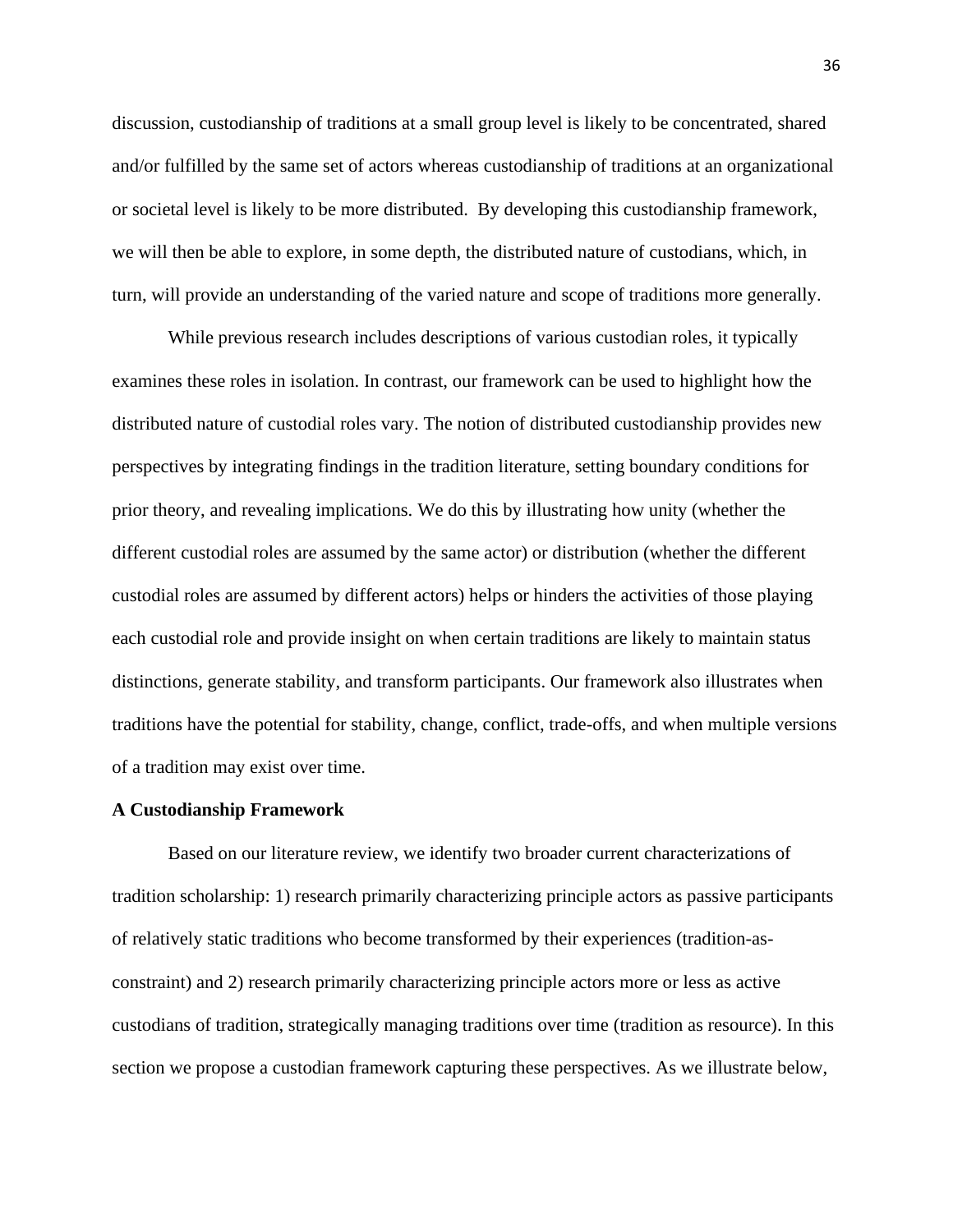discussion, custodianship of traditions at a small group level is likely to be concentrated, shared and/or fulfilled by the same set of actors whereas custodianship of traditions at an organizational or societal level is likely to be more distributed. By developing this custodianship framework, we will then be able to explore, in some depth, the distributed nature of custodians, which, in turn, will provide an understanding of the varied nature and scope of traditions more generally.

While previous research includes descriptions of various custodian roles, it typically examines these roles in isolation. In contrast, our framework can be used to highlight how the distributed nature of custodial roles vary. The notion of distributed custodianship provides new perspectives by integrating findings in the tradition literature, setting boundary conditions for prior theory, and revealing implications. We do this by illustrating how unity (whether the different custodial roles are assumed by the same actor) or distribution (whether the different custodial roles are assumed by different actors) helps or hinders the activities of those playing each custodial role and provide insight on when certain traditions are likely to maintain status distinctions, generate stability, and transform participants. Our framework also illustrates when traditions have the potential for stability, change, conflict, trade-offs, and when multiple versions of a tradition may exist over time.

**A Custodianship Framework**

Based on our literature review, we identify two broader current characterizations of tradition scholarship: 1) research primarily characterizing principle actors as passive participants of relatively static traditions who become transformed by their experiences (tradition-as-constraint) and 2) research primarily characterizing principle actors more or less as active custodians of tradition, strategically managing traditions over time (tradition as resource). In this section we propose a custodian framework capturing these perspectives. As we illustrate below,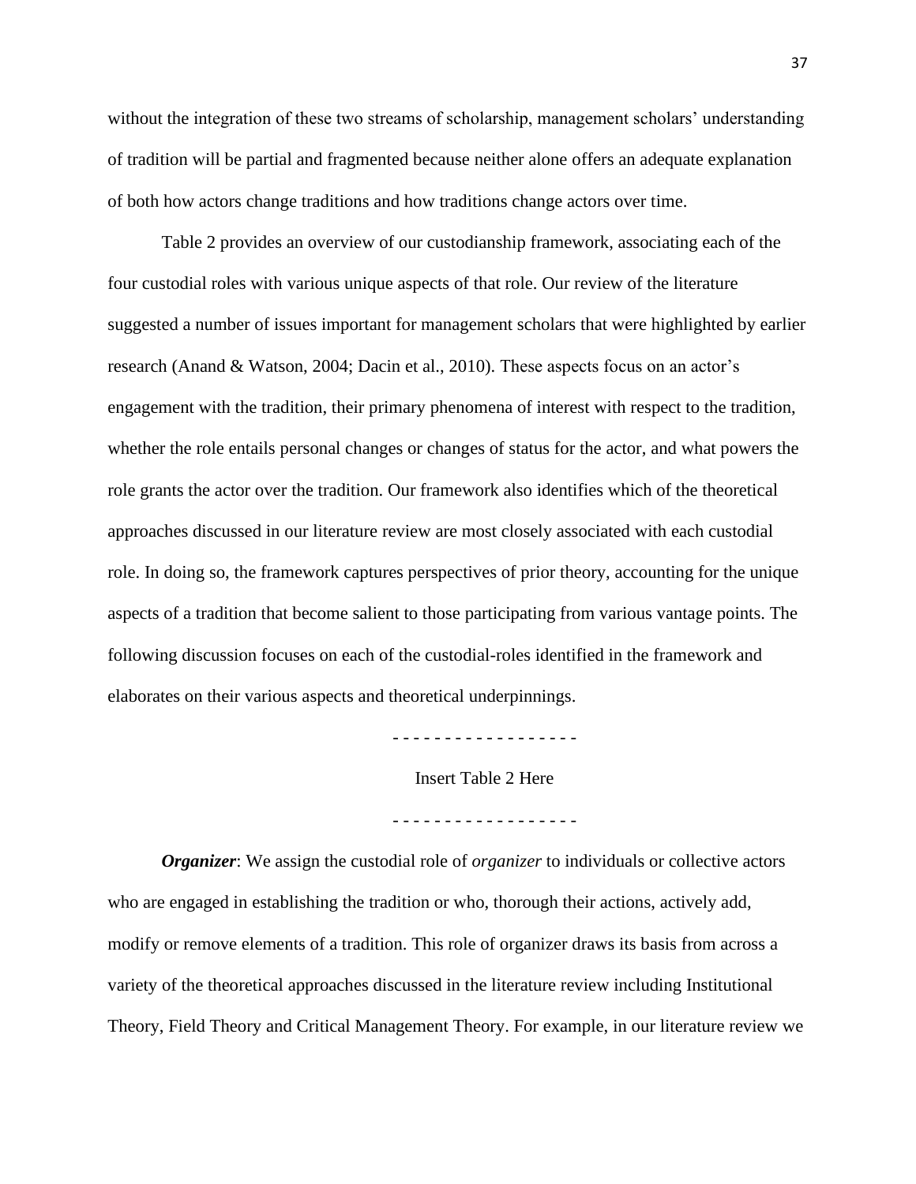without the integration of these two streams of scholarship, management scholars' understanding of tradition will be partial and fragmented because neither alone offers an adequate explanation of both how actors change traditions and how traditions change actors over time.

Table 2 provides an overview of our custodianship framework, associating each of the four custodial roles with various unique aspects of that role. Our review of the literature suggested a number of issues important for management scholars that were highlighted by earlier research (Anand & Watson, 2004; Dacin et al., 2010). These aspects focus on an actor's engagement with the tradition, their primary phenomena of interest with respect to the tradition, whether the role entails personal changes or changes of status for the actor, and what powers the role grants the actor over the tradition. Our framework also identifies which of the theoretical approaches discussed in our literature review are most closely associated with each custodial role. In doing so, the framework captures perspectives of prior theory, accounting for the unique aspects of a tradition that become salient to those participating from various vantage points. The following discussion focuses on each of the custodial-roles identified in the framework and elaborates on their various aspects and theoretical underpinnings.

\- - - - - - - - - - - - - - - - - -

Insert Table 2 Here

\- - - - - - - - - - - - - - - - - -

***Organizer***: We assign the custodial role of *organizer* to individuals or collective actors who are engaged in establishing the tradition or who, thorough their actions, actively add, modify or remove elements of a tradition. This role of organizer draws its basis from across a variety of the theoretical approaches discussed in the literature review including Institutional Theory, Field Theory and Critical Management Theory. For example, in our literature review we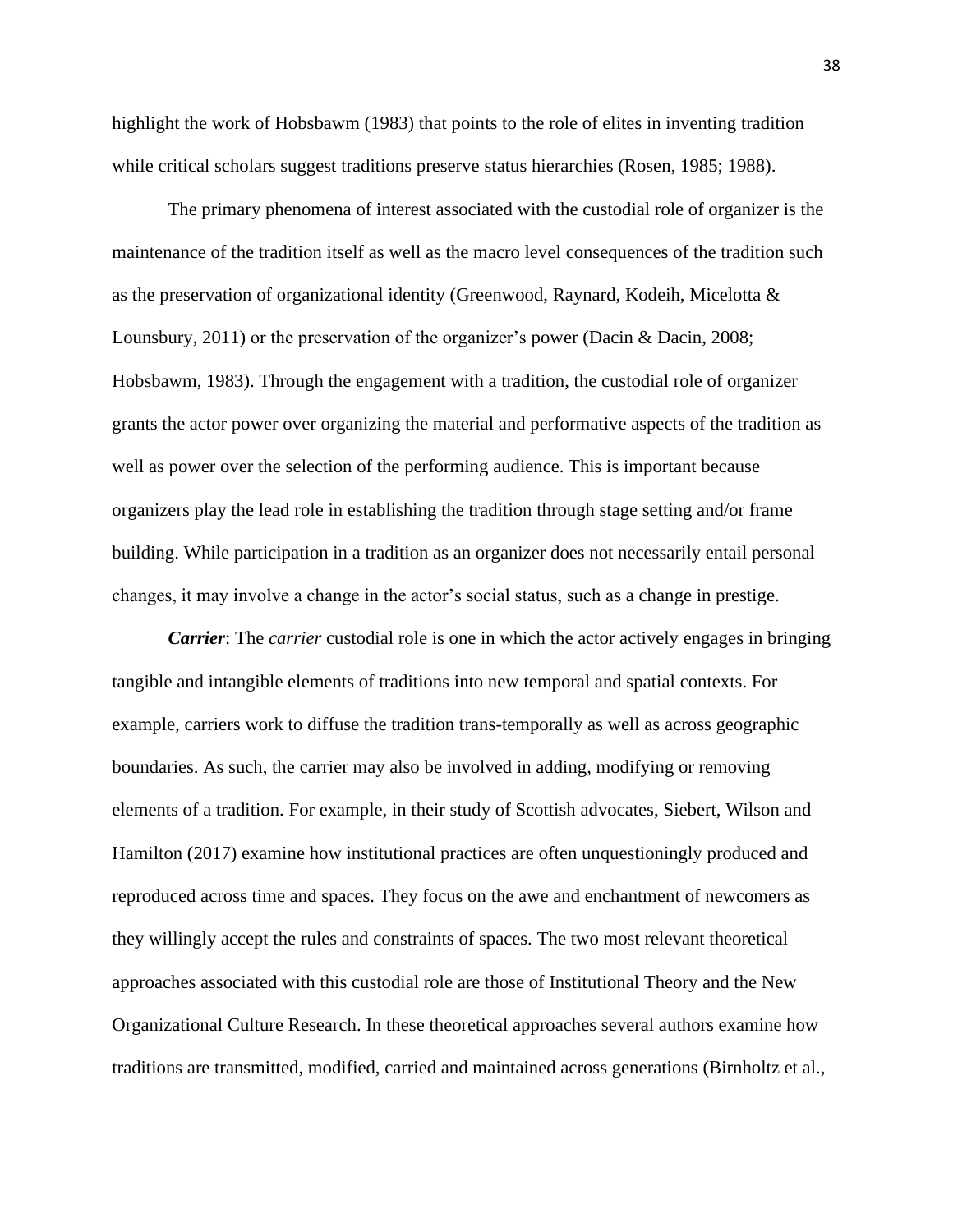highlight the work of Hobsbawm (1983) that points to the role of elites in inventing tradition while critical scholars suggest traditions preserve status hierarchies (Rosen, 1985; 1988).

The primary phenomena of interest associated with the custodial role of organizer is the maintenance of the tradition itself as well as the macro level consequences of the tradition such as the preservation of organizational identity (Greenwood, Raynard, Kodeih, Micelotta & Lounsbury, 2011) or the preservation of the organizer's power (Dacin & Dacin, 2008; Hobsbawm, 1983). Through the engagement with a tradition, the custodial role of organizer grants the actor power over organizing the material and performative aspects of the tradition as well as power over the selection of the performing audience. This is important because organizers play the lead role in establishing the tradition through stage setting and/or frame building. While participation in a tradition as an organizer does not necessarily entail personal changes, it may involve a change in the actor's social status, such as a change in prestige.

***Carrier***: The *carrier* custodial role is one in which the actor actively engages in bringing tangible and intangible elements of traditions into new temporal and spatial contexts. For example, carriers work to diffuse the tradition trans-temporally as well as across geographic boundaries. As such, the carrier may also be involved in adding, modifying or removing elements of a tradition. For example, in their study of Scottish advocates, Siebert, Wilson and Hamilton (2017) examine how institutional practices are often unquestioningly produced and reproduced across time and spaces. They focus on the awe and enchantment of newcomers as they willingly accept the rules and constraints of spaces. The two most relevant theoretical approaches associated with this custodial role are those of Institutional Theory and the New Organizational Culture Research. In these theoretical approaches several authors examine how traditions are transmitted, modified, carried and maintained across generations (Birnholtz et al.,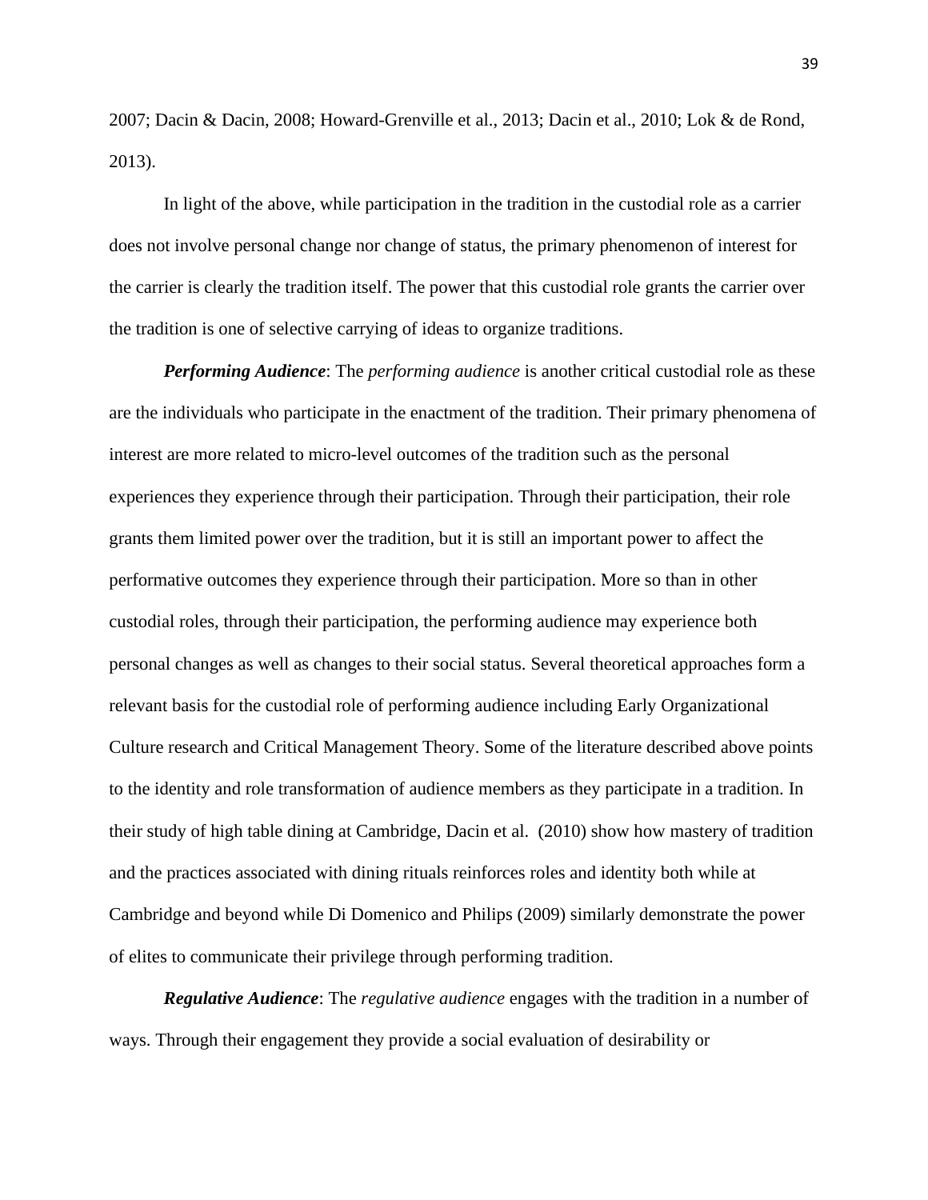2007; Dacin & Dacin, 2008; Howard-Grenville et al., 2013; Dacin et al., 2010; Lok & de Rond, 2013).

In light of the above, while participation in the tradition in the custodial role as a carrier does not involve personal change nor change of status, the primary phenomenon of interest for the carrier is clearly the tradition itself. The power that this custodial role grants the carrier over the tradition is one of selective carrying of ideas to organize traditions.

***Performing Audience***: The *performing audience* is another critical custodial role as these are the individuals who participate in the enactment of the tradition. Their primary phenomena of interest are more related to micro-level outcomes of the tradition such as the personal experiences they experience through their participation. Through their participation, their role grants them limited power over the tradition, but it is still an important power to affect the performative outcomes they experience through their participation. More so than in other custodial roles, through their participation, the performing audience may experience both personal changes as well as changes to their social status. Several theoretical approaches form a relevant basis for the custodial role of performing audience including Early Organizational Culture research and Critical Management Theory. Some of the literature described above points to the identity and role transformation of audience members as they participate in a tradition. In their study of high table dining at Cambridge, Dacin et al. (2010) show how mastery of tradition and the practices associated with dining rituals reinforces roles and identity both while at Cambridge and beyond while Di Domenico and Philips (2009) similarly demonstrate the power of elites to communicate their privilege through performing tradition.

***Regulative Audience***: The *regulative audience* engages with the tradition in a number of ways. Through their engagement they provide a social evaluation of desirability or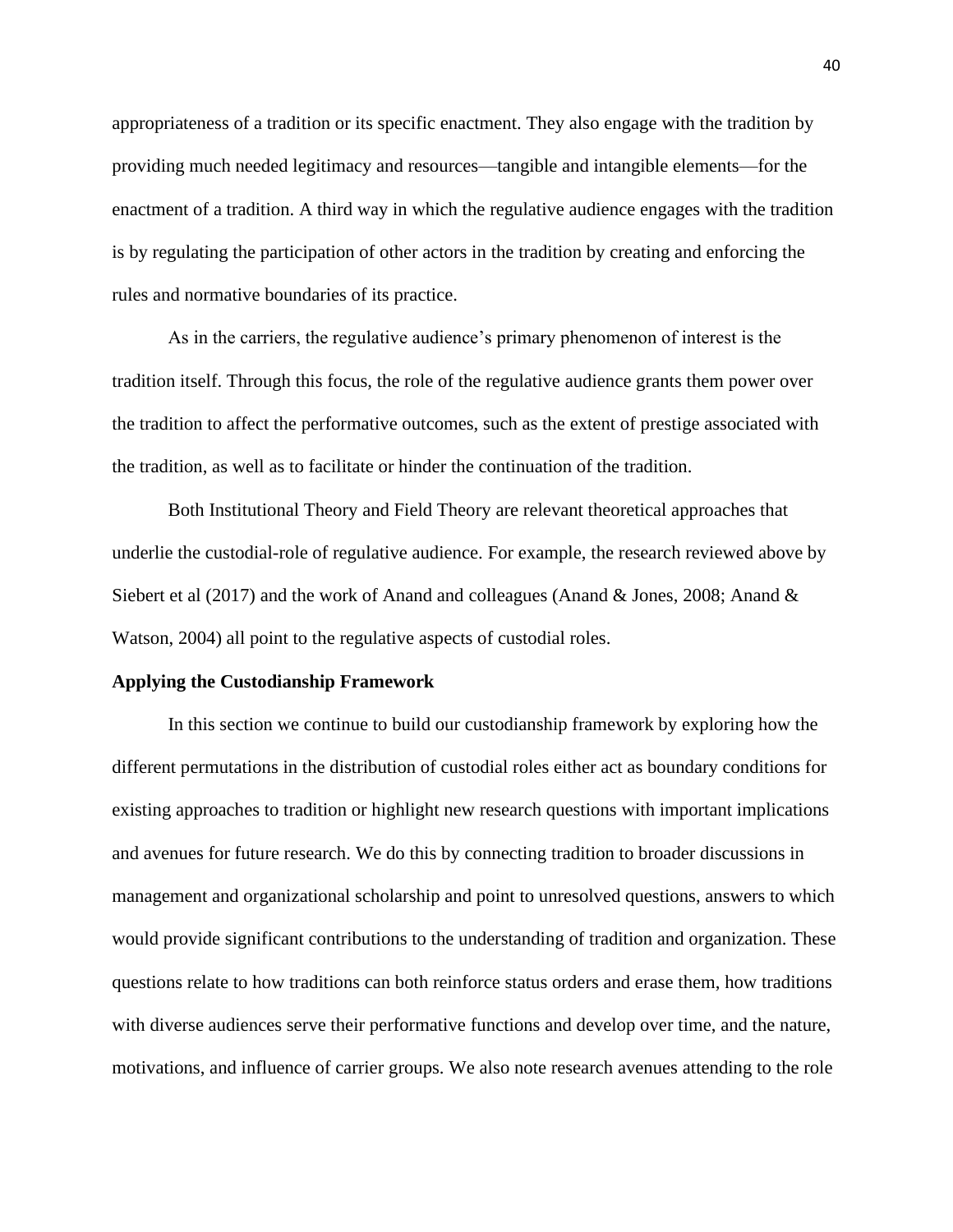appropriateness of a tradition or its specific enactment. They also engage with the tradition by providing much needed legitimacy and resources—tangible and intangible elements—for the enactment of a tradition. A third way in which the regulative audience engages with the tradition is by regulating the participation of other actors in the tradition by creating and enforcing the rules and normative boundaries of its practice.

As in the carriers, the regulative audience's primary phenomenon of interest is the tradition itself. Through this focus, the role of the regulative audience grants them power over the tradition to affect the performative outcomes, such as the extent of prestige associated with the tradition, as well as to facilitate or hinder the continuation of the tradition.

Both Institutional Theory and Field Theory are relevant theoretical approaches that underlie the custodial-role of regulative audience. For example, the research reviewed above by Siebert et al (2017) and the work of Anand and colleagues (Anand & Jones, 2008; Anand & Watson, 2004) all point to the regulative aspects of custodial roles.

**Applying the Custodianship Framework**

In this section we continue to build our custodianship framework by exploring how the different permutations in the distribution of custodial roles either act as boundary conditions for existing approaches to tradition or highlight new research questions with important implications and avenues for future research. We do this by connecting tradition to broader discussions in management and organizational scholarship and point to unresolved questions, answers to which would provide significant contributions to the understanding of tradition and organization. These questions relate to how traditions can both reinforce status orders and erase them, how traditions with diverse audiences serve their performative functions and develop over time, and the nature, motivations, and influence of carrier groups. We also note research avenues attending to the role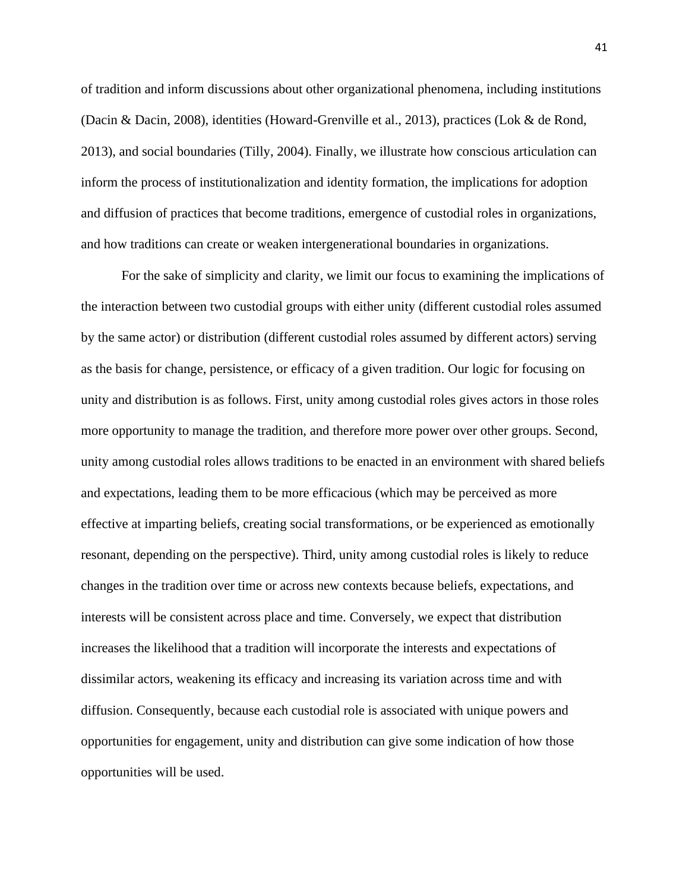of tradition and inform discussions about other organizational phenomena, including institutions (Dacin & Dacin, 2008), identities (Howard-Grenville et al., 2013), practices (Lok & de Rond, 2013), and social boundaries (Tilly, 2004). Finally, we illustrate how conscious articulation can inform the process of institutionalization and identity formation, the implications for adoption and diffusion of practices that become traditions, emergence of custodial roles in organizations, and how traditions can create or weaken intergenerational boundaries in organizations.

For the sake of simplicity and clarity, we limit our focus to examining the implications of the interaction between two custodial groups with either unity (different custodial roles assumed by the same actor) or distribution (different custodial roles assumed by different actors) serving as the basis for change, persistence, or efficacy of a given tradition. Our logic for focusing on unity and distribution is as follows. First, unity among custodial roles gives actors in those roles more opportunity to manage the tradition, and therefore more power over other groups. Second, unity among custodial roles allows traditions to be enacted in an environment with shared beliefs and expectations, leading them to be more efficacious (which may be perceived as more effective at imparting beliefs, creating social transformations, or be experienced as emotionally resonant, depending on the perspective). Third, unity among custodial roles is likely to reduce changes in the tradition over time or across new contexts because beliefs, expectations, and interests will be consistent across place and time. Conversely, we expect that distribution increases the likelihood that a tradition will incorporate the interests and expectations of dissimilar actors, weakening its efficacy and increasing its variation across time and with diffusion. Consequently, because each custodial role is associated with unique powers and opportunities for engagement, unity and distribution can give some indication of how those opportunities will be used.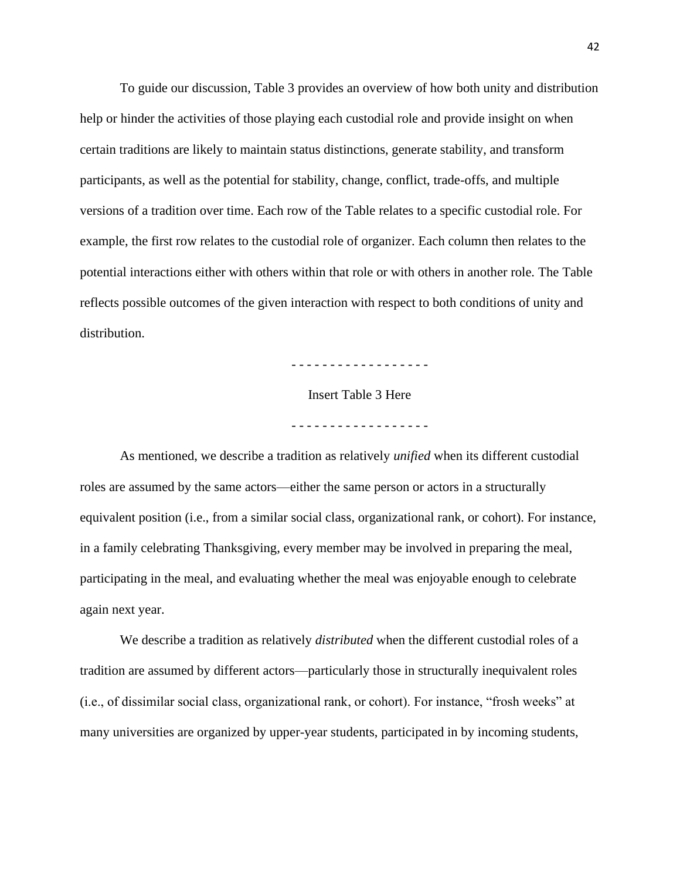To guide our discussion, Table 3 provides an overview of how both unity and distribution help or hinder the activities of those playing each custodial role and provide insight on when certain traditions are likely to maintain status distinctions, generate stability, and transform participants, as well as the potential for stability, change, conflict, trade-offs, and multiple versions of a tradition over time. Each row of the Table relates to a specific custodial role. For example, the first row relates to the custodial role of organizer. Each column then relates to the potential interactions either with others within that role or with others in another role. The Table reflects possible outcomes of the given interaction with respect to both conditions of unity and distribution.

\- - - - - - - - - - - - - - - - - -

Insert Table 3 Here

\- - - - - - - - - - - - - - - - - -

As mentioned, we describe a tradition as relatively *unified* when its different custodial roles are assumed by the same actors—either the same person or actors in a structurally equivalent position (i.e., from a similar social class, organizational rank, or cohort). For instance, in a family celebrating Thanksgiving, every member may be involved in preparing the meal, participating in the meal, and evaluating whether the meal was enjoyable enough to celebrate again next year.

We describe a tradition as relatively *distributed* when the different custodial roles of a tradition are assumed by different actors—particularly those in structurally inequivalent roles (i.e., of dissimilar social class, organizational rank, or cohort). For instance, "frosh weeks" at many universities are organized by upper-year students, participated in by incoming students,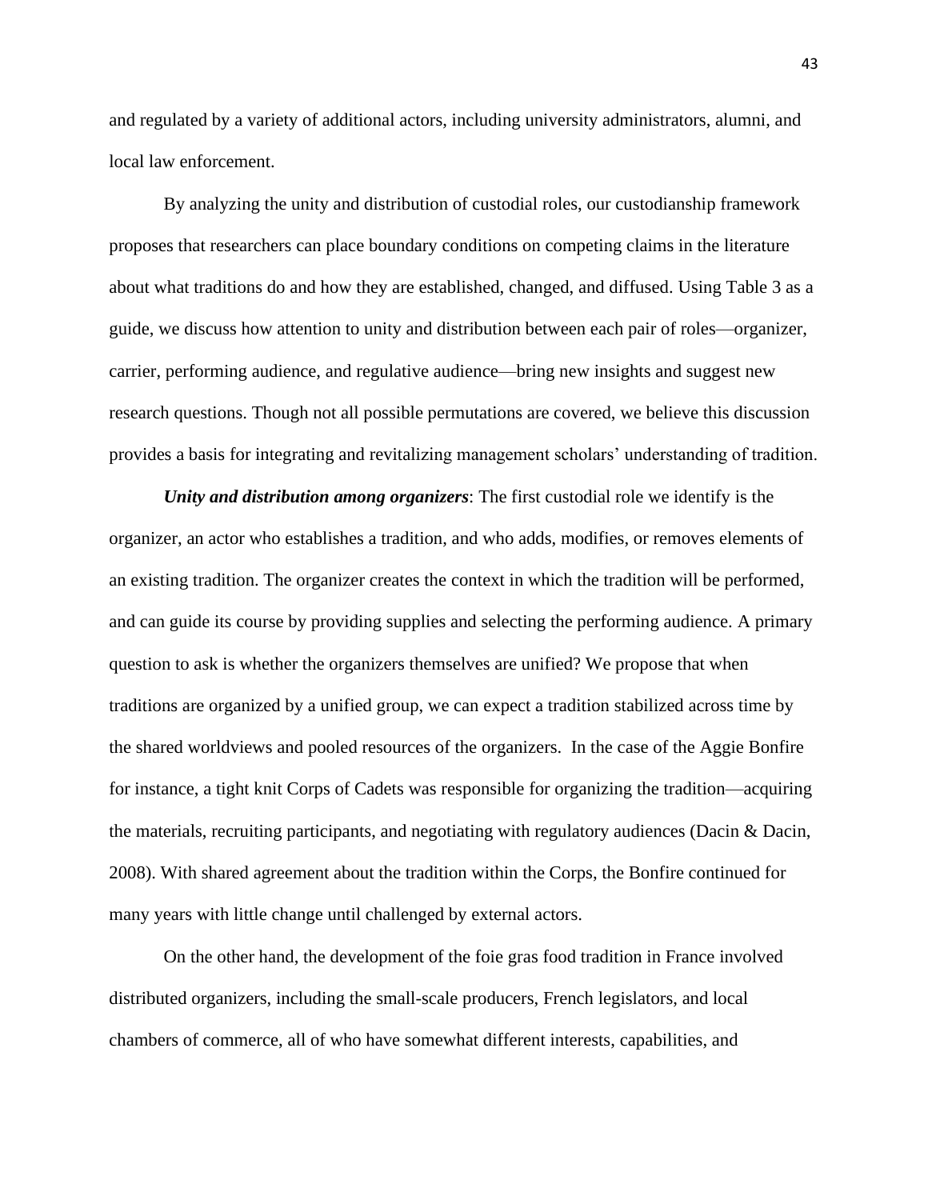and regulated by a variety of additional actors, including university administrators, alumni, and local law enforcement.

By analyzing the unity and distribution of custodial roles, our custodianship framework proposes that researchers can place boundary conditions on competing claims in the literature about what traditions do and how they are established, changed, and diffused. Using Table 3 as a guide, we discuss how attention to unity and distribution between each pair of roles—organizer, carrier, performing audience, and regulative audience—bring new insights and suggest new research questions. Though not all possible permutations are covered, we believe this discussion provides a basis for integrating and revitalizing management scholars' understanding of tradition.

***Unity and distribution among organizers***: The first custodial role we identify is the organizer, an actor who establishes a tradition, and who adds, modifies, or removes elements of an existing tradition. The organizer creates the context in which the tradition will be performed, and can guide its course by providing supplies and selecting the performing audience. A primary question to ask is whether the organizers themselves are unified? We propose that when traditions are organized by a unified group, we can expect a tradition stabilized across time by the shared worldviews and pooled resources of the organizers. In the case of the Aggie Bonfire for instance, a tight knit Corps of Cadets was responsible for organizing the tradition—acquiring the materials, recruiting participants, and negotiating with regulatory audiences (Dacin & Dacin, 2008). With shared agreement about the tradition within the Corps, the Bonfire continued for many years with little change until challenged by external actors.

On the other hand, the development of the foie gras food tradition in France involved distributed organizers, including the small-scale producers, French legislators, and local chambers of commerce, all of who have somewhat different interests, capabilities, and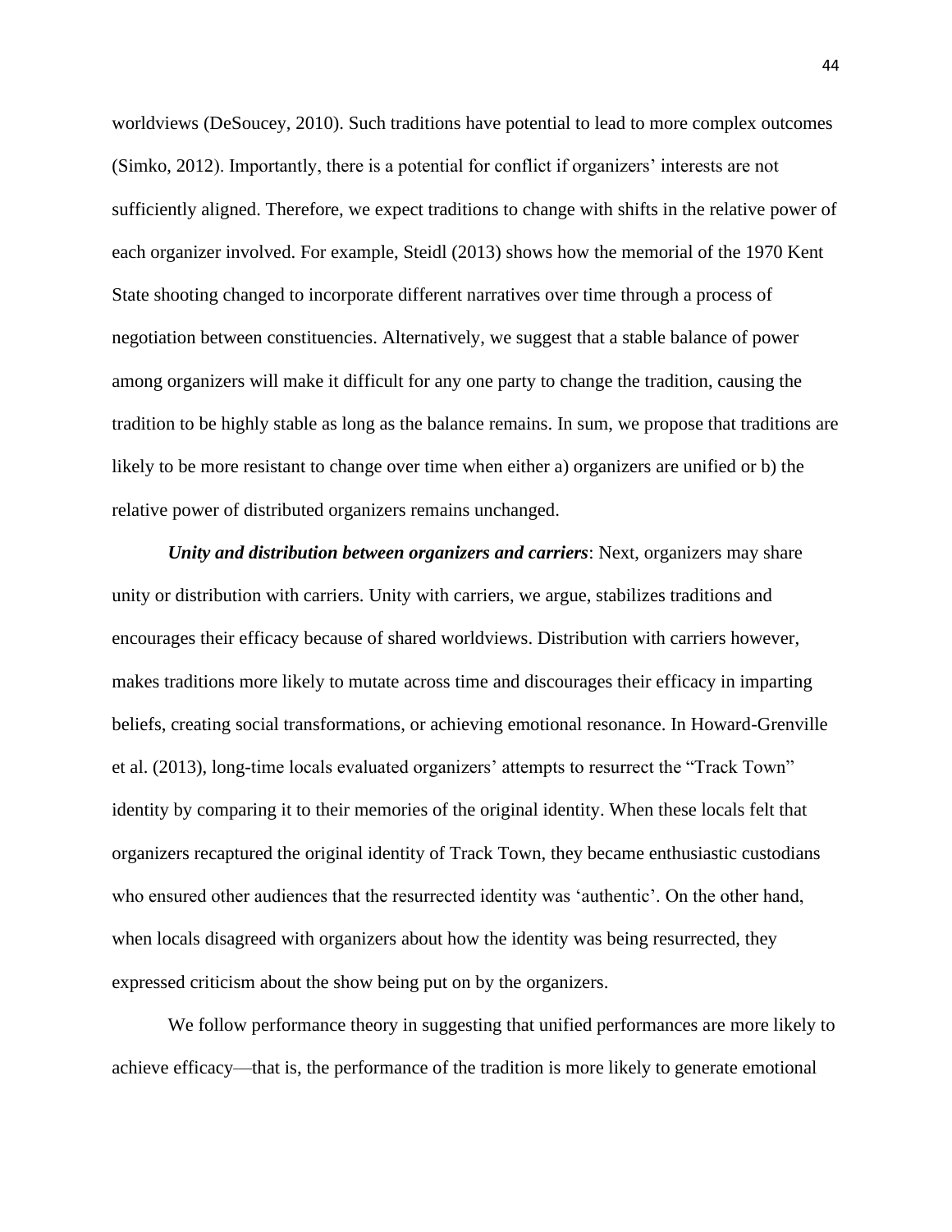worldviews (DeSoucey, 2010). Such traditions have potential to lead to more complex outcomes (Simko, 2012). Importantly, there is a potential for conflict if organizers' interests are not sufficiently aligned. Therefore, we expect traditions to change with shifts in the relative power of each organizer involved. For example, Steidl (2013) shows how the memorial of the 1970 Kent State shooting changed to incorporate different narratives over time through a process of negotiation between constituencies. Alternatively, we suggest that a stable balance of power among organizers will make it difficult for any one party to change the tradition, causing the tradition to be highly stable as long as the balance remains. In sum, we propose that traditions are likely to be more resistant to change over time when either a) organizers are unified or b) the relative power of distributed organizers remains unchanged.

***Unity and distribution between organizers and carriers***: Next, organizers may share unity or distribution with carriers. Unity with carriers, we argue, stabilizes traditions and encourages their efficacy because of shared worldviews. Distribution with carriers however, makes traditions more likely to mutate across time and discourages their efficacy in imparting beliefs, creating social transformations, or achieving emotional resonance. In Howard-Grenville et al. (2013), long-time locals evaluated organizers' attempts to resurrect the "Track Town" identity by comparing it to their memories of the original identity. When these locals felt that organizers recaptured the original identity of Track Town, they became enthusiastic custodians who ensured other audiences that the resurrected identity was 'authentic'. On the other hand, when locals disagreed with organizers about how the identity was being resurrected, they expressed criticism about the show being put on by the organizers.

We follow performance theory in suggesting that unified performances are more likely to achieve efficacy—that is, the performance of the tradition is more likely to generate emotional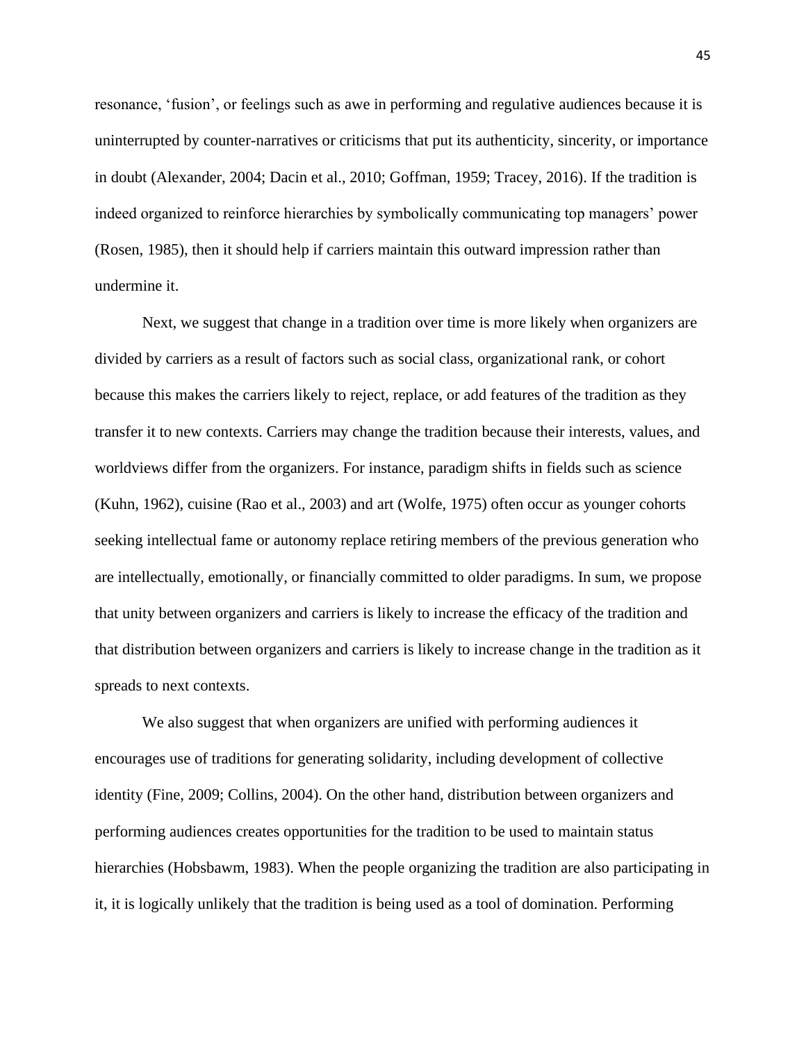resonance, ‘fusion’, or feelings such as awe in performing and regulative audiences because it is uninterrupted by counter-narratives or criticisms that put its authenticity, sincerity, or importance in doubt (Alexander, 2004; Dacin et al., 2010; Goffman, 1959; Tracey, 2016). If the tradition is indeed organized to reinforce hierarchies by symbolically communicating top managers’ power (Rosen, 1985), then it should help if carriers maintain this outward impression rather than undermine it.

Next, we suggest that change in a tradition over time is more likely when organizers are divided by carriers as a result of factors such as social class, organizational rank, or cohort because this makes the carriers likely to reject, replace, or add features of the tradition as they transfer it to new contexts. Carriers may change the tradition because their interests, values, and worldviews differ from the organizers. For instance, paradigm shifts in fields such as science (Kuhn, 1962), cuisine (Rao et al., 2003) and art (Wolfe, 1975) often occur as younger cohorts seeking intellectual fame or autonomy replace retiring members of the previous generation who are intellectually, emotionally, or financially committed to older paradigms. In sum, we propose that unity between organizers and carriers is likely to increase the efficacy of the tradition and that distribution between organizers and carriers is likely to increase change in the tradition as it spreads to next contexts.

We also suggest that when organizers are unified with performing audiences it encourages use of traditions for generating solidarity, including development of collective identity (Fine, 2009; Collins, 2004). On the other hand, distribution between organizers and performing audiences creates opportunities for the tradition to be used to maintain status hierarchies (Hobsbawm, 1983). When the people organizing the tradition are also participating in it, it is logically unlikely that the tradition is being used as a tool of domination. Performing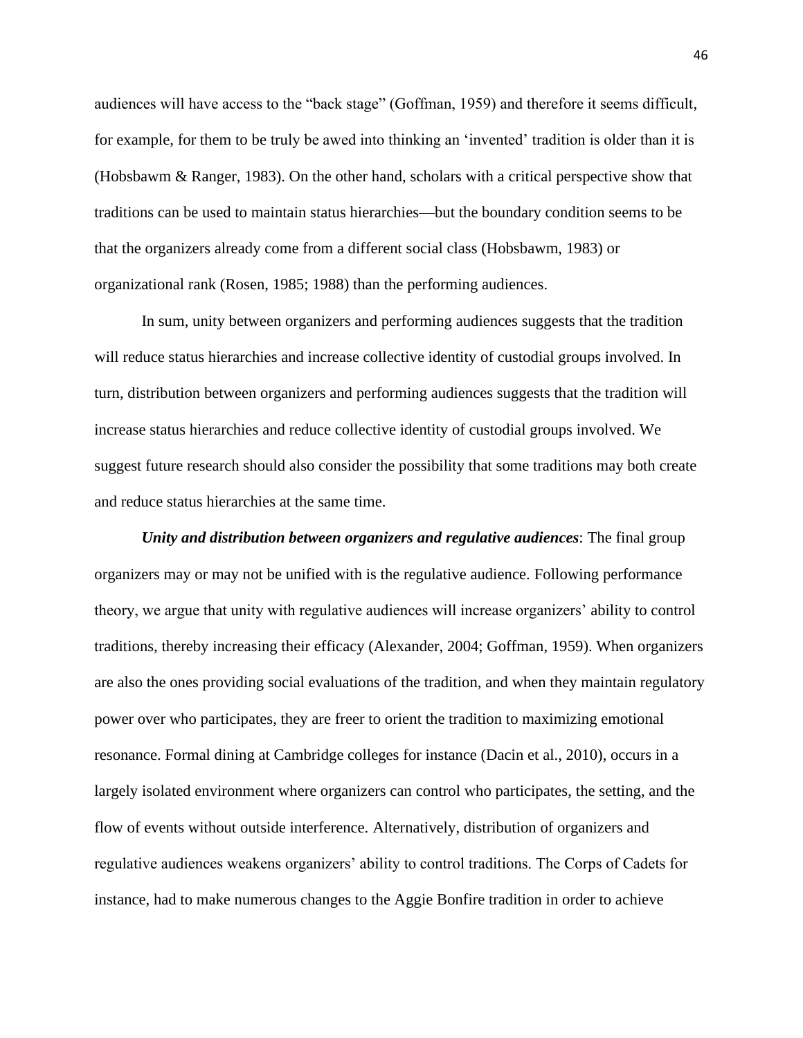audiences will have access to the "back stage" (Goffman, 1959) and therefore it seems difficult, for example, for them to be truly be awed into thinking an 'invented' tradition is older than it is (Hobsbawm & Ranger, 1983). On the other hand, scholars with a critical perspective show that traditions can be used to maintain status hierarchies—but the boundary condition seems to be that the organizers already come from a different social class (Hobsbawm, 1983) or organizational rank (Rosen, 1985; 1988) than the performing audiences.

In sum, unity between organizers and performing audiences suggests that the tradition will reduce status hierarchies and increase collective identity of custodial groups involved. In turn, distribution between organizers and performing audiences suggests that the tradition will increase status hierarchies and reduce collective identity of custodial groups involved. We suggest future research should also consider the possibility that some traditions may both create and reduce status hierarchies at the same time.

***Unity and distribution between organizers and regulative audiences***: The final group organizers may or may not be unified with is the regulative audience. Following performance theory, we argue that unity with regulative audiences will increase organizers' ability to control traditions, thereby increasing their efficacy (Alexander, 2004; Goffman, 1959). When organizers are also the ones providing social evaluations of the tradition, and when they maintain regulatory power over who participates, they are freer to orient the tradition to maximizing emotional resonance. Formal dining at Cambridge colleges for instance (Dacin et al., 2010), occurs in a largely isolated environment where organizers can control who participates, the setting, and the flow of events without outside interference. Alternatively, distribution of organizers and regulative audiences weakens organizers' ability to control traditions. The Corps of Cadets for instance, had to make numerous changes to the Aggie Bonfire tradition in order to achieve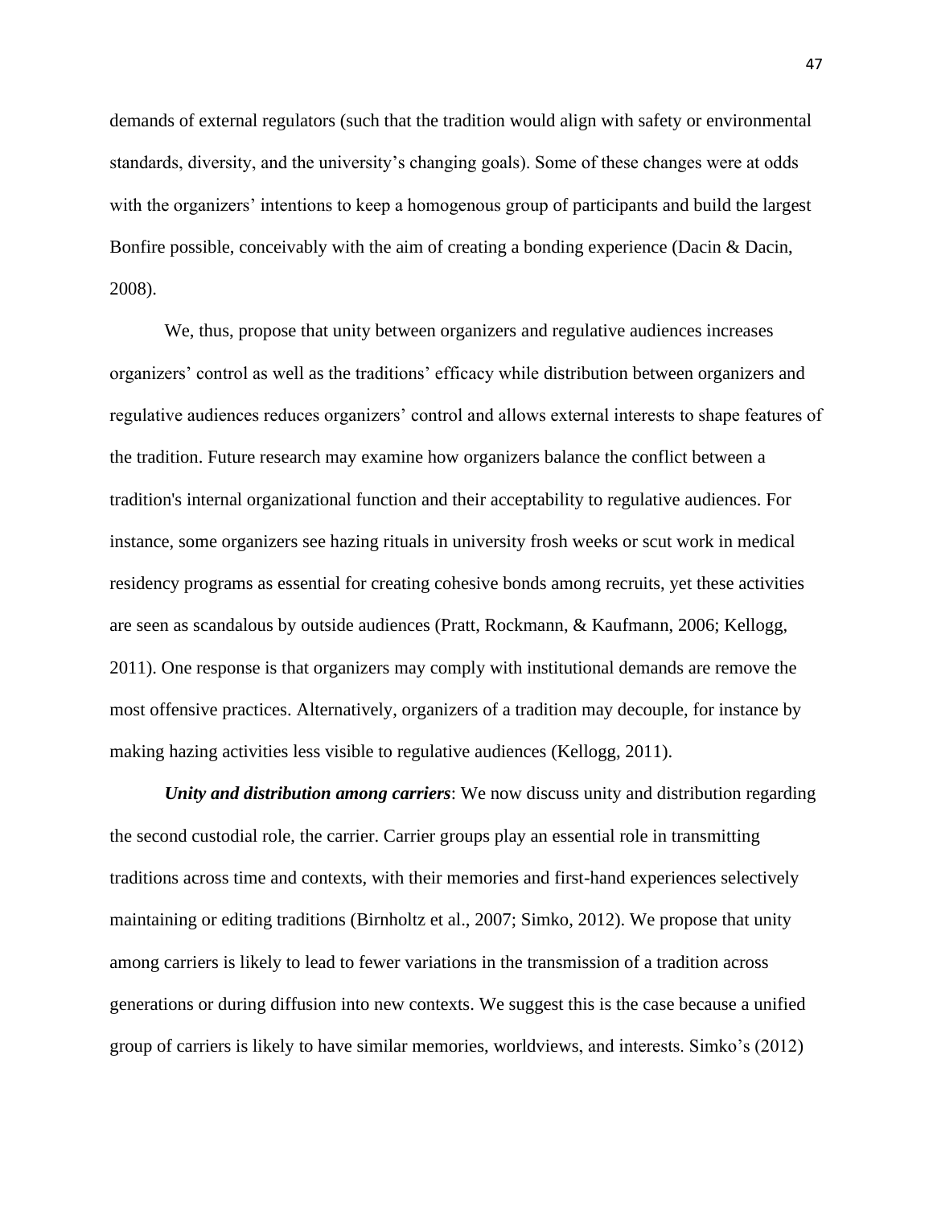demands of external regulators (such that the tradition would align with safety or environmental standards, diversity, and the university's changing goals). Some of these changes were at odds with the organizers' intentions to keep a homogenous group of participants and build the largest Bonfire possible, conceivably with the aim of creating a bonding experience (Dacin & Dacin, 2008).

We, thus, propose that unity between organizers and regulative audiences increases organizers' control as well as the traditions' efficacy while distribution between organizers and regulative audiences reduces organizers' control and allows external interests to shape features of the tradition. Future research may examine how organizers balance the conflict between a tradition's internal organizational function and their acceptability to regulative audiences. For instance, some organizers see hazing rituals in university frosh weeks or scut work in medical residency programs as essential for creating cohesive bonds among recruits, yet these activities are seen as scandalous by outside audiences (Pratt, Rockmann, & Kaufmann, 2006; Kellogg, 2011). One response is that organizers may comply with institutional demands are remove the most offensive practices. Alternatively, organizers of a tradition may decouple, for instance by making hazing activities less visible to regulative audiences (Kellogg, 2011).

***Unity and distribution among carriers***: We now discuss unity and distribution regarding the second custodial role, the carrier. Carrier groups play an essential role in transmitting traditions across time and contexts, with their memories and first-hand experiences selectively maintaining or editing traditions (Birnholtz et al., 2007; Simko, 2012). We propose that unity among carriers is likely to lead to fewer variations in the transmission of a tradition across generations or during diffusion into new contexts. We suggest this is the case because a unified group of carriers is likely to have similar memories, worldviews, and interests. Simko's (2012)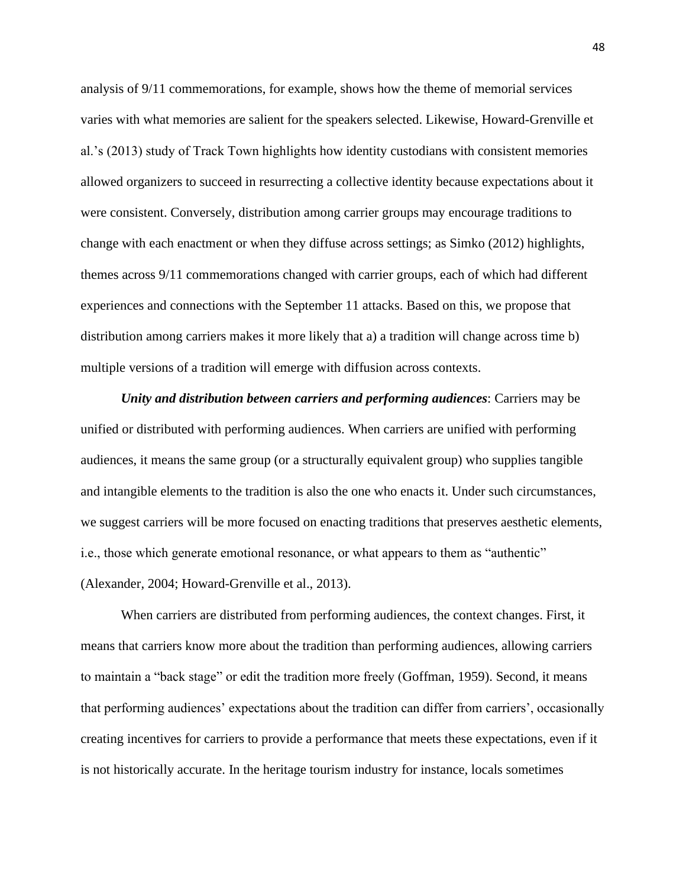analysis of 9/11 commemorations, for example, shows how the theme of memorial services varies with what memories are salient for the speakers selected. Likewise, Howard-Grenville et al.'s (2013) study of Track Town highlights how identity custodians with consistent memories allowed organizers to succeed in resurrecting a collective identity because expectations about it were consistent. Conversely, distribution among carrier groups may encourage traditions to change with each enactment or when they diffuse across settings; as Simko (2012) highlights, themes across 9/11 commemorations changed with carrier groups, each of which had different experiences and connections with the September 11 attacks. Based on this, we propose that distribution among carriers makes it more likely that a) a tradition will change across time b) multiple versions of a tradition will emerge with diffusion across contexts.

***Unity and distribution between carriers and performing audiences***: Carriers may be unified or distributed with performing audiences. When carriers are unified with performing audiences, it means the same group (or a structurally equivalent group) who supplies tangible and intangible elements to the tradition is also the one who enacts it. Under such circumstances, we suggest carriers will be more focused on enacting traditions that preserves aesthetic elements, i.e., those which generate emotional resonance, or what appears to them as "authentic" (Alexander, 2004; Howard-Grenville et al., 2013).

When carriers are distributed from performing audiences, the context changes. First, it means that carriers know more about the tradition than performing audiences, allowing carriers to maintain a "back stage" or edit the tradition more freely (Goffman, 1959). Second, it means that performing audiences' expectations about the tradition can differ from carriers', occasionally creating incentives for carriers to provide a performance that meets these expectations, even if it is not historically accurate. In the heritage tourism industry for instance, locals sometimes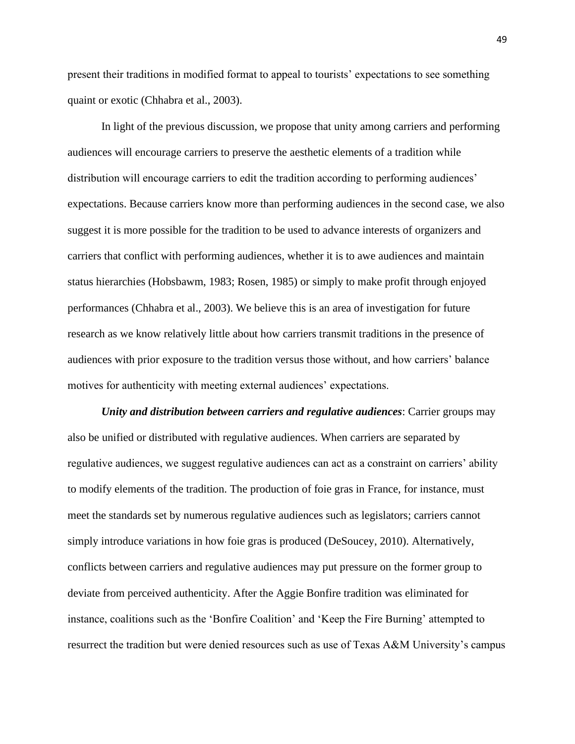present their traditions in modified format to appeal to tourists' expectations to see something quaint or exotic (Chhabra et al., 2003).

In light of the previous discussion, we propose that unity among carriers and performing audiences will encourage carriers to preserve the aesthetic elements of a tradition while distribution will encourage carriers to edit the tradition according to performing audiences' expectations. Because carriers know more than performing audiences in the second case, we also suggest it is more possible for the tradition to be used to advance interests of organizers and carriers that conflict with performing audiences, whether it is to awe audiences and maintain status hierarchies (Hobsbawm, 1983; Rosen, 1985) or simply to make profit through enjoyed performances (Chhabra et al., 2003). We believe this is an area of investigation for future research as we know relatively little about how carriers transmit traditions in the presence of audiences with prior exposure to the tradition versus those without, and how carriers' balance motives for authenticity with meeting external audiences' expectations.

***Unity and distribution between carriers and regulative audiences***: Carrier groups may also be unified or distributed with regulative audiences. When carriers are separated by regulative audiences, we suggest regulative audiences can act as a constraint on carriers' ability to modify elements of the tradition. The production of foie gras in France, for instance, must meet the standards set by numerous regulative audiences such as legislators; carriers cannot simply introduce variations in how foie gras is produced (DeSoucey, 2010). Alternatively, conflicts between carriers and regulative audiences may put pressure on the former group to deviate from perceived authenticity. After the Aggie Bonfire tradition was eliminated for instance, coalitions such as the 'Bonfire Coalition' and 'Keep the Fire Burning' attempted to resurrect the tradition but were denied resources such as use of Texas A&M University's campus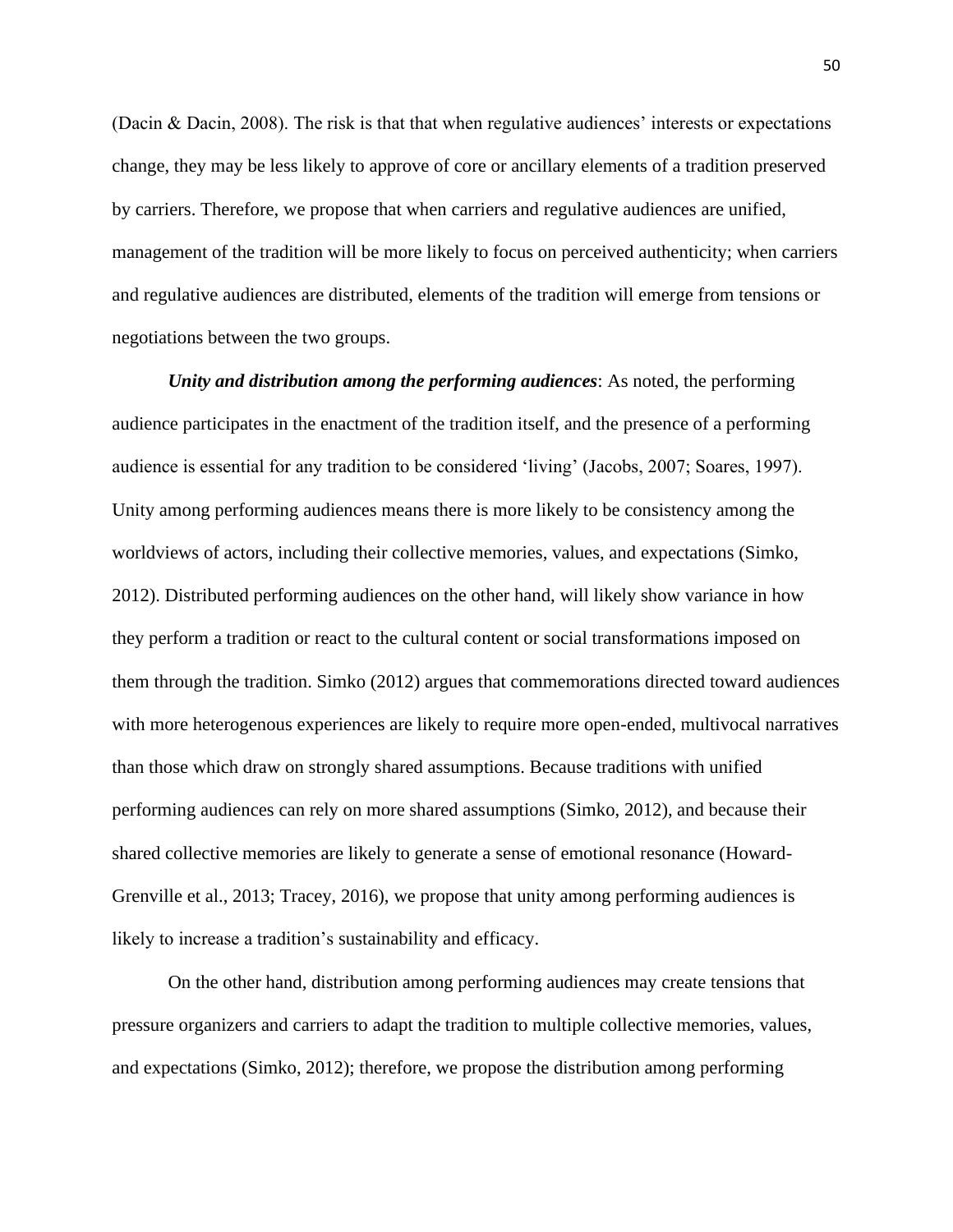(Dacin & Dacin, 2008). The risk is that that when regulative audiences' interests or expectations change, they may be less likely to approve of core or ancillary elements of a tradition preserved by carriers. Therefore, we propose that when carriers and regulative audiences are unified, management of the tradition will be more likely to focus on perceived authenticity; when carriers and regulative audiences are distributed, elements of the tradition will emerge from tensions or negotiations between the two groups.

***Unity and distribution among the performing audiences***: As noted, the performing audience participates in the enactment of the tradition itself, and the presence of a performing audience is essential for any tradition to be considered 'living' (Jacobs, 2007; Soares, 1997). Unity among performing audiences means there is more likely to be consistency among the worldviews of actors, including their collective memories, values, and expectations (Simko, 2012). Distributed performing audiences on the other hand, will likely show variance in how they perform a tradition or react to the cultural content or social transformations imposed on them through the tradition. Simko (2012) argues that commemorations directed toward audiences with more heterogenous experiences are likely to require more open-ended, multivocal narratives than those which draw on strongly shared assumptions. Because traditions with unified performing audiences can rely on more shared assumptions (Simko, 2012), and because their shared collective memories are likely to generate a sense of emotional resonance (Howard-Grenville et al., 2013; Tracey, 2016), we propose that unity among performing audiences is likely to increase a tradition's sustainability and efficacy.

On the other hand, distribution among performing audiences may create tensions that pressure organizers and carriers to adapt the tradition to multiple collective memories, values, and expectations (Simko, 2012); therefore, we propose the distribution among performing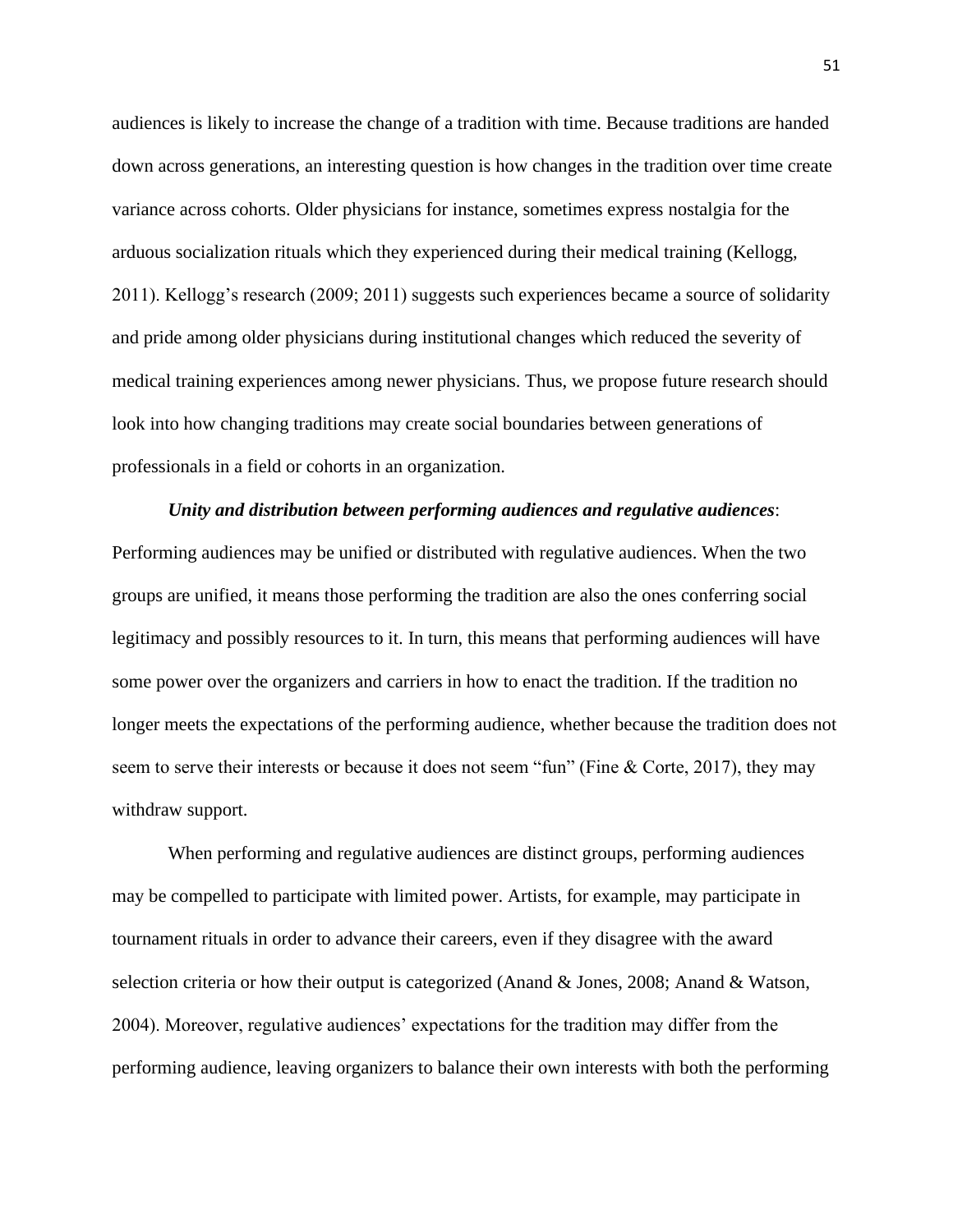audiences is likely to increase the change of a tradition with time. Because traditions are handed down across generations, an interesting question is how changes in the tradition over time create variance across cohorts. Older physicians for instance, sometimes express nostalgia for the arduous socialization rituals which they experienced during their medical training (Kellogg, 2011). Kellogg's research (2009; 2011) suggests such experiences became a source of solidarity and pride among older physicians during institutional changes which reduced the severity of medical training experiences among newer physicians. Thus, we propose future research should look into how changing traditions may create social boundaries between generations of professionals in a field or cohorts in an organization.

***Unity and distribution between performing audiences and regulative audiences***: Performing audiences may be unified or distributed with regulative audiences. When the two groups are unified, it means those performing the tradition are also the ones conferring social legitimacy and possibly resources to it. In turn, this means that performing audiences will have some power over the organizers and carriers in how to enact the tradition. If the tradition no longer meets the expectations of the performing audience, whether because the tradition does not seem to serve their interests or because it does not seem "fun" (Fine & Corte, 2017), they may withdraw support.

When performing and regulative audiences are distinct groups, performing audiences may be compelled to participate with limited power. Artists, for example, may participate in tournament rituals in order to advance their careers, even if they disagree with the award selection criteria or how their output is categorized (Anand & Jones, 2008; Anand & Watson, 2004). Moreover, regulative audiences' expectations for the tradition may differ from the performing audience, leaving organizers to balance their own interests with both the performing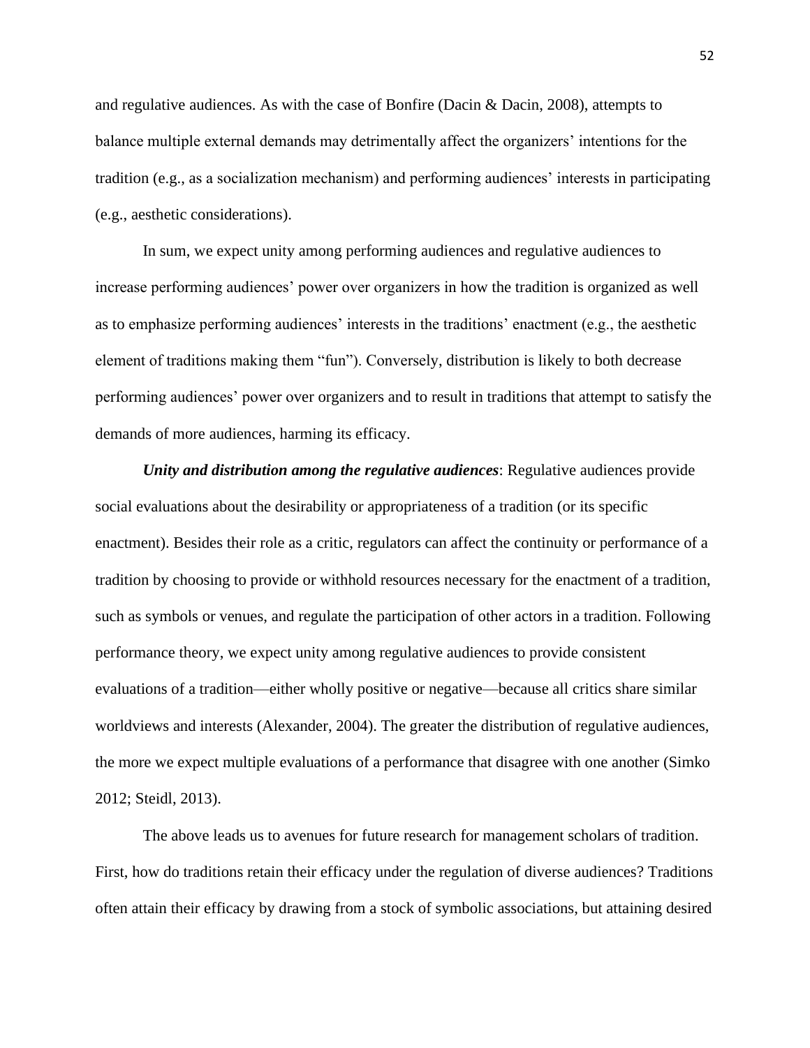and regulative audiences. As with the case of Bonfire (Dacin & Dacin, 2008), attempts to balance multiple external demands may detrimentally affect the organizers' intentions for the tradition (e.g., as a socialization mechanism) and performing audiences' interests in participating (e.g., aesthetic considerations).

In sum, we expect unity among performing audiences and regulative audiences to increase performing audiences' power over organizers in how the tradition is organized as well as to emphasize performing audiences' interests in the traditions' enactment (e.g., the aesthetic element of traditions making them "fun"). Conversely, distribution is likely to both decrease performing audiences' power over organizers and to result in traditions that attempt to satisfy the demands of more audiences, harming its efficacy.

***Unity and distribution among the regulative audiences***: Regulative audiences provide social evaluations about the desirability or appropriateness of a tradition (or its specific enactment). Besides their role as a critic, regulators can affect the continuity or performance of a tradition by choosing to provide or withhold resources necessary for the enactment of a tradition, such as symbols or venues, and regulate the participation of other actors in a tradition. Following performance theory, we expect unity among regulative audiences to provide consistent evaluations of a tradition—either wholly positive or negative—because all critics share similar worldviews and interests (Alexander, 2004). The greater the distribution of regulative audiences, the more we expect multiple evaluations of a performance that disagree with one another (Simko 2012; Steidl, 2013).

The above leads us to avenues for future research for management scholars of tradition. First, how do traditions retain their efficacy under the regulation of diverse audiences? Traditions often attain their efficacy by drawing from a stock of symbolic associations, but attaining desired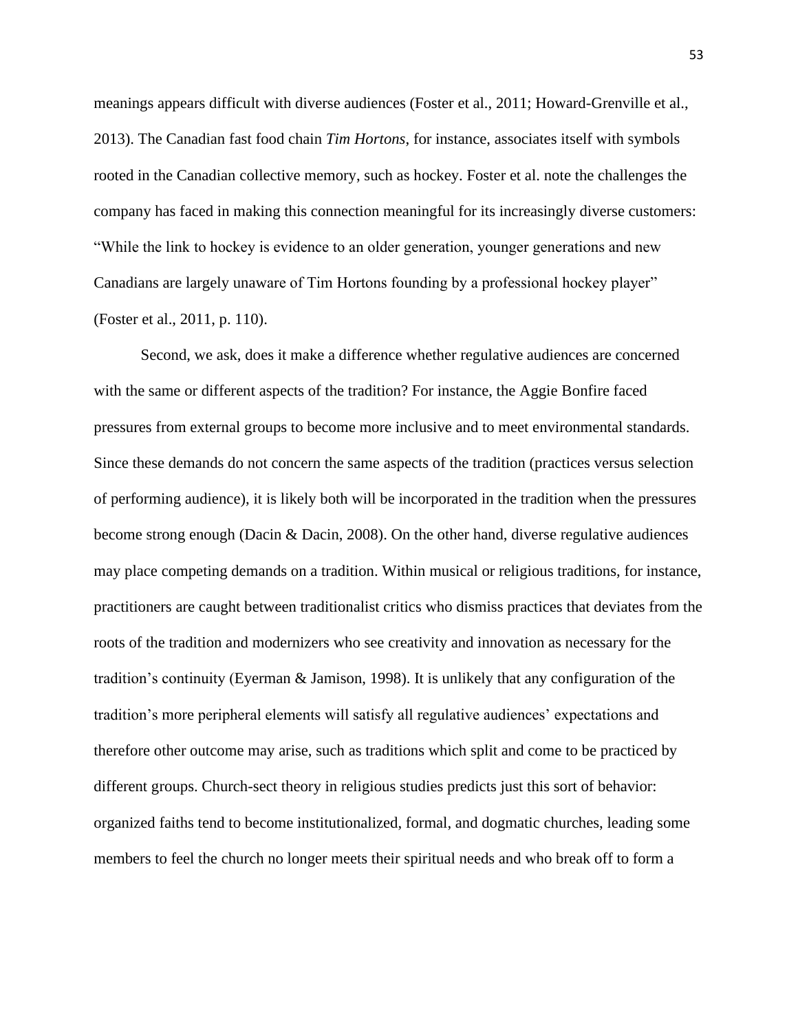meanings appears difficult with diverse audiences (Foster et al., 2011; Howard-Grenville et al., 2013). The Canadian fast food chain *Tim Hortons*, for instance, associates itself with symbols rooted in the Canadian collective memory, such as hockey. Foster et al. note the challenges the company has faced in making this connection meaningful for its increasingly diverse customers: "While the link to hockey is evidence to an older generation, younger generations and new Canadians are largely unaware of Tim Hortons founding by a professional hockey player" (Foster et al., 2011, p. 110).

Second, we ask, does it make a difference whether regulative audiences are concerned with the same or different aspects of the tradition? For instance, the Aggie Bonfire faced pressures from external groups to become more inclusive and to meet environmental standards. Since these demands do not concern the same aspects of the tradition (practices versus selection of performing audience), it is likely both will be incorporated in the tradition when the pressures become strong enough (Dacin & Dacin, 2008). On the other hand, diverse regulative audiences may place competing demands on a tradition. Within musical or religious traditions, for instance, practitioners are caught between traditionalist critics who dismiss practices that deviates from the roots of the tradition and modernizers who see creativity and innovation as necessary for the tradition's continuity (Eyerman & Jamison, 1998). It is unlikely that any configuration of the tradition's more peripheral elements will satisfy all regulative audiences' expectations and therefore other outcome may arise, such as traditions which split and come to be practiced by different groups. Church-sect theory in religious studies predicts just this sort of behavior: organized faiths tend to become institutionalized, formal, and dogmatic churches, leading some members to feel the church no longer meets their spiritual needs and who break off to form a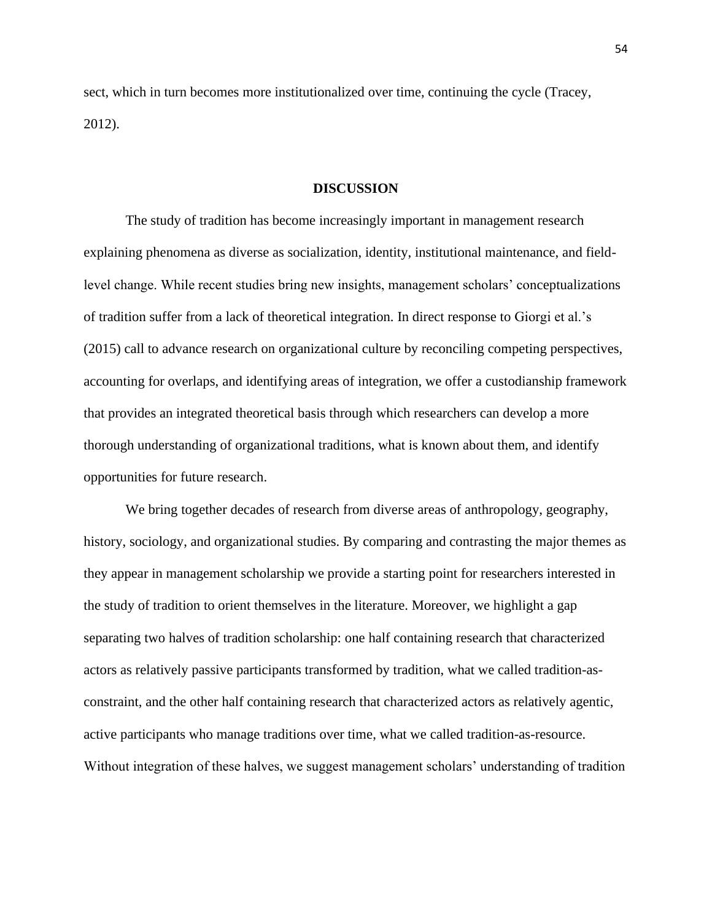sect, which in turn becomes more institutionalized over time, continuing the cycle (Tracey, 2012).

## DISCUSSION

The study of tradition has become increasingly important in management research explaining phenomena as diverse as socialization, identity, institutional maintenance, and field-level change. While recent studies bring new insights, management scholars' conceptualizations of tradition suffer from a lack of theoretical integration. In direct response to Giorgi et al.'s (2015) call to advance research on organizational culture by reconciling competing perspectives, accounting for overlaps, and identifying areas of integration, we offer a custodianship framework that provides an integrated theoretical basis through which researchers can develop a more thorough understanding of organizational traditions, what is known about them, and identify opportunities for future research.

We bring together decades of research from diverse areas of anthropology, geography, history, sociology, and organizational studies. By comparing and contrasting the major themes as they appear in management scholarship we provide a starting point for researchers interested in the study of tradition to orient themselves in the literature. Moreover, we highlight a gap separating two halves of tradition scholarship: one half containing research that characterized actors as relatively passive participants transformed by tradition, what we called tradition-as-constraint, and the other half containing research that characterized actors as relatively agentic, active participants who manage traditions over time, what we called tradition-as-resource. Without integration of these halves, we suggest management scholars' understanding of tradition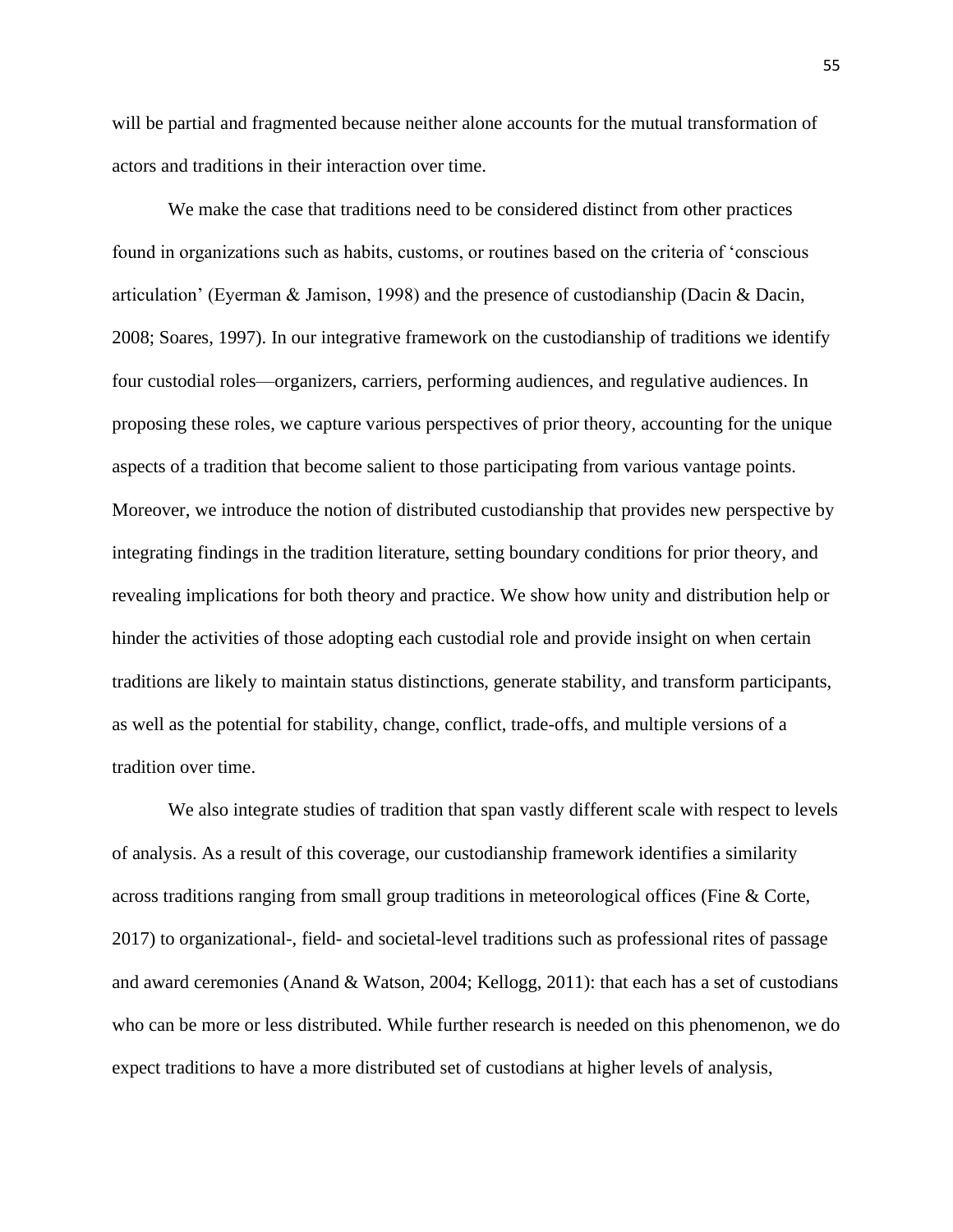will be partial and fragmented because neither alone accounts for the mutual transformation of actors and traditions in their interaction over time.

We make the case that traditions need to be considered distinct from other practices found in organizations such as habits, customs, or routines based on the criteria of 'conscious articulation' (Eyerman & Jamison, 1998) and the presence of custodianship (Dacin & Dacin, 2008; Soares, 1997). In our integrative framework on the custodianship of traditions we identify four custodial roles—organizers, carriers, performing audiences, and regulative audiences. In proposing these roles, we capture various perspectives of prior theory, accounting for the unique aspects of a tradition that become salient to those participating from various vantage points. Moreover, we introduce the notion of distributed custodianship that provides new perspective by integrating findings in the tradition literature, setting boundary conditions for prior theory, and revealing implications for both theory and practice. We show how unity and distribution help or hinder the activities of those adopting each custodial role and provide insight on when certain traditions are likely to maintain status distinctions, generate stability, and transform participants, as well as the potential for stability, change, conflict, trade-offs, and multiple versions of a tradition over time.

We also integrate studies of tradition that span vastly different scale with respect to levels of analysis. As a result of this coverage, our custodianship framework identifies a similarity across traditions ranging from small group traditions in meteorological offices (Fine & Corte, 2017) to organizational-, field- and societal-level traditions such as professional rites of passage and award ceremonies (Anand & Watson, 2004; Kellogg, 2011): that each has a set of custodians who can be more or less distributed. While further research is needed on this phenomenon, we do expect traditions to have a more distributed set of custodians at higher levels of analysis,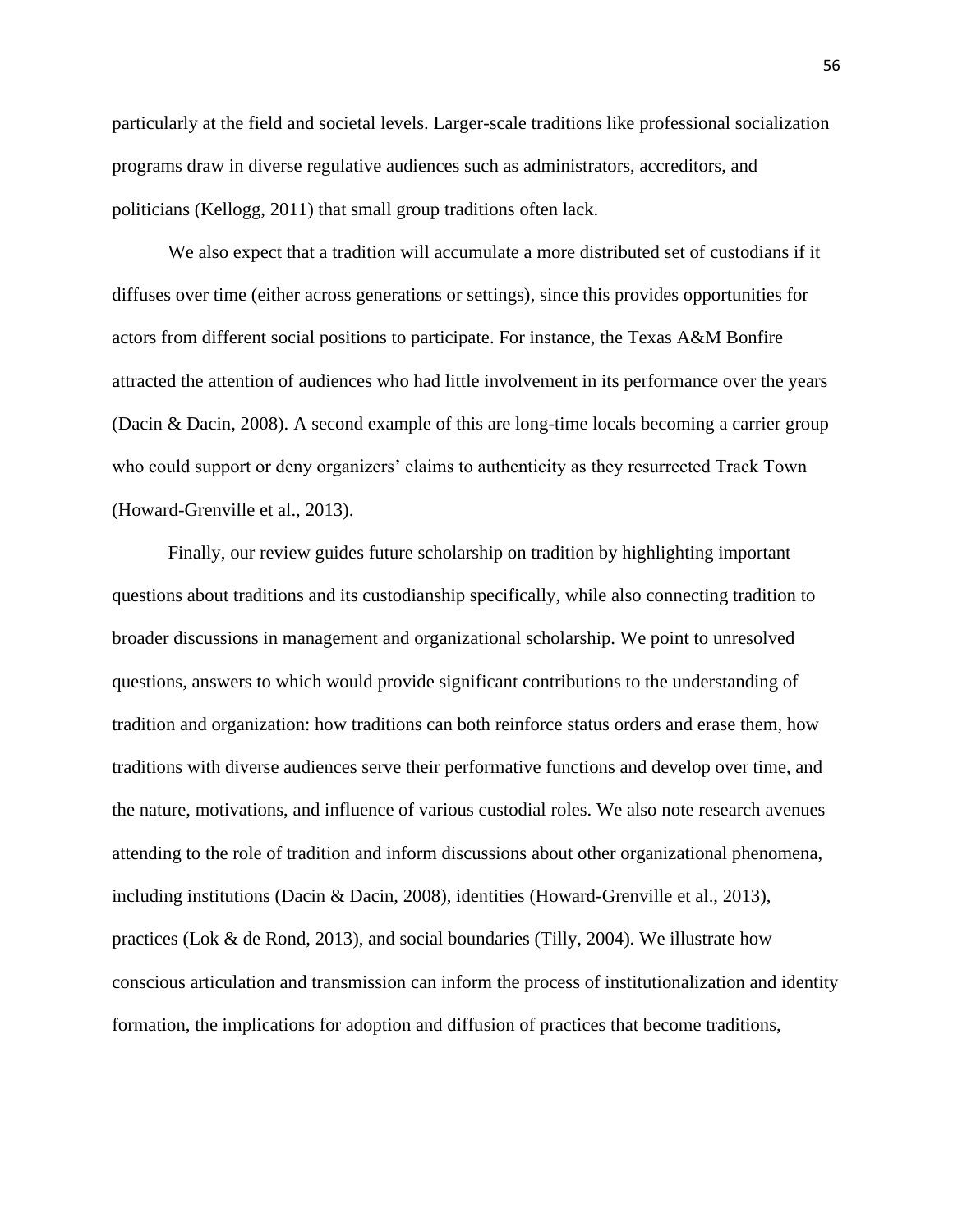particularly at the field and societal levels. Larger-scale traditions like professional socialization programs draw in diverse regulative audiences such as administrators, accreditors, and politicians (Kellogg, 2011) that small group traditions often lack.

We also expect that a tradition will accumulate a more distributed set of custodians if it diffuses over time (either across generations or settings), since this provides opportunities for actors from different social positions to participate. For instance, the Texas A&M Bonfire attracted the attention of audiences who had little involvement in its performance over the years (Dacin & Dacin, 2008). A second example of this are long-time locals becoming a carrier group who could support or deny organizers' claims to authenticity as they resurrected Track Town (Howard-Grenville et al., 2013).

Finally, our review guides future scholarship on tradition by highlighting important questions about traditions and its custodianship specifically, while also connecting tradition to broader discussions in management and organizational scholarship. We point to unresolved questions, answers to which would provide significant contributions to the understanding of tradition and organization: how traditions can both reinforce status orders and erase them, how traditions with diverse audiences serve their performative functions and develop over time, and the nature, motivations, and influence of various custodial roles. We also note research avenues attending to the role of tradition and inform discussions about other organizational phenomena, including institutions (Dacin & Dacin, 2008), identities (Howard-Grenville et al., 2013), practices (Lok & de Rond, 2013), and social boundaries (Tilly, 2004). We illustrate how conscious articulation and transmission can inform the process of institutionalization and identity formation, the implications for adoption and diffusion of practices that become traditions,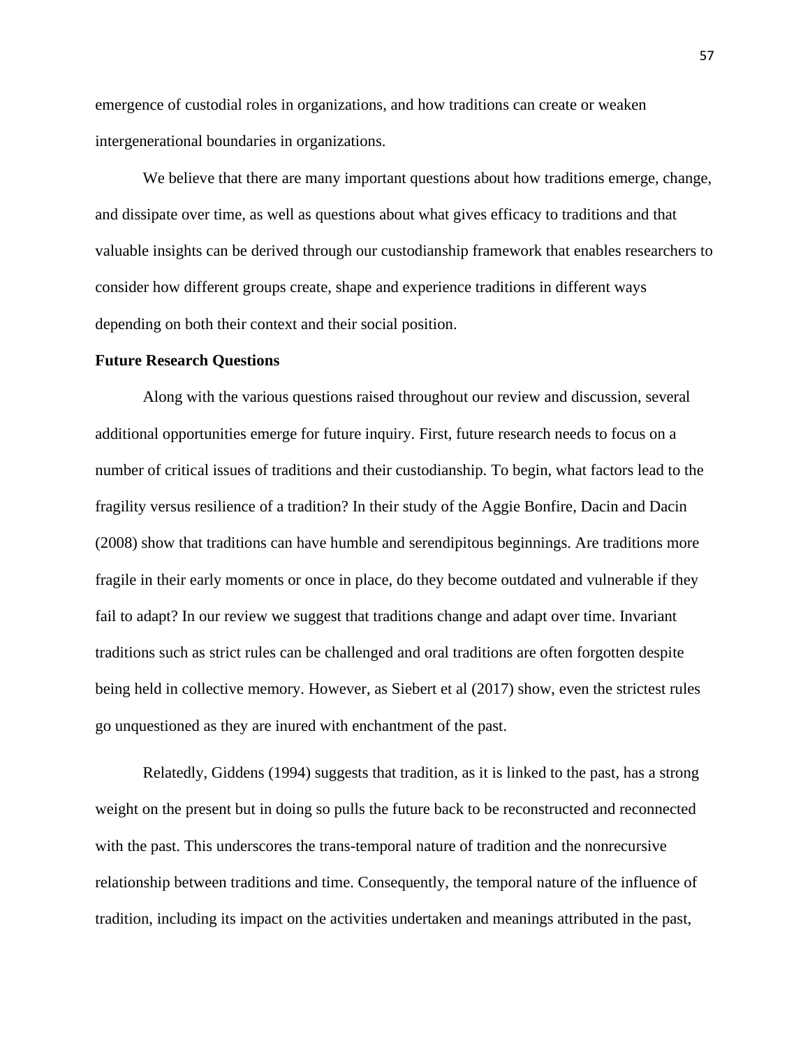emergence of custodial roles in organizations, and how traditions can create or weaken intergenerational boundaries in organizations.

We believe that there are many important questions about how traditions emerge, change, and dissipate over time, as well as questions about what gives efficacy to traditions and that valuable insights can be derived through our custodianship framework that enables researchers to consider how different groups create, shape and experience traditions in different ways depending on both their context and their social position.

**Future Research Questions**

Along with the various questions raised throughout our review and discussion, several additional opportunities emerge for future inquiry. First, future research needs to focus on a number of critical issues of traditions and their custodianship. To begin, what factors lead to the fragility versus resilience of a tradition? In their study of the Aggie Bonfire, Dacin and Dacin (2008) show that traditions can have humble and serendipitous beginnings. Are traditions more fragile in their early moments or once in place, do they become outdated and vulnerable if they fail to adapt? In our review we suggest that traditions change and adapt over time. Invariant traditions such as strict rules can be challenged and oral traditions are often forgotten despite being held in collective memory. However, as Siebert et al (2017) show, even the strictest rules go unquestioned as they are inured with enchantment of the past.

Relatedly, Giddens (1994) suggests that tradition, as it is linked to the past, has a strong weight on the present but in doing so pulls the future back to be reconstructed and reconnected with the past. This underscores the trans-temporal nature of tradition and the nonrecursive relationship between traditions and time. Consequently, the temporal nature of the influence of tradition, including its impact on the activities undertaken and meanings attributed in the past,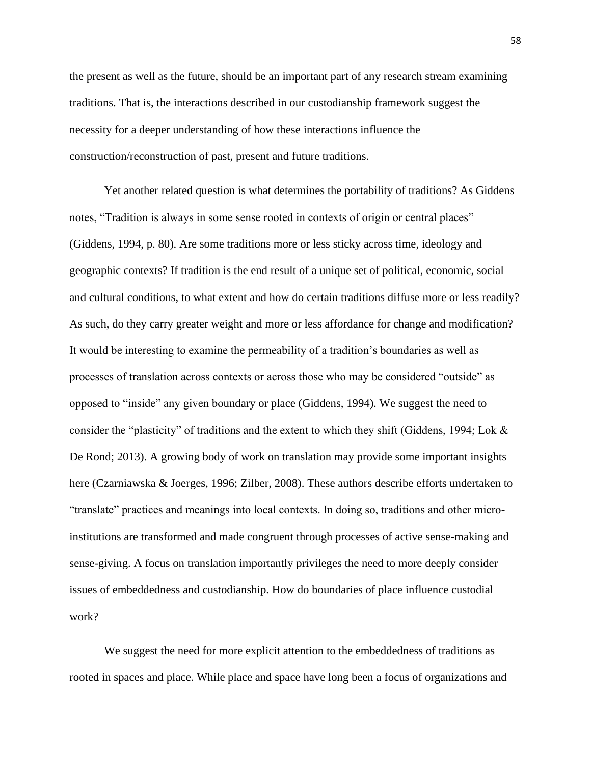the present as well as the future, should be an important part of any research stream examining traditions. That is, the interactions described in our custodianship framework suggest the necessity for a deeper understanding of how these interactions influence the construction/reconstruction of past, present and future traditions.

Yet another related question is what determines the portability of traditions? As Giddens notes, "Tradition is always in some sense rooted in contexts of origin or central places" (Giddens, 1994, p. 80). Are some traditions more or less sticky across time, ideology and geographic contexts? If tradition is the end result of a unique set of political, economic, social and cultural conditions, to what extent and how do certain traditions diffuse more or less readily? As such, do they carry greater weight and more or less affordance for change and modification? It would be interesting to examine the permeability of a tradition's boundaries as well as processes of translation across contexts or across those who may be considered "outside" as opposed to "inside" any given boundary or place (Giddens, 1994). We suggest the need to consider the "plasticity" of traditions and the extent to which they shift (Giddens, 1994; Lok & De Rond; 2013). A growing body of work on translation may provide some important insights here (Czarniawska & Joerges, 1996; Zilber, 2008). These authors describe efforts undertaken to "translate" practices and meanings into local contexts. In doing so, traditions and other micro-institutions are transformed and made congruent through processes of active sense-making and sense-giving. A focus on translation importantly privileges the need to more deeply consider issues of embeddedness and custodianship. How do boundaries of place influence custodial work?

We suggest the need for more explicit attention to the embeddedness of traditions as rooted in spaces and place. While place and space have long been a focus of organizations and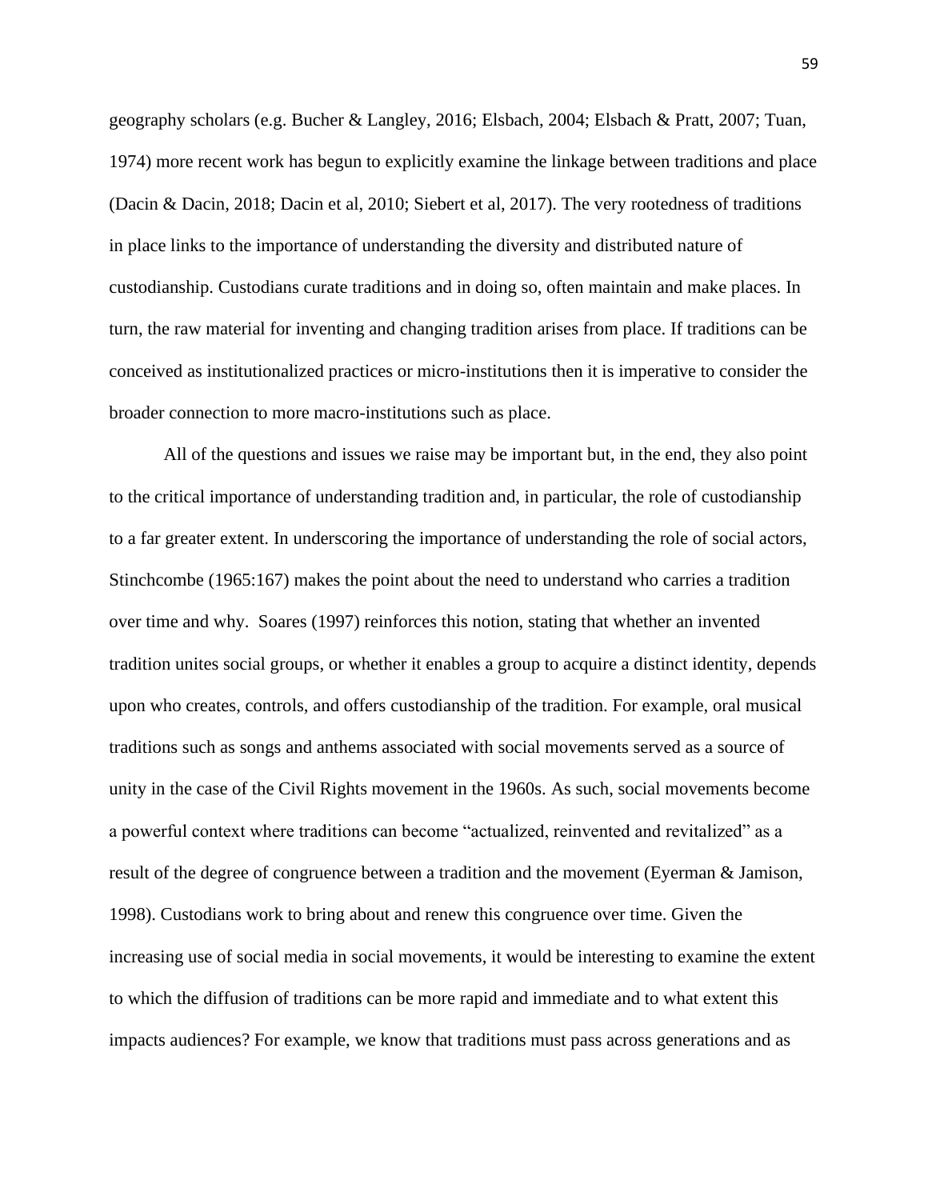geography scholars (e.g. Bucher & Langley, 2016; Elsbach, 2004; Elsbach & Pratt, 2007; Tuan, 1974) more recent work has begun to explicitly examine the linkage between traditions and place (Dacin & Dacin, 2018; Dacin et al, 2010; Siebert et al, 2017). The very rootedness of traditions in place links to the importance of understanding the diversity and distributed nature of custodianship. Custodians curate traditions and in doing so, often maintain and make places. In turn, the raw material for inventing and changing tradition arises from place. If traditions can be conceived as institutionalized practices or micro-institutions then it is imperative to consider the broader connection to more macro-institutions such as place.

All of the questions and issues we raise may be important but, in the end, they also point to the critical importance of understanding tradition and, in particular, the role of custodianship to a far greater extent. In underscoring the importance of understanding the role of social actors, Stinchcombe (1965:167) makes the point about the need to understand who carries a tradition over time and why. Soares (1997) reinforces this notion, stating that whether an invented tradition unites social groups, or whether it enables a group to acquire a distinct identity, depends upon who creates, controls, and offers custodianship of the tradition. For example, oral musical traditions such as songs and anthems associated with social movements served as a source of unity in the case of the Civil Rights movement in the 1960s. As such, social movements become a powerful context where traditions can become "actualized, reinvented and revitalized" as a result of the degree of congruence between a tradition and the movement (Eyerman & Jamison, 1998). Custodians work to bring about and renew this congruence over time. Given the increasing use of social media in social movements, it would be interesting to examine the extent to which the diffusion of traditions can be more rapid and immediate and to what extent this impacts audiences? For example, we know that traditions must pass across generations and as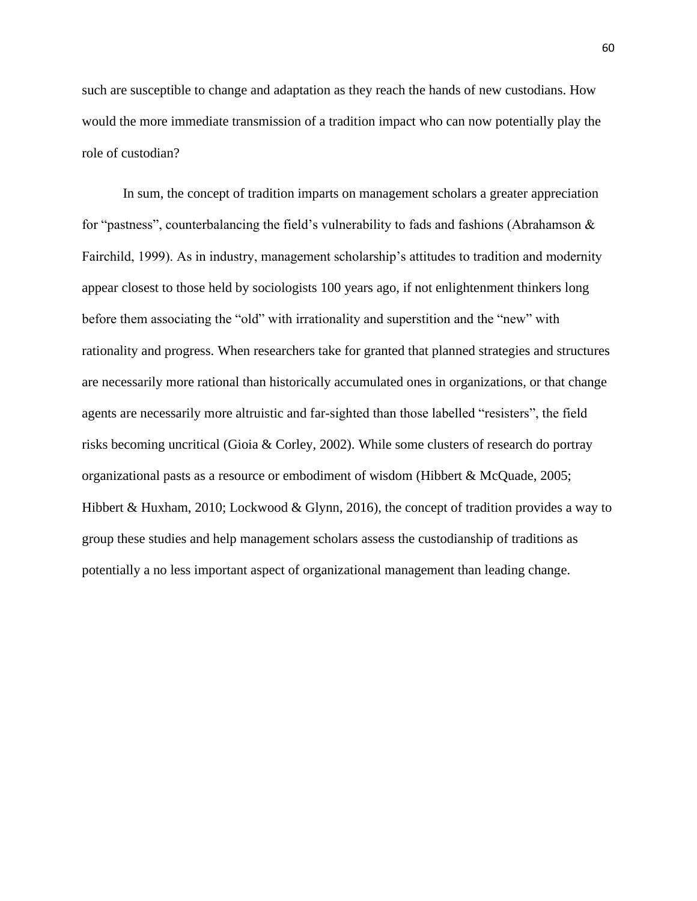such are susceptible to change and adaptation as they reach the hands of new custodians. How would the more immediate transmission of a tradition impact who can now potentially play the role of custodian?

In sum, the concept of tradition imparts on management scholars a greater appreciation for “pastness”, counterbalancing the field’s vulnerability to fads and fashions (Abrahamson & Fairchild, 1999). As in industry, management scholarship’s attitudes to tradition and modernity appear closest to those held by sociologists 100 years ago, if not enlightenment thinkers long before them associating the “old” with irrationality and superstition and the “new” with rationality and progress. When researchers take for granted that planned strategies and structures are necessarily more rational than historically accumulated ones in organizations, or that change agents are necessarily more altruistic and far-sighted than those labelled “resisters”, the field risks becoming uncritical (Gioia & Corley, 2002). While some clusters of research do portray organizational pasts as a resource or embodiment of wisdom (Hibbert & McQuade, 2005; Hibbert & Huxham, 2010; Lockwood & Glynn, 2016), the concept of tradition provides a way to group these studies and help management scholars assess the custodianship of traditions as potentially a no less important aspect of organizational management than leading change.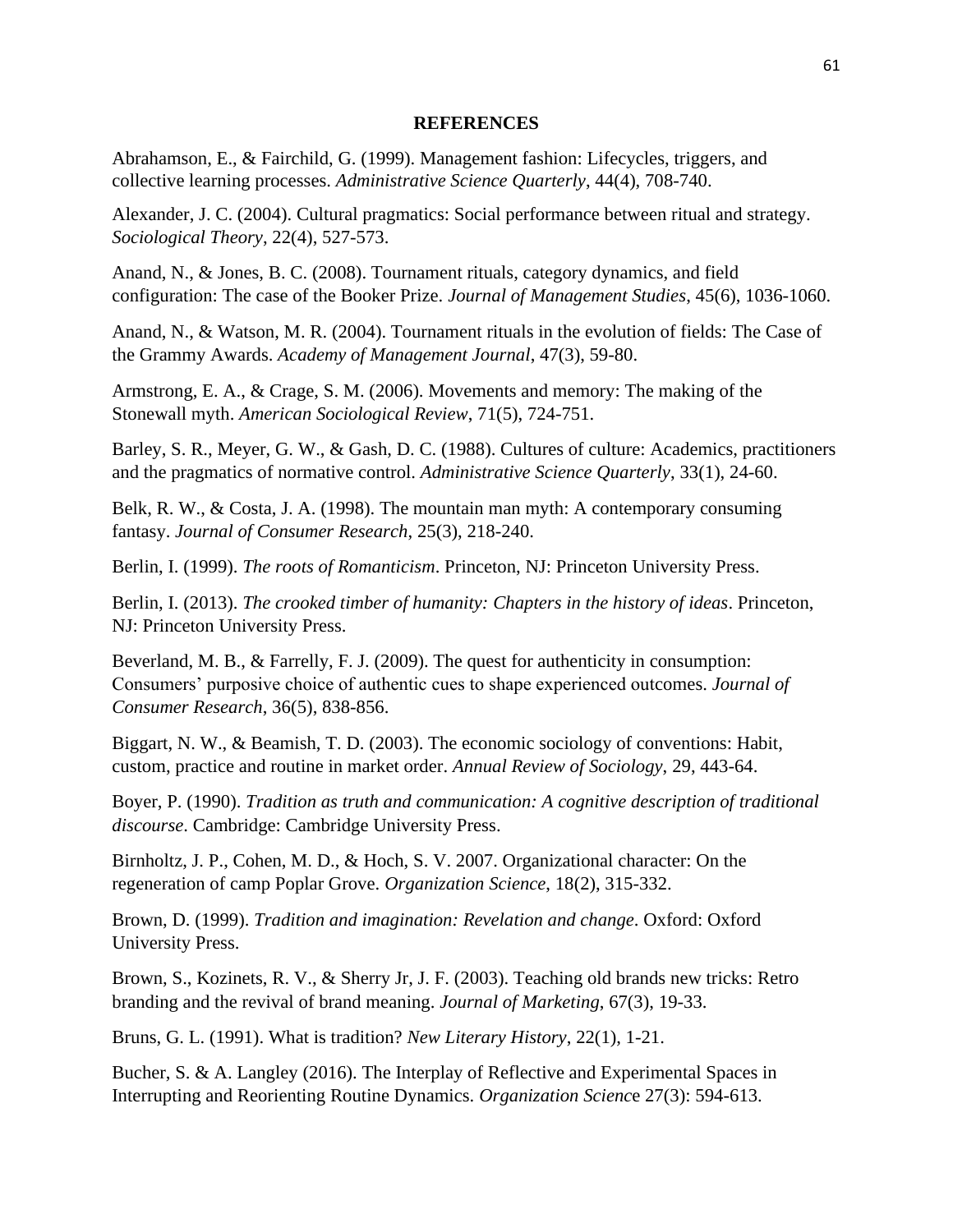# REFERENCES

Abrahamson, E., & Fairchild, G. (1999). Management fashion: Lifecycles, triggers, and collective learning processes. *Administrative Science Quarterly*, 44(4), 708-740.

Alexander, J. C. (2004). Cultural pragmatics: Social performance between ritual and strategy. *Sociological Theory*, 22(4), 527-573.

Anand, N., & Jones, B. C. (2008). Tournament rituals, category dynamics, and field configuration: The case of the Booker Prize. *Journal of Management Studies*, 45(6), 1036-1060.

Anand, N., & Watson, M. R. (2004). Tournament rituals in the evolution of fields: The Case of the Grammy Awards. *Academy of Management Journal*, 47(3), 59-80.

Armstrong, E. A., & Crage, S. M. (2006). Movements and memory: The making of the Stonewall myth. *American Sociological Review*, 71(5), 724-751.

Barley, S. R., Meyer, G. W., & Gash, D. C. (1988). Cultures of culture: Academics, practitioners and the pragmatics of normative control. *Administrative Science Quarterly*, 33(1), 24-60.

Belk, R. W., & Costa, J. A. (1998). The mountain man myth: A contemporary consuming fantasy. *Journal of Consumer Research*, 25(3), 218-240.

Berlin, I. (1999). *The roots of Romanticism*. Princeton, NJ: Princeton University Press.

Berlin, I. (2013). *The crooked timber of humanity: Chapters in the history of ideas*. Princeton, NJ: Princeton University Press.

Beverland, M. B., & Farrelly, F. J. (2009). The quest for authenticity in consumption: Consumers' purposive choice of authentic cues to shape experienced outcomes. *Journal of Consumer Research*, 36(5), 838-856.

Biggart, N. W., & Beamish, T. D. (2003). The economic sociology of conventions: Habit, custom, practice and routine in market order. *Annual Review of Sociology*, 29, 443-64.

Boyer, P. (1990). *Tradition as truth and communication: A cognitive description of traditional discourse*. Cambridge: Cambridge University Press.

Birnholtz, J. P., Cohen, M. D., & Hoch, S. V. 2007. Organizational character: On the regeneration of camp Poplar Grove. *Organization Science*, 18(2), 315-332.

Brown, D. (1999). *Tradition and imagination: Revelation and change*. Oxford: Oxford University Press.

Brown, S., Kozinets, R. V., & Sherry Jr, J. F. (2003). Teaching old brands new tricks: Retro branding and the revival of brand meaning. *Journal of Marketing*, 67(3), 19-33.

Bruns, G. L. (1991). What is tradition? *New Literary History*, 22(1), 1-21.

Bucher, S. & A. Langley (2016). The Interplay of Reflective and Experimental Spaces in Interrupting and Reorienting Routine Dynamics. *Organization Science* 27(3): 594-613.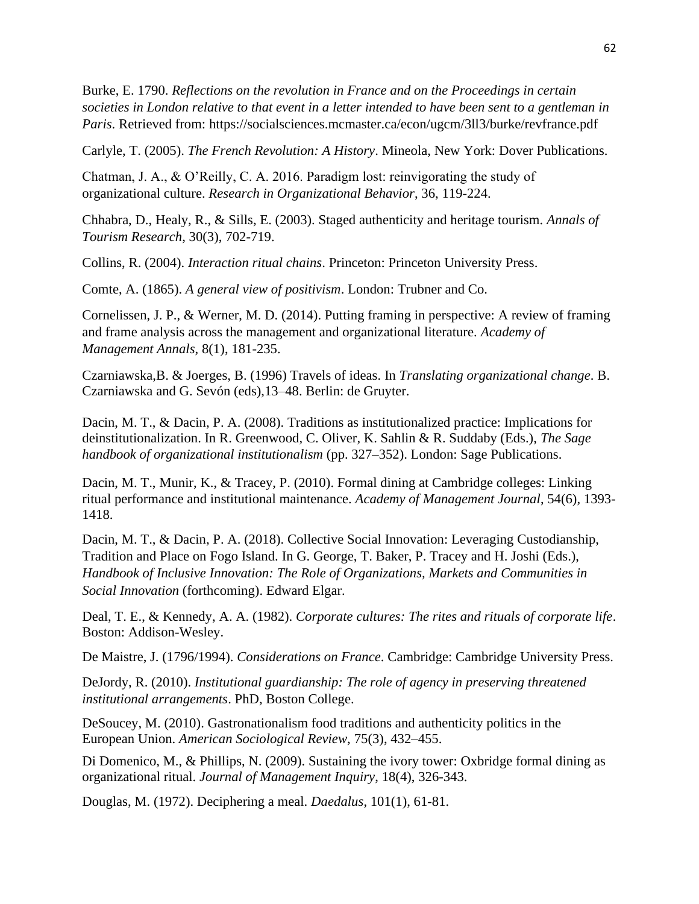Burke, E. 1790. *Reflections on the revolution in France and on the Proceedings in certain societies in London relative to that event in a letter intended to have been sent to a gentleman in Paris*. Retrieved from: https://socialsciences.mcmaster.ca/econ/ugcm/3ll3/burke/revfrance.pdf

Carlyle, T. (2005). *The French Revolution: A History*. Mineola, New York: Dover Publications.

Chatman, J. A., & O'Reilly, C. A. 2016. Paradigm lost: reinvigorating the study of organizational culture. *Research in Organizational Behavior*, 36, 119-224.

Chhabra, D., Healy, R., & Sills, E. (2003). Staged authenticity and heritage tourism. *Annals of Tourism Research*, 30(3), 702-719.

Collins, R. (2004). *Interaction ritual chains*. Princeton: Princeton University Press.

Comte, A. (1865). *A general view of positivism*. London: Trubner and Co.

Cornelissen, J. P., & Werner, M. D. (2014). Putting framing in perspective: A review of framing and frame analysis across the management and organizational literature. *Academy of Management Annals*, 8(1), 181-235.

Czarniawska,B. & Joerges, B. (1996) Travels of ideas. In *Translating organizational change*. B. Czarniawska and G. Sevón (eds),13–48. Berlin: de Gruyter.

Dacin, M. T., & Dacin, P. A. (2008). Traditions as institutionalized practice: Implications for deinstitutionalization. In R. Greenwood, C. Oliver, K. Sahlin & R. Suddaby (Eds.), *The Sage handbook of organizational institutionalism* (pp. 327–352). London: Sage Publications.

Dacin, M. T., Munir, K., & Tracey, P. (2010). Formal dining at Cambridge colleges: Linking ritual performance and institutional maintenance. *Academy of Management Journal*, 54(6), 1393-1418.

Dacin, M. T., & Dacin, P. A. (2018). Collective Social Innovation: Leveraging Custodianship, Tradition and Place on Fogo Island. In G. George, T. Baker, P. Tracey and H. Joshi (Eds.), *Handbook of Inclusive Innovation: The Role of Organizations, Markets and Communities in Social Innovation* (forthcoming). Edward Elgar.

Deal, T. E., & Kennedy, A. A. (1982). *Corporate cultures: The rites and rituals of corporate life*. Boston: Addison-Wesley.

De Maistre, J. (1796/1994). *Considerations on France*. Cambridge: Cambridge University Press.

DeJordy, R. (2010). *Institutional guardianship: The role of agency in preserving threatened institutional arrangements*. PhD, Boston College.

DeSoucey, M. (2010). Gastronationalism food traditions and authenticity politics in the European Union. *American Sociological Review*, 75(3), 432–455.

Di Domenico, M., & Phillips, N. (2009). Sustaining the ivory tower: Oxbridge formal dining as organizational ritual. *Journal of Management Inquiry*, 18(4), 326-343.

Douglas, M. (1972). Deciphering a meal. *Daedalus*, 101(1), 61-81.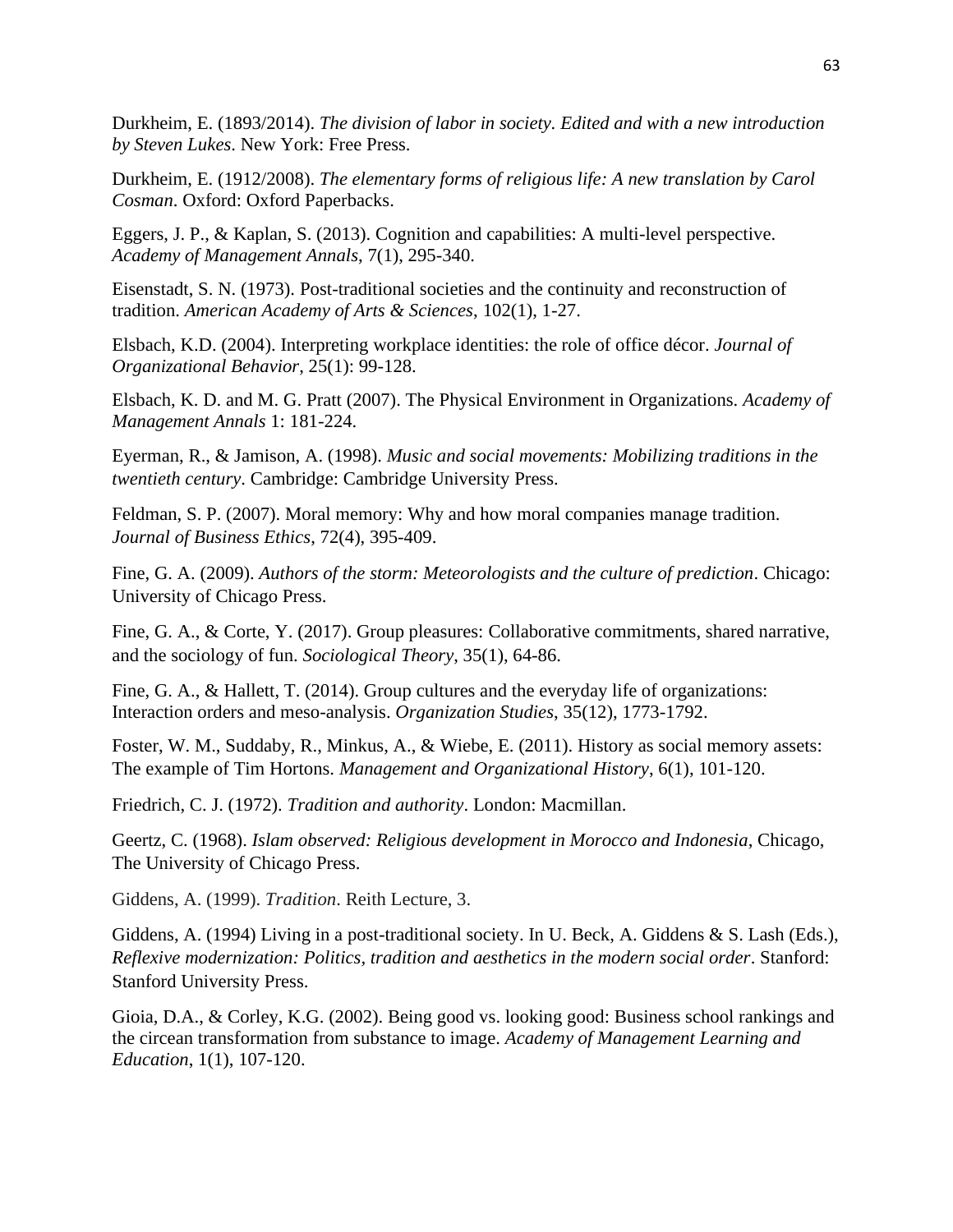Durkheim, E. (1893/2014). *The division of labor in society. Edited and with a new introduction by Steven Lukes*. New York: Free Press.

Durkheim, E. (1912/2008). *The elementary forms of religious life: A new translation by Carol Cosman*. Oxford: Oxford Paperbacks.

Eggers, J. P., & Kaplan, S. (2013). Cognition and capabilities: A multi-level perspective. *Academy of Management Annals*, 7(1), 295-340.

Eisenstadt, S. N. (1973). Post-traditional societies and the continuity and reconstruction of tradition. *American Academy of Arts & Sciences*, 102(1), 1-27.

Elsbach, K.D. (2004). Interpreting workplace identities: the role of office décor. *Journal of Organizational Behavior*, 25(1): 99-128.

Elsbach, K. D. and M. G. Pratt (2007). The Physical Environment in Organizations. *Academy of Management Annals* 1: 181-224.

Eyerman, R., & Jamison, A. (1998). *Music and social movements: Mobilizing traditions in the twentieth century*. Cambridge: Cambridge University Press.

Feldman, S. P. (2007). Moral memory: Why and how moral companies manage tradition. *Journal of Business Ethics*, 72(4), 395-409.

Fine, G. A. (2009). *Authors of the storm: Meteorologists and the culture of prediction*. Chicago: University of Chicago Press.

Fine, G. A., & Corte, Y. (2017). Group pleasures: Collaborative commitments, shared narrative, and the sociology of fun. *Sociological Theory*, 35(1), 64-86.

Fine, G. A., & Hallett, T. (2014). Group cultures and the everyday life of organizations: Interaction orders and meso-analysis. *Organization Studies*, 35(12), 1773-1792.

Foster, W. M., Suddaby, R., Minkus, A., & Wiebe, E. (2011). History as social memory assets: The example of Tim Hortons. *Management and Organizational History*, 6(1), 101-120.

Friedrich, C. J. (1972). *Tradition and authority*. London: Macmillan.

Geertz, C. (1968). *Islam observed: Religious development in Morocco and Indonesia*, Chicago, The University of Chicago Press.

Giddens, A. (1999). *Tradition*. Reith Lecture, 3.

Giddens, A. (1994) Living in a post-traditional society. In U. Beck, A. Giddens & S. Lash (Eds.), *Reflexive modernization: Politics, tradition and aesthetics in the modern social order*. Stanford: Stanford University Press.

Gioia, D.A., & Corley, K.G. (2002). Being good vs. looking good: Business school rankings and the circean transformation from substance to image. *Academy of Management Learning and Education*, 1(1), 107-120.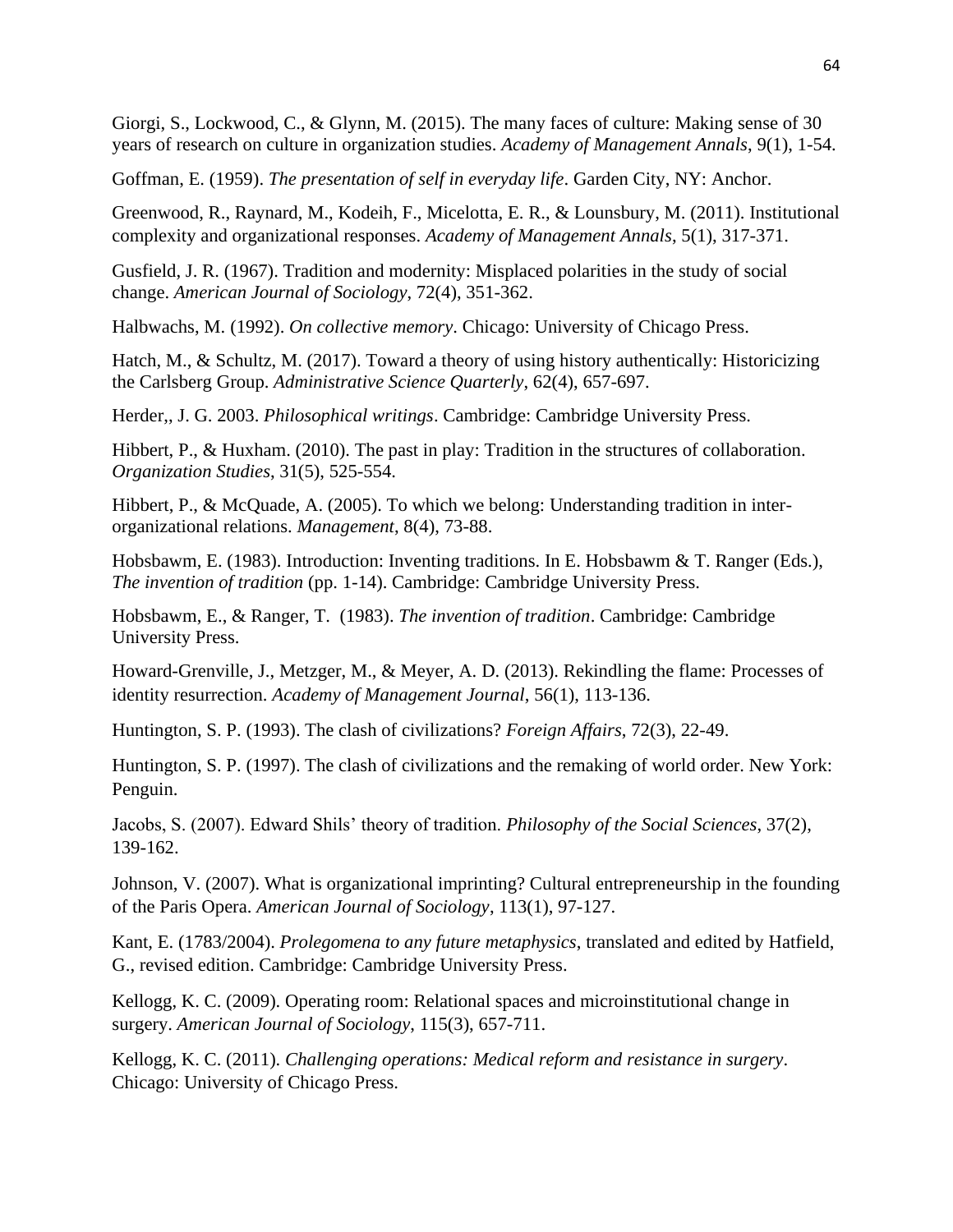Giorgi, S., Lockwood, C., & Glynn, M. (2015). The many faces of culture: Making sense of 30 years of research on culture in organization studies. *Academy of Management Annals*, 9(1), 1-54.

Goffman, E. (1959). *The presentation of self in everyday life*. Garden City, NY: Anchor.

Greenwood, R., Raynard, M., Kodeih, F., Micelotta, E. R., & Lounsbury, M. (2011). Institutional complexity and organizational responses. *Academy of Management Annals*, 5(1), 317-371.

Gusfield, J. R. (1967). Tradition and modernity: Misplaced polarities in the study of social change. *American Journal of Sociology*, 72(4), 351-362.

Halbwachs, M. (1992). *On collective memory*. Chicago: University of Chicago Press.

Hatch, M., & Schultz, M. (2017). Toward a theory of using history authentically: Historicizing the Carlsberg Group. *Administrative Science Quarterly*, 62(4), 657-697.

Herder,, J. G. 2003. *Philosophical writings*. Cambridge: Cambridge University Press.

Hibbert, P., & Huxham. (2010). The past in play: Tradition in the structures of collaboration. *Organization Studies*, 31(5), 525-554.

Hibbert, P., & McQuade, A. (2005). To which we belong: Understanding tradition in inter-organizational relations. *Management*, 8(4), 73-88.

Hobsbawm, E. (1983). Introduction: Inventing traditions. In E. Hobsbawm & T. Ranger (Eds.), *The invention of tradition* (pp. 1-14). Cambridge: Cambridge University Press.

Hobsbawm, E., & Ranger, T. (1983). *The invention of tradition*. Cambridge: Cambridge University Press.

Howard-Grenville, J., Metzger, M., & Meyer, A. D. (2013). Rekindling the flame: Processes of identity resurrection. *Academy of Management Journal*, 56(1), 113-136.

Huntington, S. P. (1993). The clash of civilizations? *Foreign Affairs*, 72(3), 22-49.

Huntington, S. P. (1997). The clash of civilizations and the remaking of world order. New York: Penguin.

Jacobs, S. (2007). Edward Shils' theory of tradition. *Philosophy of the Social Sciences*, 37(2), 139-162.

Johnson, V. (2007). What is organizational imprinting? Cultural entrepreneurship in the founding of the Paris Opera. *American Journal of Sociology*, 113(1), 97-127.

Kant, E. (1783/2004). *Prolegomena to any future metaphysics*, translated and edited by Hatfield, G., revised edition. Cambridge: Cambridge University Press.

Kellogg, K. C. (2009). Operating room: Relational spaces and microinstitutional change in surgery. *American Journal of Sociology*, 115(3), 657-711.

Kellogg, K. C. (2011). *Challenging operations: Medical reform and resistance in surgery*. Chicago: University of Chicago Press.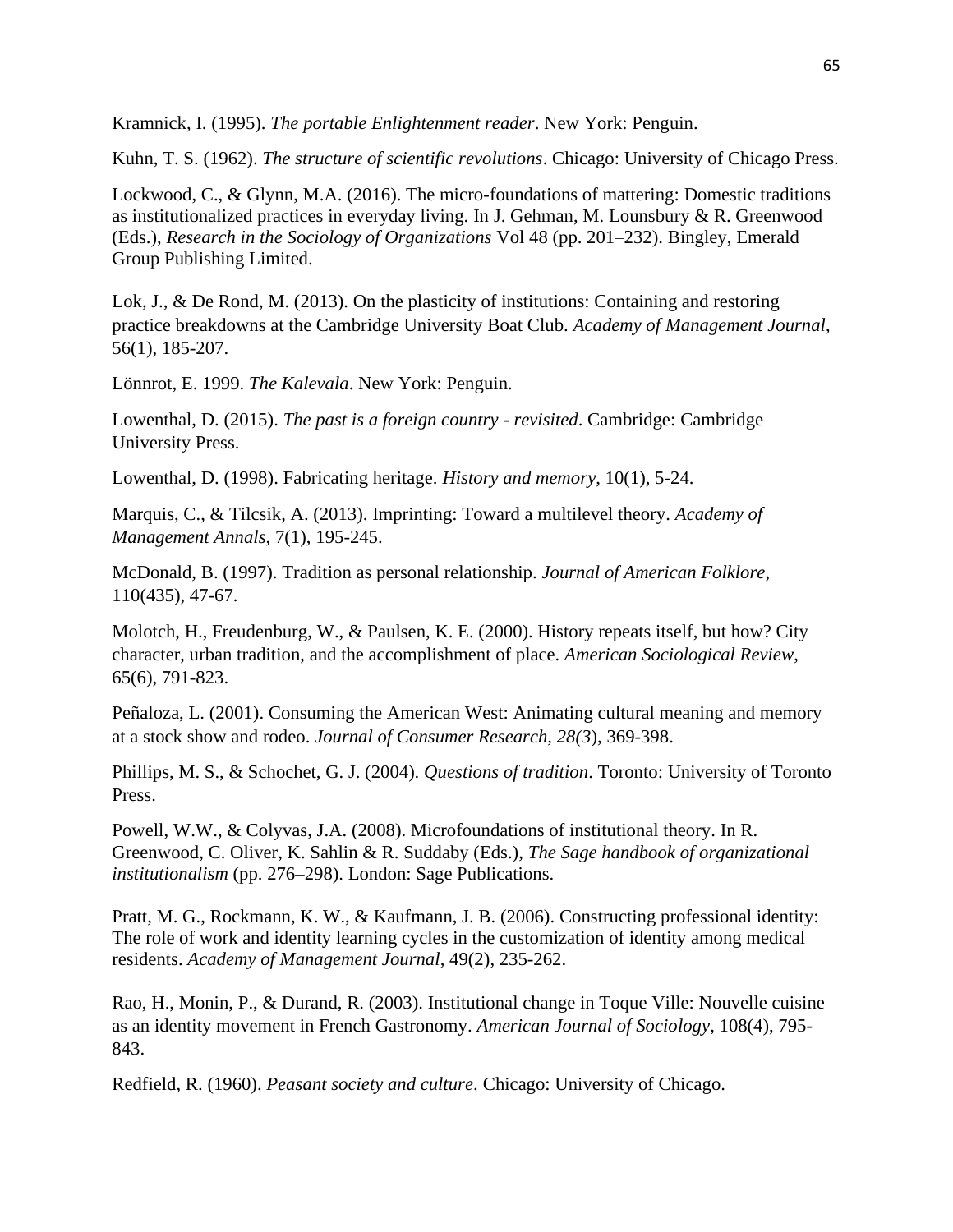Kramnick, I. (1995). *The portable Enlightenment reader*. New York: Penguin.

Kuhn, T. S. (1962). *The structure of scientific revolutions*. Chicago: University of Chicago Press.

Lockwood, C., & Glynn, M.A. (2016). The micro-foundations of mattering: Domestic traditions as institutionalized practices in everyday living. In J. Gehman, M. Lounsbury & R. Greenwood (Eds.), *Research in the Sociology of Organizations* Vol 48 (pp. 201–232). Bingley, Emerald Group Publishing Limited.

Lok, J., & De Rond, M. (2013). On the plasticity of institutions: Containing and restoring practice breakdowns at the Cambridge University Boat Club. *Academy of Management Journal*, 56(1), 185-207.

Lönnrot, E. 1999. *The Kalevala*. New York: Penguin.

Lowenthal, D. (2015). *The past is a foreign country - revisited*. Cambridge: Cambridge University Press.

Lowenthal, D. (1998). Fabricating heritage. *History and memory*, 10(1), 5-24.

Marquis, C., & Tilcsik, A. (2013). Imprinting: Toward a multilevel theory. *Academy of Management Annals*, 7(1), 195-245.

McDonald, B. (1997). Tradition as personal relationship. *Journal of American Folklore*, 110(435), 47-67.

Molotch, H., Freudenburg, W., & Paulsen, K. E. (2000). History repeats itself, but how? City character, urban tradition, and the accomplishment of place. *American Sociological Review*, 65(6), 791-823.

Peñaloza, L. (2001). Consuming the American West: Animating cultural meaning and memory at a stock show and rodeo. *Journal of Consumer Research, 28(3*), 369-398.

Phillips, M. S., & Schochet, G. J. (2004). *Questions of tradition*. Toronto: University of Toronto Press.

Powell, W.W., & Colyvas, J.A. (2008). Microfoundations of institutional theory. In R. Greenwood, C. Oliver, K. Sahlin & R. Suddaby (Eds.), *The Sage handbook of organizational institutionalism* (pp. 276–298). London: Sage Publications.

Pratt, M. G., Rockmann, K. W., & Kaufmann, J. B. (2006). Constructing professional identity: The role of work and identity learning cycles in the customization of identity among medical residents. *Academy of Management Journal*, 49(2), 235-262.

Rao, H., Monin, P., & Durand, R. (2003). Institutional change in Toque Ville: Nouvelle cuisine as an identity movement in French Gastronomy. *American Journal of Sociology*, 108(4), 795-843.

Redfield, R. (1960). *Peasant society and culture*. Chicago: University of Chicago.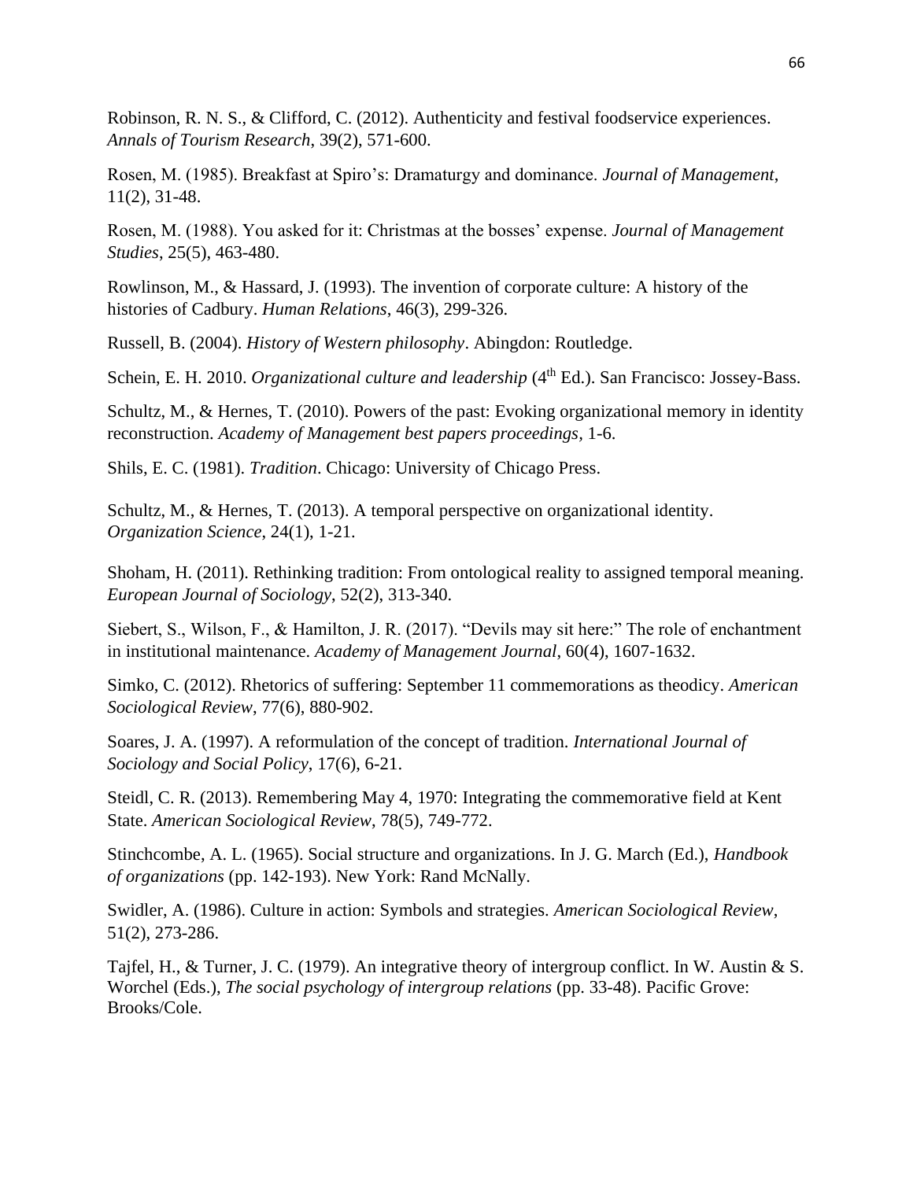Robinson, R. N. S., & Clifford, C. (2012). Authenticity and festival foodservice experiences. *Annals of Tourism Research*, 39(2), 571-600.

Rosen, M. (1985). Breakfast at Spiro's: Dramaturgy and dominance. *Journal of Management*, 11(2), 31-48.

Rosen, M. (1988). You asked for it: Christmas at the bosses' expense. *Journal of Management Studies*, 25(5), 463-480.

Rowlinson, M., & Hassard, J. (1993). The invention of corporate culture: A history of the histories of Cadbury. *Human Relations*, 46(3), 299-326.

Russell, B. (2004). *History of Western philosophy*. Abingdon: Routledge.

Schein, E. H. 2010. *Organizational culture and leadership* (4th Ed.). San Francisco: Jossey-Bass.

Schultz, M., & Hernes, T. (2010). Powers of the past: Evoking organizational memory in identity reconstruction. *Academy of Management best papers proceedings*, 1-6.

Shils, E. C. (1981). *Tradition*. Chicago: University of Chicago Press.

Schultz, M., & Hernes, T. (2013). A temporal perspective on organizational identity. *Organization Science*, 24(1), 1-21.

Shoham, H. (2011). Rethinking tradition: From ontological reality to assigned temporal meaning. *European Journal of Sociology*, 52(2), 313-340.

Siebert, S., Wilson, F., & Hamilton, J. R. (2017). "Devils may sit here:" The role of enchantment in institutional maintenance. *Academy of Management Journal*, 60(4), 1607-1632.

Simko, C. (2012). Rhetorics of suffering: September 11 commemorations as theodicy. *American Sociological Review*, 77(6), 880-902.

Soares, J. A. (1997). A reformulation of the concept of tradition. *International Journal of Sociology and Social Policy*, 17(6), 6-21.

Steidl, C. R. (2013). Remembering May 4, 1970: Integrating the commemorative field at Kent State. *American Sociological Review*, 78(5), 749-772.

Stinchcombe, A. L. (1965). Social structure and organizations. In J. G. March (Ed.), *Handbook of organizations* (pp. 142-193). New York: Rand McNally.

Swidler, A. (1986). Culture in action: Symbols and strategies. *American Sociological Review*, 51(2), 273-286.

Tajfel, H., & Turner, J. C. (1979). An integrative theory of intergroup conflict. In W. Austin & S. Worchel (Eds.), *The social psychology of intergroup relations* (pp. 33-48). Pacific Grove: Brooks/Cole.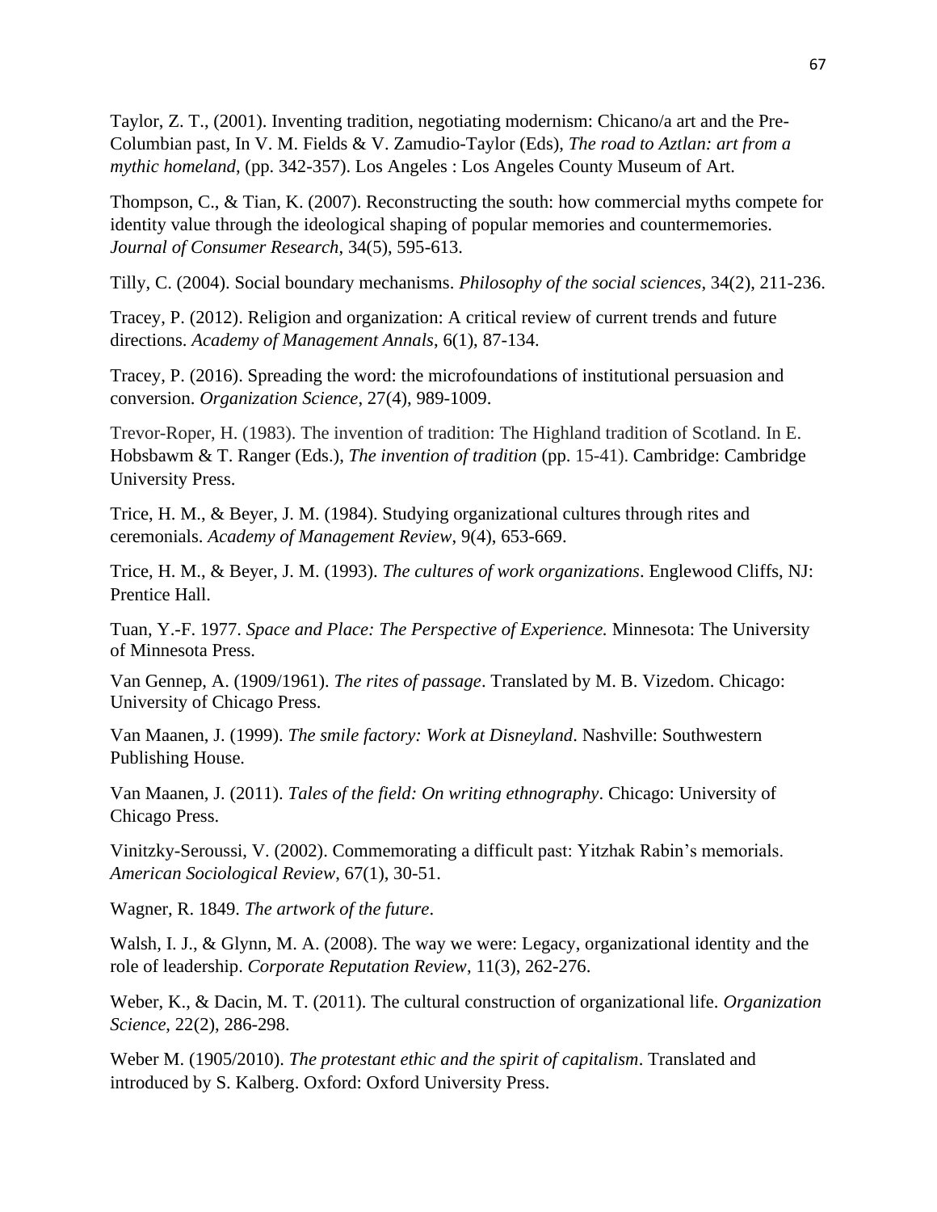Taylor, Z. T., (2001). Inventing tradition, negotiating modernism: Chicano/a art and the Pre-Columbian past, In V. M. Fields & V. Zamudio-Taylor (Eds), *The road to Aztlan: art from a mythic homeland*, (pp. 342-357). Los Angeles : Los Angeles County Museum of Art.

Thompson, C., & Tian, K. (2007). Reconstructing the south: how commercial myths compete for identity value through the ideological shaping of popular memories and countermemories. *Journal of Consumer Research*, 34(5), 595-613.

Tilly, C. (2004). Social boundary mechanisms. *Philosophy of the social sciences*, 34(2), 211-236.

Tracey, P. (2012). Religion and organization: A critical review of current trends and future directions. *Academy of Management Annals*, 6(1), 87-134.

Tracey, P. (2016). Spreading the word: the microfoundations of institutional persuasion and conversion. *Organization Science*, 27(4), 989-1009.

Trevor-Roper, H. (1983). The invention of tradition: The Highland tradition of Scotland. In E. Hobsbawm & T. Ranger (Eds.), *The invention of tradition* (pp. 15-41). Cambridge: Cambridge University Press.

Trice, H. M., & Beyer, J. M. (1984). Studying organizational cultures through rites and ceremonials. *Academy of Management Review*, 9(4), 653-669.

Trice, H. M., & Beyer, J. M. (1993). *The cultures of work organizations*. Englewood Cliffs, NJ: Prentice Hall.

Tuan, Y.-F. 1977. *Space and Place: The Perspective of Experience.* Minnesota: The University of Minnesota Press.

Van Gennep, A. (1909/1961). *The rites of passage*. Translated by M. B. Vizedom. Chicago: University of Chicago Press.

Van Maanen, J. (1999). *The smile factory: Work at Disneyland*. Nashville: Southwestern Publishing House.

Van Maanen, J. (2011). *Tales of the field: On writing ethnography*. Chicago: University of Chicago Press.

Vinitzky-Seroussi, V. (2002). Commemorating a difficult past: Yitzhak Rabin's memorials. *American Sociological Review*, 67(1), 30-51.

Wagner, R. 1849. *The artwork of the future*.

Walsh, I. J., & Glynn, M. A. (2008). The way we were: Legacy, organizational identity and the role of leadership. *Corporate Reputation Review*, 11(3), 262-276.

Weber, K., & Dacin, M. T. (2011). The cultural construction of organizational life. *Organization Science*, 22(2), 286-298.

Weber M. (1905/2010). *The protestant ethic and the spirit of capitalism*. Translated and introduced by S. Kalberg. Oxford: Oxford University Press.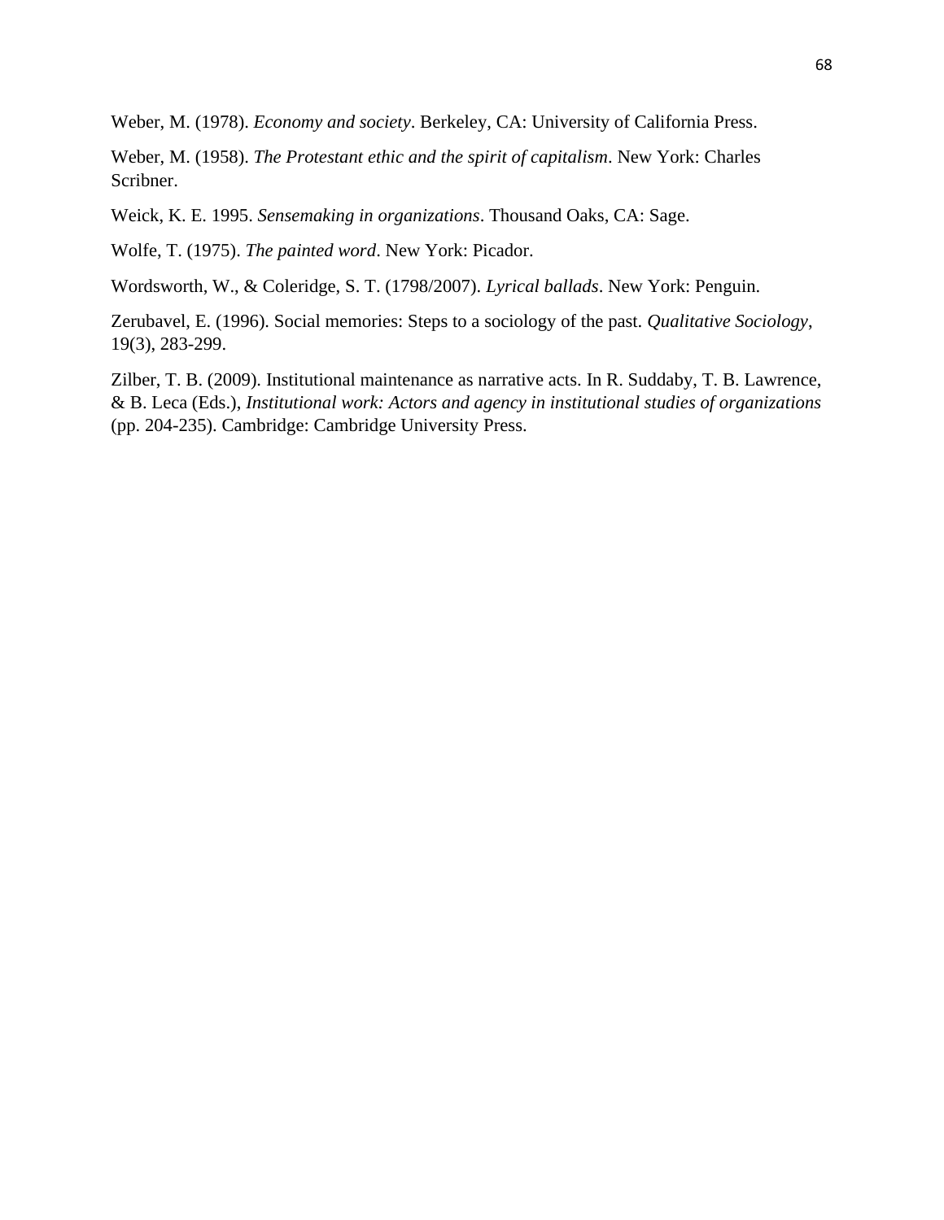Weber, M. (1978). *Economy and society*. Berkeley, CA: University of California Press.

Weber, M. (1958). *The Protestant ethic and the spirit of capitalism*. New York: Charles Scribner.

Weick, K. E. 1995. *Sensemaking in organizations*. Thousand Oaks, CA: Sage.

Wolfe, T. (1975). *The painted word*. New York: Picador.

Wordsworth, W., & Coleridge, S. T. (1798/2007). *Lyrical ballads*. New York: Penguin.

Zerubavel, E. (1996). Social memories: Steps to a sociology of the past. *Qualitative Sociology*, 19(3), 283-299.

Zilber, T. B. (2009). Institutional maintenance as narrative acts. In R. Suddaby, T. B. Lawrence, & B. Leca (Eds.), *Institutional work: Actors and agency in institutional studies of organizations* (pp. 204-235). Cambridge: Cambridge University Press.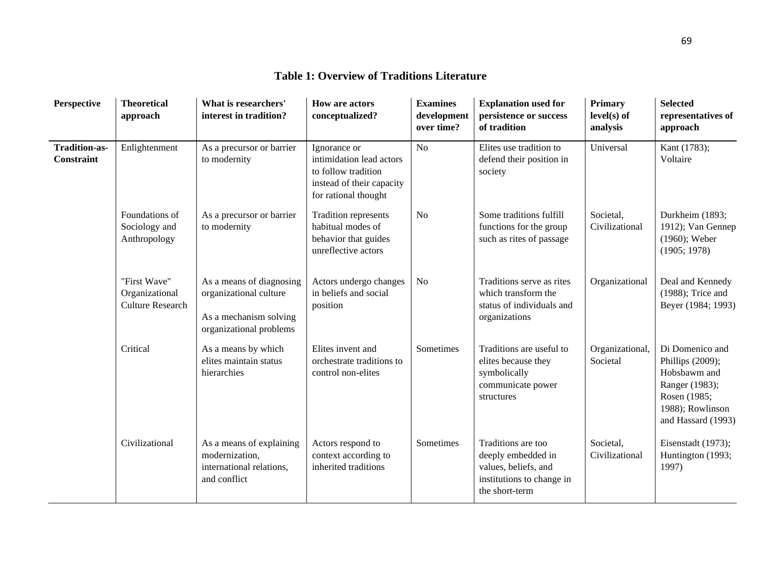**Table 1: Overview of Traditions Literature**

| Perspective | Theoretical approach | What is researchers' interest in tradition? | How are actors conceptualized? | Examines development over time? | Explanation used for persistence or success of tradition | Primary level(s) of analysis | Selected representatives of approach |
|---|---|---|---|---|---|---|---|
| **Tradition-as-Constraint** | Enlightenment | As a precursor or barrier to modernity | Ignorance or intimidation lead actors to follow tradition instead of their capacity for rational thought | No | Elites use tradition to defend their position in society | Universal | Kant (1783); Voltaire |
| | Foundations of Sociology and Anthropology | As a precursor or barrier to modernity | Tradition represents habitual modes of behavior that guides unreflective actors | No | Some traditions fulfill functions for the group such as rites of passage | Societal, Civilizational | Durkheim (1893; 1912); Van Gennep (1960); Weber (1905; 1978) |
| | "First Wave" Organizational Culture Research | As a means of diagnosing organizational culture<br><br>As a mechanism solving organizational problems | Actors undergo changes in beliefs and social position | No | Traditions serve as rites which transform the status of individuals and organizations | Organizational | Deal and Kennedy (1988); Trice and Beyer (1984; 1993) |
| | Critical | As a means by which elites maintain status hierarchies | Elites invent and orchestrate traditions to control non-elites | Sometimes | Traditions are useful to elites because they symbolically communicate power structures | Organizational, Societal | Di Domenico and Phillips (2009); Hobsbawm and Ranger (1983); Rosen (1985; 1988); Rowlinson and Hassard (1993) |
| | Civilizational | As a means of explaining modernization, international relations, and conflict | Actors respond to context according to inherited traditions | Sometimes | Traditions are too deeply embedded in values, beliefs, and institutions to change in the short-term | Societal, Civilizational | Eisenstadt (1973); Huntington (1993; 1997) |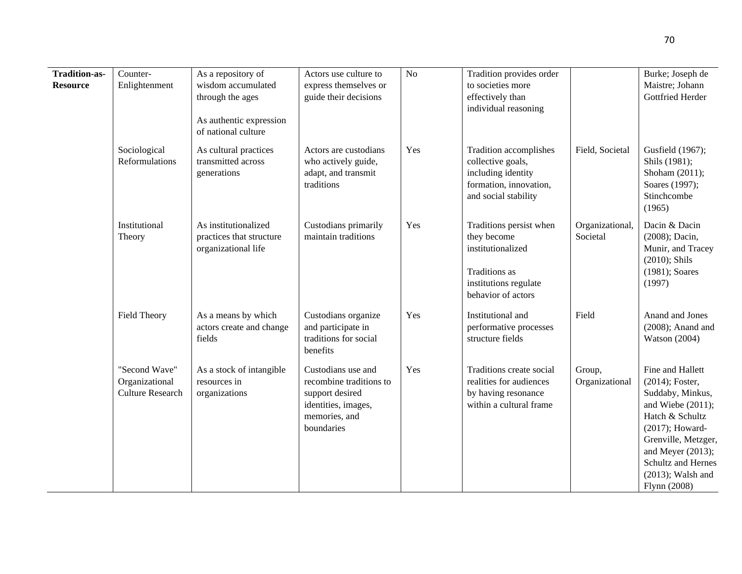| | | | | | | | |
|---|---|---|---|---|---|---|---|
| **Tradition-as-Resource** | Counter-Enlightenment | As a repository of wisdom accumulated through the ages<br><br>As authentic expression of national culture | Actors use culture to express themselves or guide their decisions | No | Tradition provides order to societies more effectively than individual reasoning | | Burke; Joseph de Maistre; Johann Gottfried Herder |
| | Sociological Reformulations | As cultural practices transmitted across generations | Actors are custodians who actively guide, adapt, and transmit traditions | Yes | Tradition accomplishes collective goals, including identity formation, innovation, and social stability | Field, Societal | Gusfield (1967); Shils (1981); Shoham (2011); Soares (1997); Stinchcombe (1965) |
| | Institutional Theory | As institutionalized practices that structure organizational life | Custodians primarily maintain traditions | Yes | Traditions persist when they become institutionalized<br><br>Traditions as institutions regulate behavior of actors | Organizational, Societal | Dacin & Dacin (2008); Dacin, Munir, and Tracey (2010); Shils (1981); Soares (1997) |
| | Field Theory | As a means by which actors create and change fields | Custodians organize and participate in traditions for social benefits | Yes | Institutional and performative processes structure fields | Field | Anand and Jones (2008); Anand and Watson (2004) |
| | "Second Wave" Organizational Culture Research | As a stock of intangible resources in organizations | Custodians use and recombine traditions to support desired identities, images, memories, and boundaries | Yes | Traditions create social realities for audiences by having resonance within a cultural frame | Group, Organizational | Fine and Hallett (2014); Foster, Suddaby, Minkus, and Wiebe (2011); Hatch & Schultz (2017); Howard-Grenville, Metzger, and Meyer (2013); Schultz and Hernes (2013); Walsh and Flynn (2008) |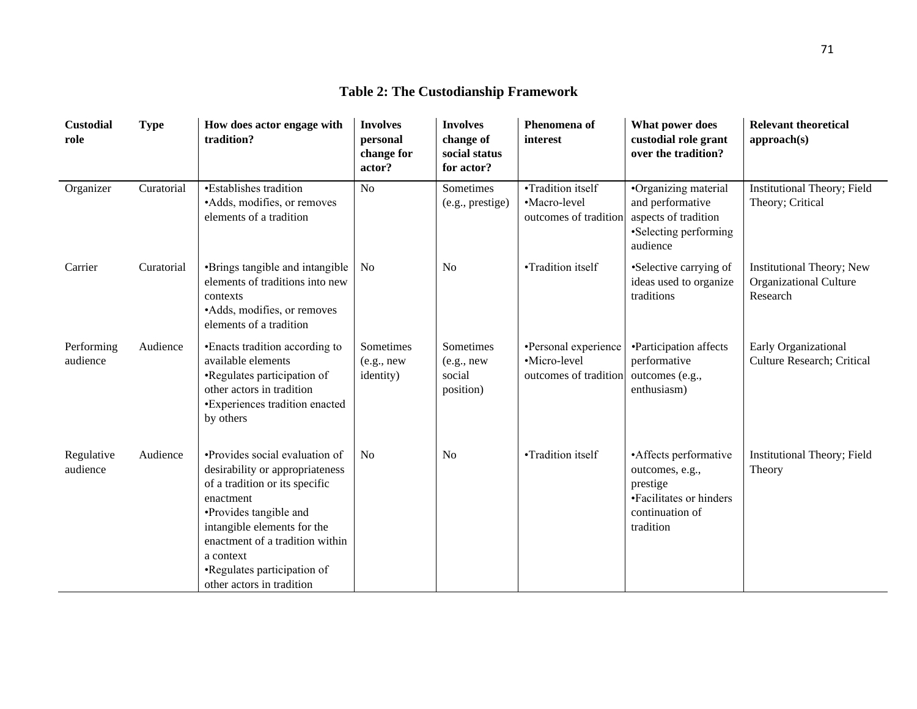## Table 2: The Custodianship Framework

| Custodial role | Type | How does actor engage with tradition? | Involves personal change for actor? | Involves change of social status for actor? | Phenomena of interest | What power does custodial role grant over the tradition? | Relevant theoretical approach(s) |
|---|---|---|---|---|---|---|---|
| Organizer | Curatorial | •Establishes tradition<br>•Adds, modifies, or removes elements of a tradition | No | Sometimes (e.g., prestige) | •Tradition itself<br>•Macro-level outcomes of tradition | •Organizing material and performative aspects of tradition<br>•Selecting performing audience | Institutional Theory; Field Theory; Critical |
| Carrier | Curatorial | •Brings tangible and intangible elements of traditions into new contexts<br>•Adds, modifies, or removes elements of a tradition | No | No | •Tradition itself | •Selective carrying of ideas used to organize traditions | Institutional Theory; New Organizational Culture Research |
| Performing audience | Audience | •Enacts tradition according to available elements<br>•Regulates participation of other actors in tradition<br>•Experiences tradition enacted by others | Sometimes (e.g., new identity) | Sometimes (e.g., new social position) | •Personal experience<br>•Micro-level outcomes of tradition | •Participation affects performative outcomes (e.g., enthusiasm) | Early Organizational Culture Research; Critical |
| Regulative audience | Audience | •Provides social evaluation of desirability or appropriateness of a tradition or its specific enactment<br>•Provides tangible and intangible elements for the enactment of a tradition within a context<br>•Regulates participation of other actors in tradition | No | No | •Tradition itself | •Affects performative outcomes, e.g., prestige<br>•Facilitates or hinders continuation of tradition | Institutional Theory; Field Theory |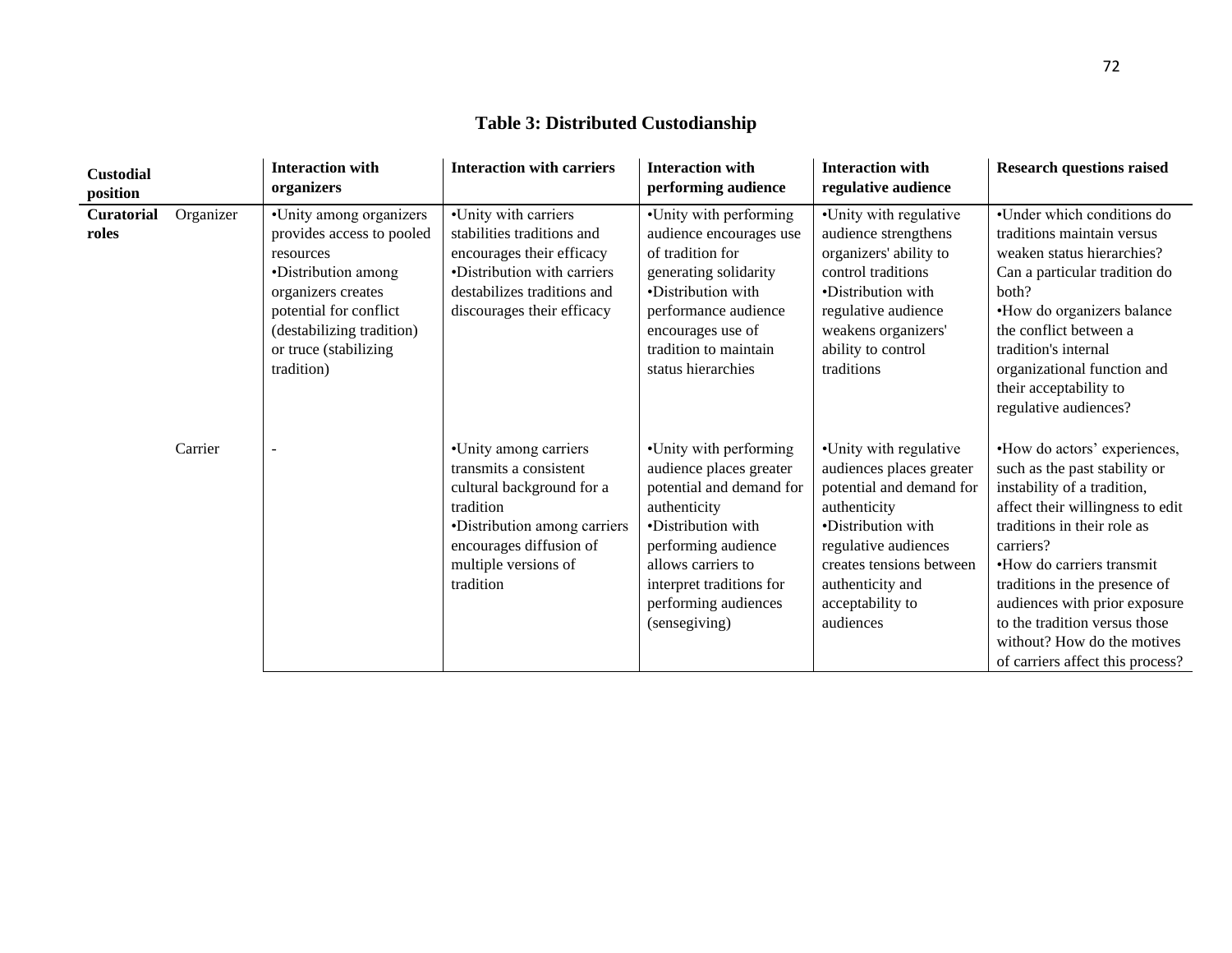## Table 3: Distributed Custodianship

| Custodial position | | Interaction with organizers | Interaction with carriers | Interaction with performing audience | Interaction with regulative audience | Research questions raised |
|---|---|---|---|---|---|---|
| **Curatorial roles** | Organizer | •Unity among organizers provides access to pooled resources •Distribution among organizers creates potential for conflict (destabilizing tradition) or truce (stabilizing tradition) | •Unity with carriers stabilities traditions and encourages their efficacy •Distribution with carriers destabilizes traditions and discourages their efficacy | •Unity with performing audience encourages use of tradition for generating solidarity •Distribution with performance audience encourages use of tradition to maintain status hierarchies | •Unity with regulative audience strengthens organizers' ability to control traditions •Distribution with regulative audience weakens organizers' ability to control traditions | •Under which conditions do traditions maintain versus weaken status hierarchies? Can a particular tradition do both? •How do organizers balance the conflict between a tradition's internal organizational function and their acceptability to regulative audiences? |
| | Carrier | - | •Unity among carriers transmits a consistent cultural background for a tradition •Distribution among carriers encourages diffusion of multiple versions of tradition | •Unity with performing audience places greater potential and demand for authenticity •Distribution with performing audience allows carriers to interpret traditions for performing audiences (sensegiving) | •Unity with regulative audiences places greater potential and demand for authenticity •Distribution with regulative audiences creates tensions between authenticity and acceptability to audiences | •How do actors' experiences, such as the past stability or instability of a tradition, affect their willingness to edit traditions in their role as carriers? •How do carriers transmit traditions in the presence of audiences with prior exposure to the tradition versus those without? How do the motives of carriers affect this process? |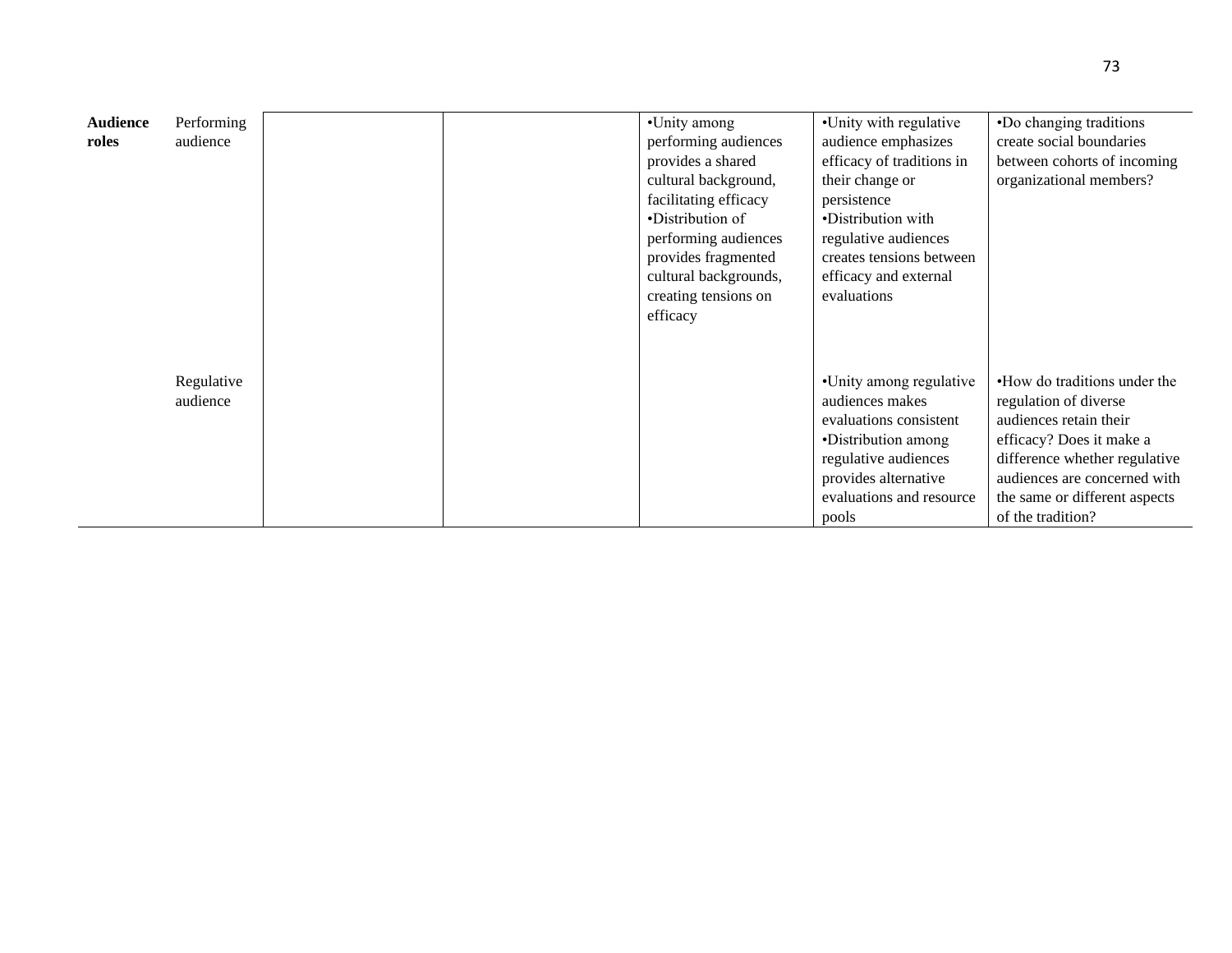| | | | | | | |
|---|---|---|---|---|---|---|
| **Audience roles** | Performing audience | | | •Unity among performing audiences provides a shared cultural background, facilitating efficacy •Distribution of performing audiences provides fragmented cultural backgrounds, creating tensions on efficacy | •Unity with regulative audience emphasizes efficacy of traditions in their change or persistence •Distribution with regulative audiences creates tensions between efficacy and external evaluations | •Do changing traditions create social boundaries between cohorts of incoming organizational members? |
| | Regulative audience | | | | •Unity among regulative audiences makes evaluations consistent •Distribution among regulative audiences provides alternative evaluations and resource pools | •How do traditions under the regulation of diverse audiences retain their efficacy? Does it make a difference whether regulative audiences are concerned with the same or different aspects of the tradition? |